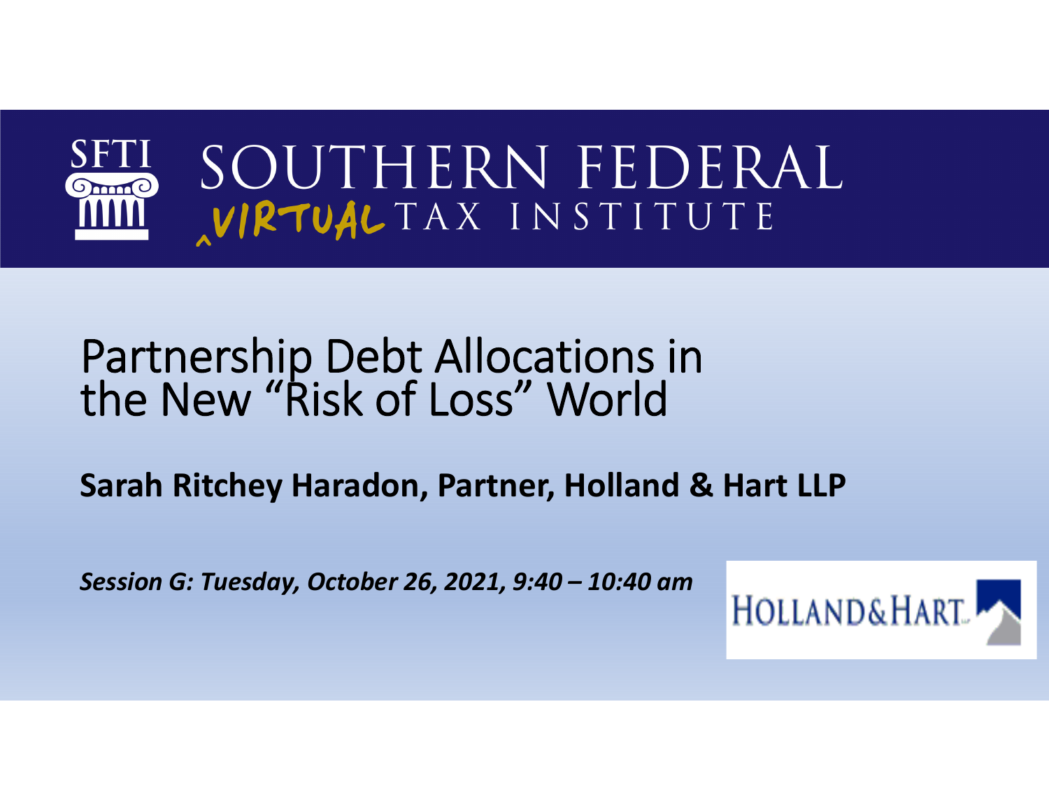SFTI

# SOUTHERN FEDERAL VIRTUAL TAX INSTITUTE

# Partnership Debt Allocations in the New "Risk of Loss" World

**Sarah Ritchey Haradon, Partner, Holland & Hart LLP**

***Session G: Tuesday, October 26, 2021, 9:40 – 10:40 am***

HOLLAND&HART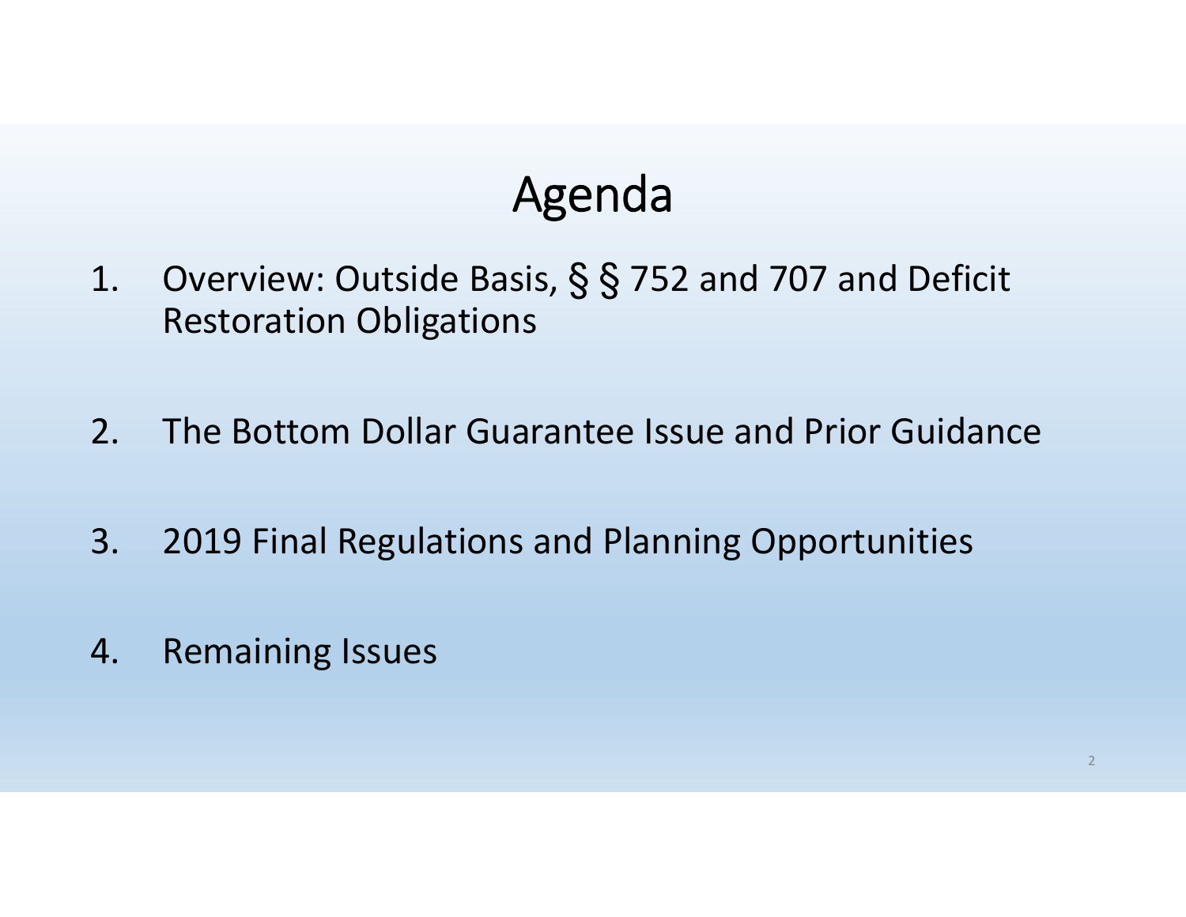# Agenda

1. Overview: Outside Basis, § § 752 and 707 and Deficit Restoration Obligations

2. The Bottom Dollar Guarantee Issue and Prior Guidance

3. 2019 Final Regulations and Planning Opportunities

4. Remaining Issues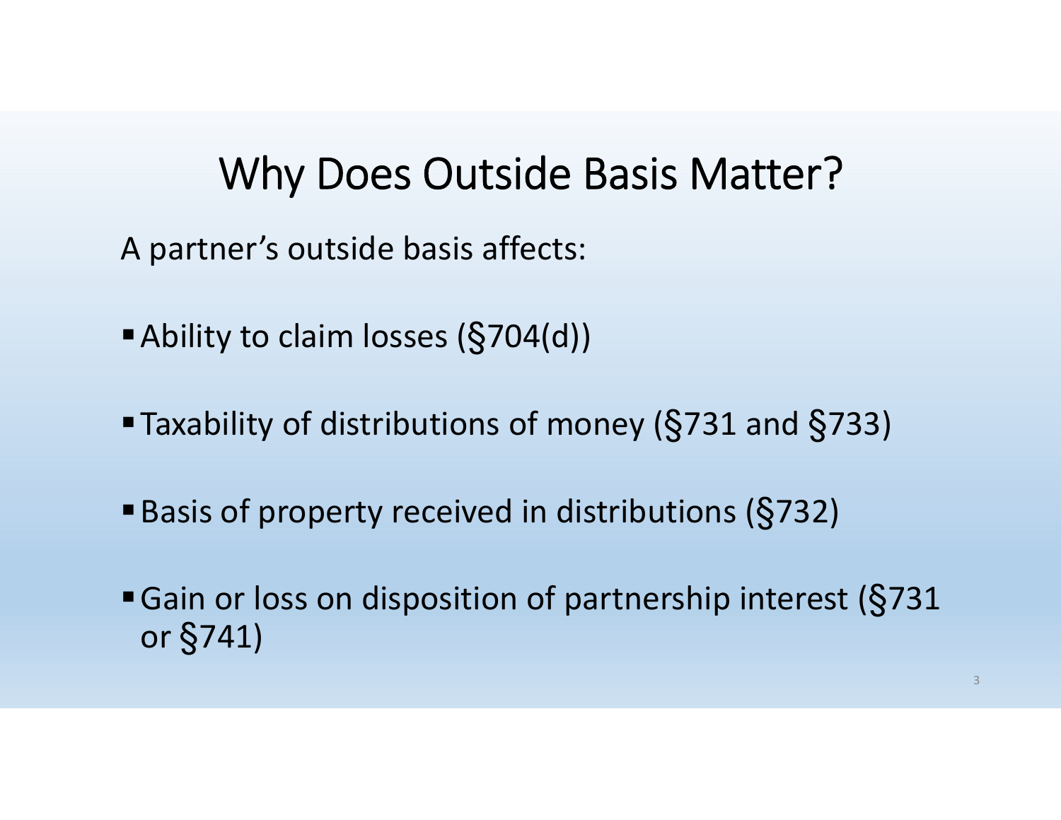# Why Does Outside Basis Matter?

A partner's outside basis affects:

- Ability to claim losses (§704(d))
- Taxability of distributions of money (§731 and §733)
- Basis of property received in distributions (§732)
- Gain or loss on disposition of partnership interest (§731 or §741)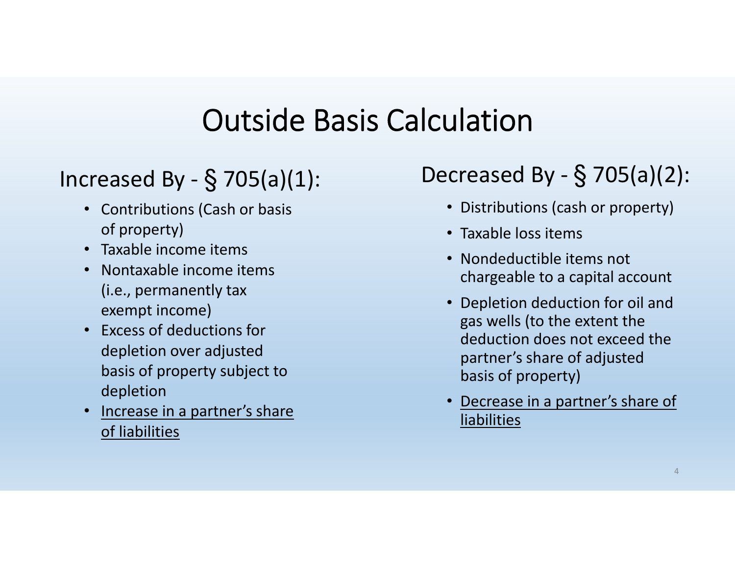# Outside Basis Calculation

## Increased By - § 705(a)(1):

- Contributions (Cash or basis of property)
- Taxable income items
- Nontaxable income items (i.e., permanently tax exempt income)
- Excess of deductions for depletion over adjusted basis of property subject to depletion
- <u>Increase in a partner's share of liabilities</u>

## Decreased By - § 705(a)(2):

- Distributions (cash or property)
- Taxable loss items
- Nondeductible items not chargeable to a capital account
- Depletion deduction for oil and gas wells (to the extent the deduction does not exceed the partner's share of adjusted basis of property)
- <u>Decrease in a partner's share of liabilities</u>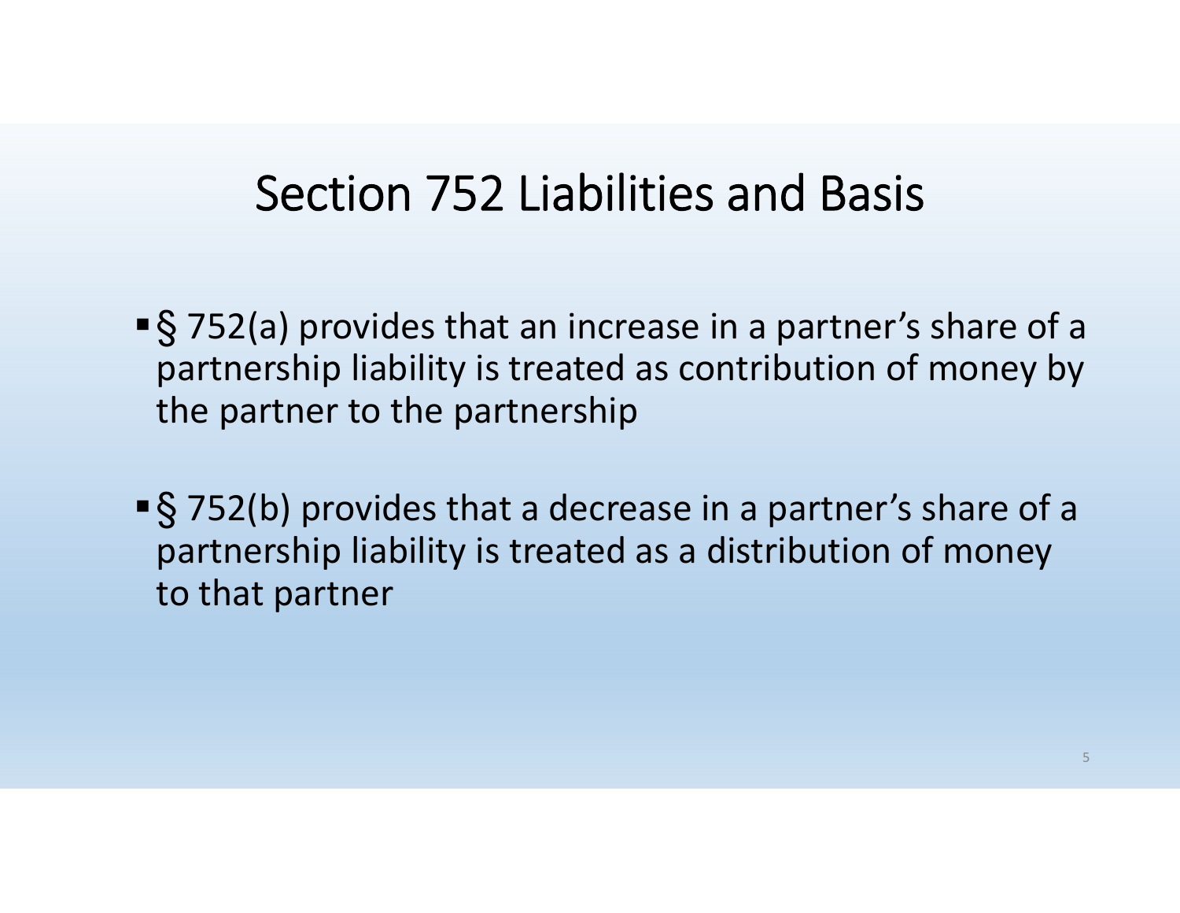# Section 752 Liabilities and Basis

- § 752(a) provides that an increase in a partner's share of a partnership liability is treated as contribution of money by the partner to the partnership
- § 752(b) provides that a decrease in a partner's share of a partnership liability is treated as a distribution of money to that partner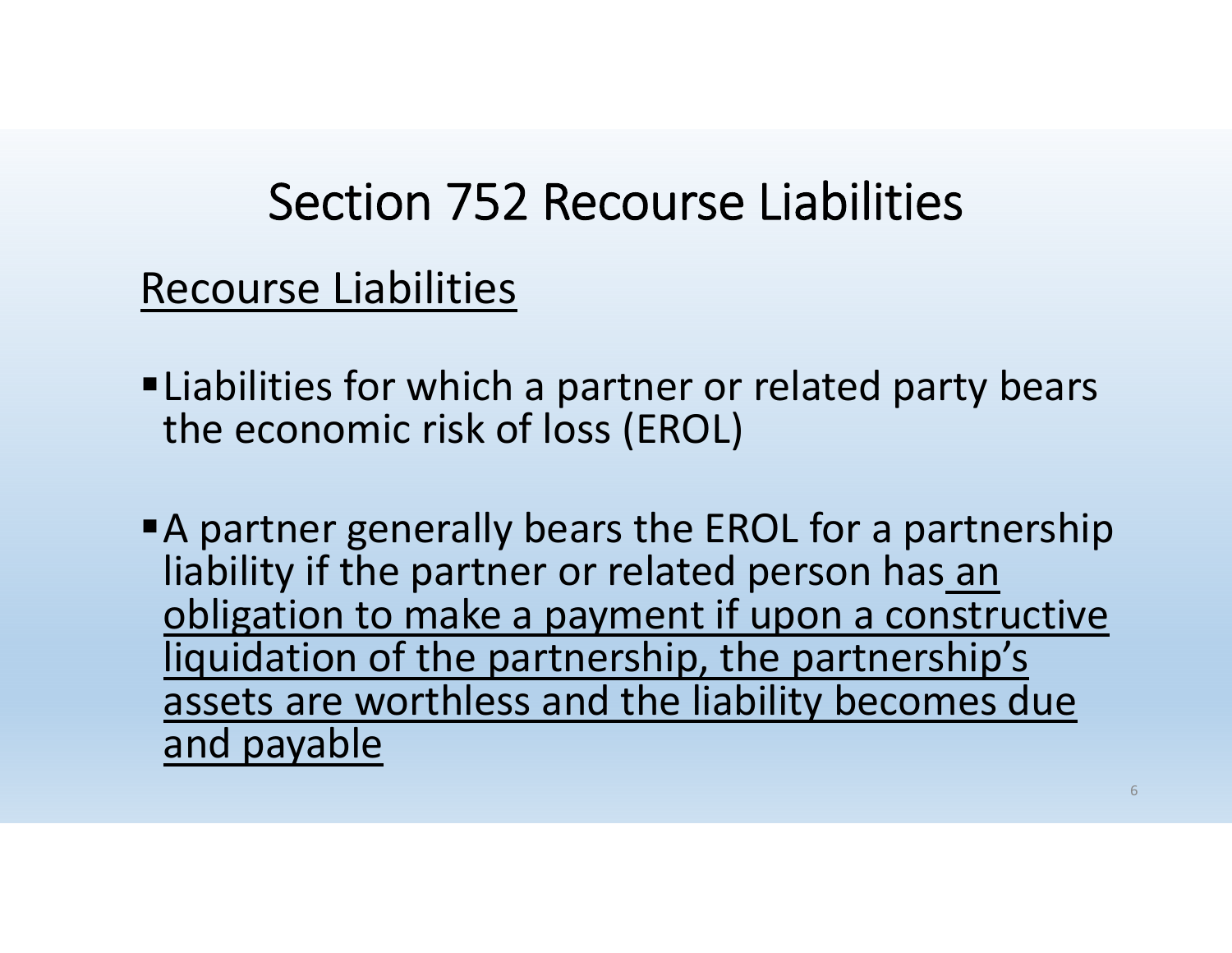# Section 752 Recourse Liabilities

## Recourse Liabilities

- Liabilities for which a partner or related party bears the economic risk of loss (EROL)
- A partner generally bears the EROL for a partnership liability if the partner or related person has an obligation to make a payment if upon a constructive liquidation of the partnership, the partnership's assets are worthless and the liability becomes due and payable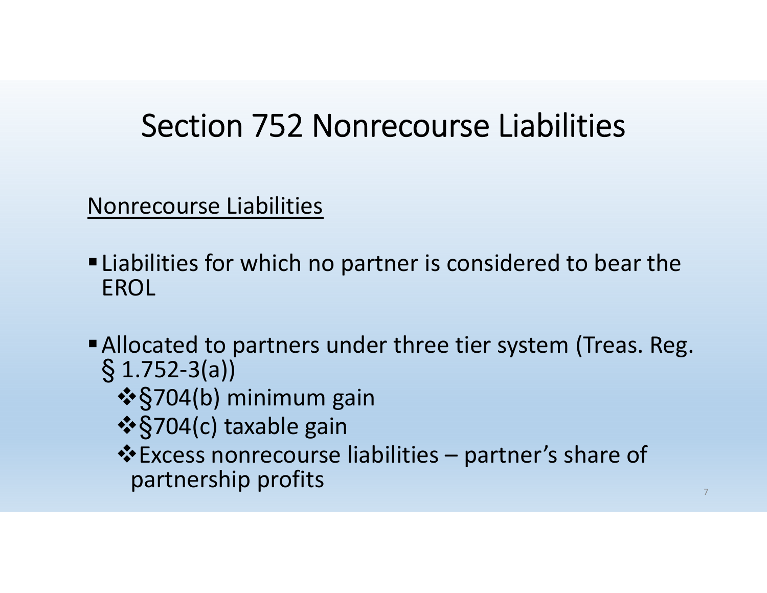# Section 752 Nonrecourse Liabilities

Nonrecourse Liabilities

- Liabilities for which no partner is considered to bear the EROL
- Allocated to partners under three tier system (Treas. Reg. § 1.752-3(a))
  - §704(b) minimum gain
  - §704(c) taxable gain
  - Excess nonrecourse liabilities – partner's share of partnership profits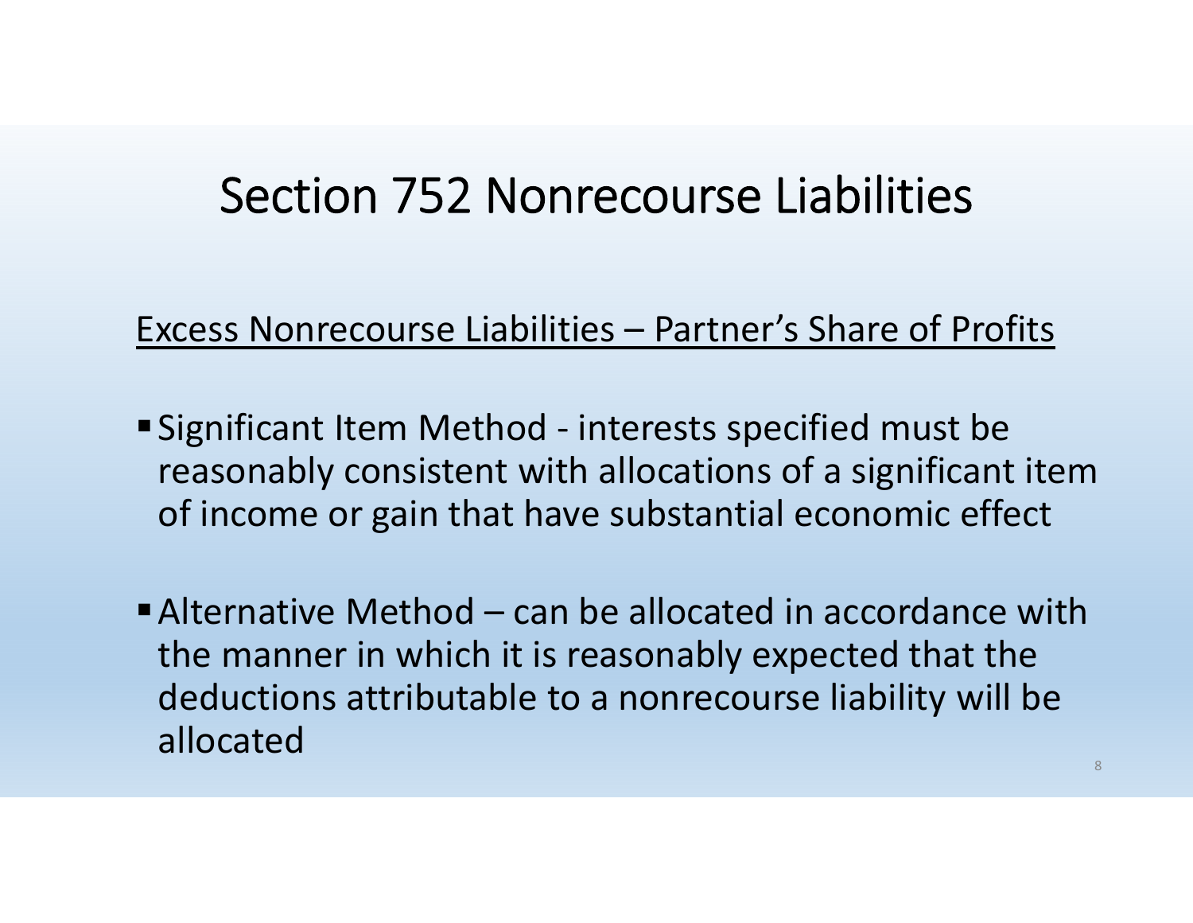# Section 752 Nonrecourse Liabilities

<u>Excess Nonrecourse Liabilities – Partner's Share of Profits</u>

- Significant Item Method - interests specified must be reasonably consistent with allocations of a significant item of income or gain that have substantial economic effect
- Alternative Method – can be allocated in accordance with the manner in which it is reasonably expected that the deductions attributable to a nonrecourse liability will be allocated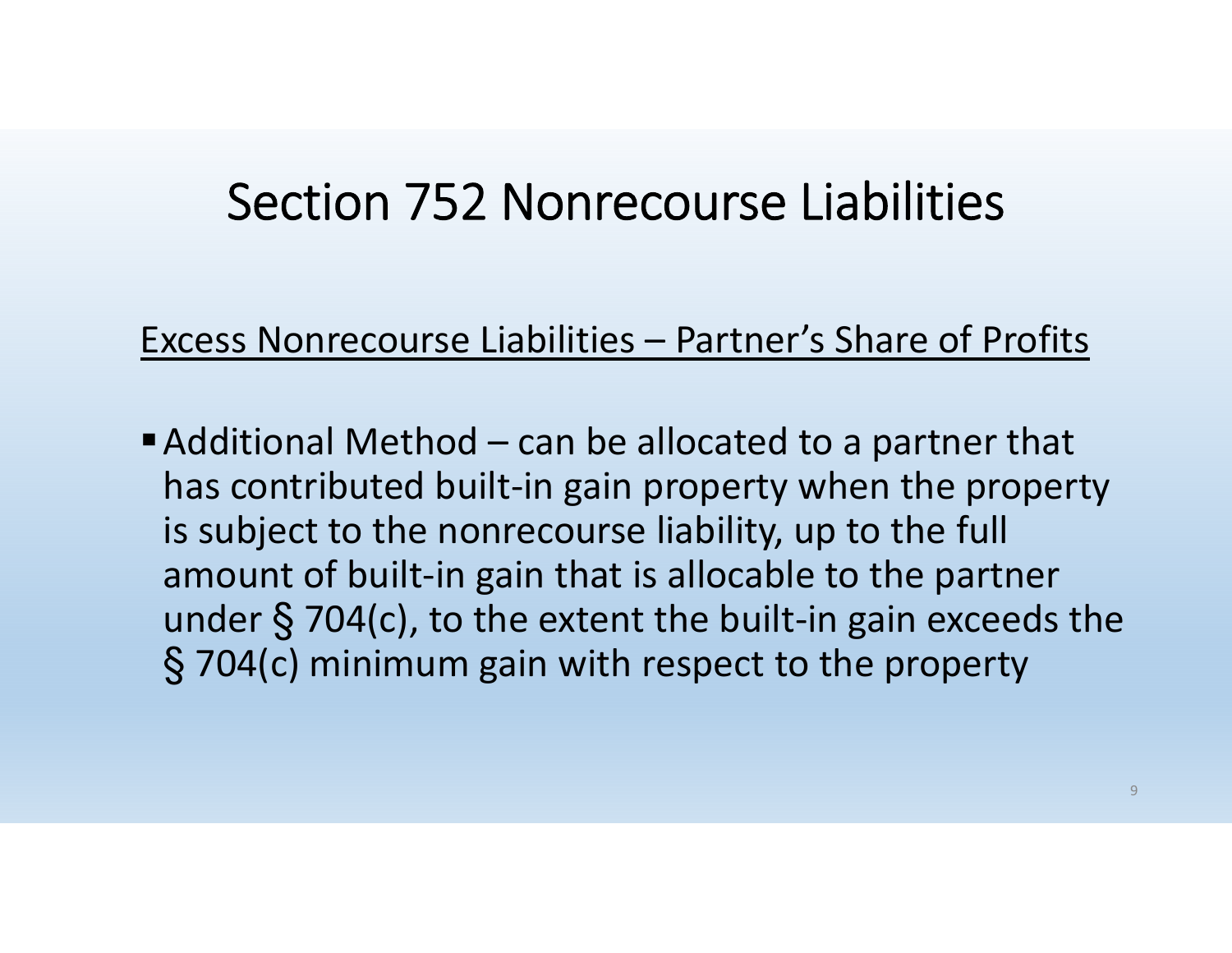# Section 752 Nonrecourse Liabilities

<u>Excess Nonrecourse Liabilities – Partner's Share of Profits</u>

- Additional Method – can be allocated to a partner that has contributed built-in gain property when the property is subject to the nonrecourse liability, up to the full amount of built-in gain that is allocable to the partner under § 704(c), to the extent the built-in gain exceeds the § 704(c) minimum gain with respect to the property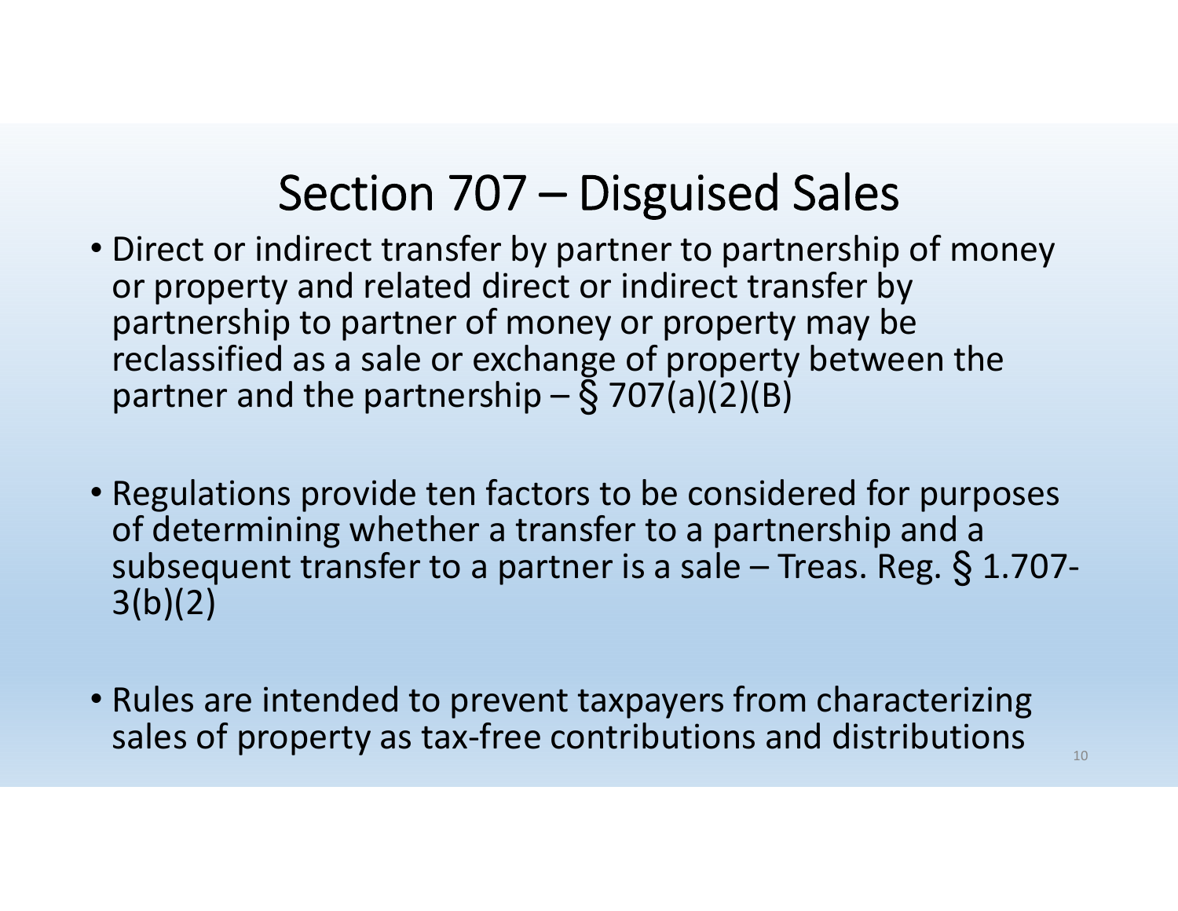# Section 707 – Disguised Sales

- Direct or indirect transfer by partner to partnership of money or property and related direct or indirect transfer by partnership to partner of money or property may be reclassified as a sale or exchange of property between the partner and the partnership – § 707(a)(2)(B)

- Regulations provide ten factors to be considered for purposes of determining whether a transfer to a partnership and a subsequent transfer to a partner is a sale – Treas. Reg. § 1.707-3(b)(2)

- Rules are intended to prevent taxpayers from characterizing sales of property as tax-free contributions and distributions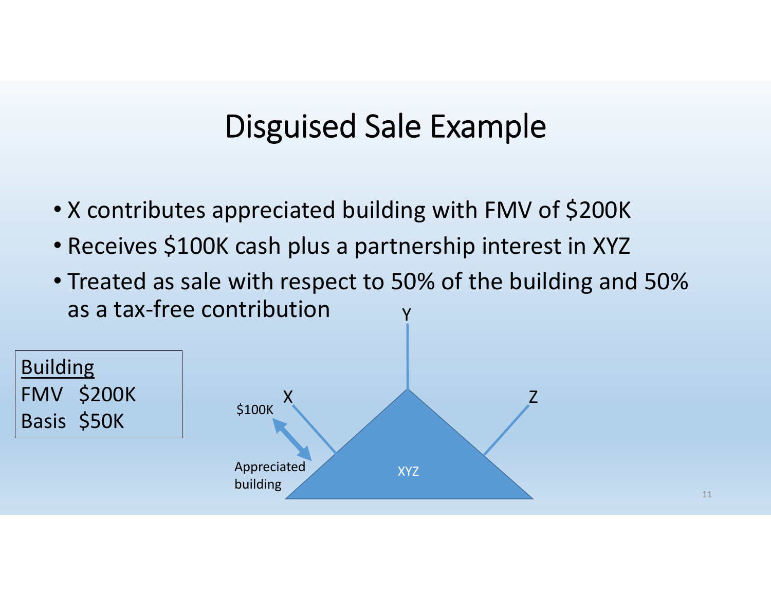# Disguised Sale Example

- X contributes appreciated building with FMV of $200K
- Receives $100K cash plus a partnership interest in XYZ
- Treated as sale with respect to 50% of the building and 50% as a tax-free contribution

**Building**

FMV $200K

Basis $50K

Y

X

Z

$100K

Appreciated building

XYZ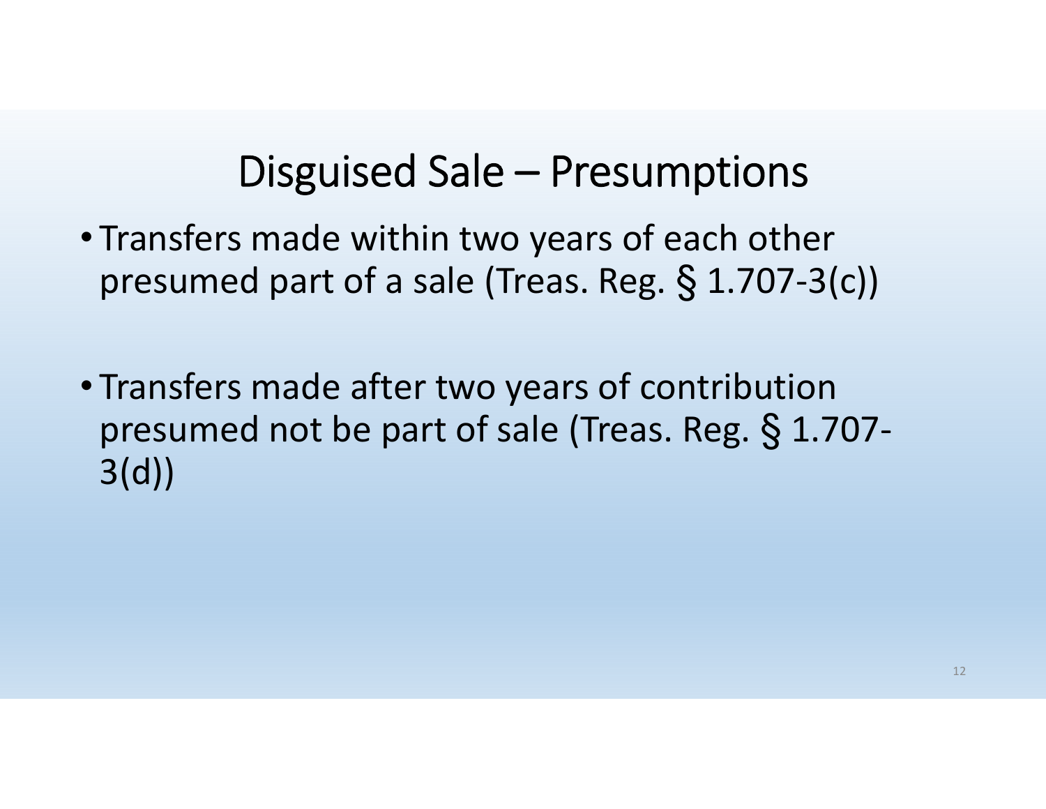# Disguised Sale – Presumptions

- Transfers made within two years of each other presumed part of a sale (Treas. Reg. § 1.707-3(c))

- Transfers made after two years of contribution presumed not be part of sale (Treas. Reg. § 1.707-3(d))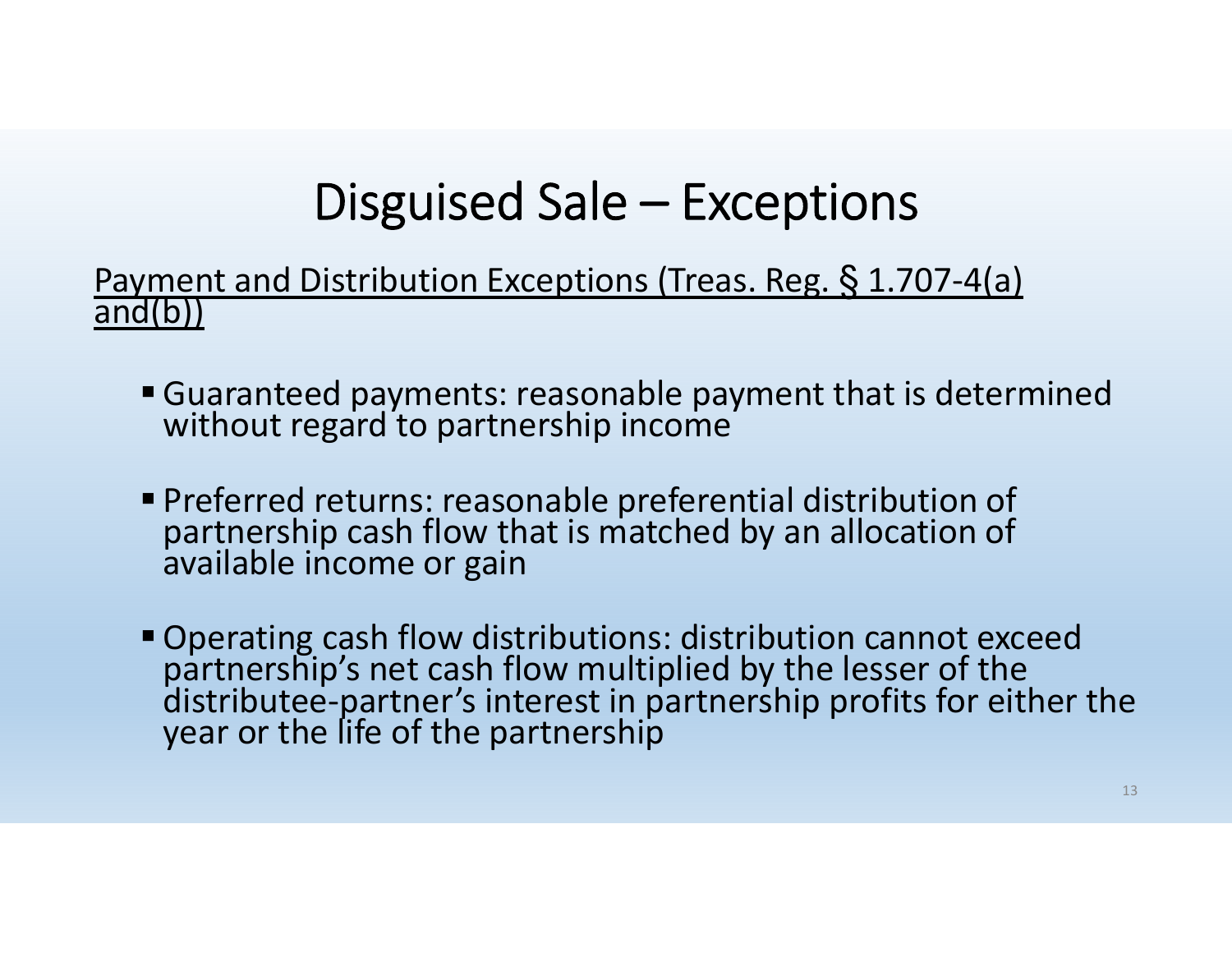# Disguised Sale – Exceptions

Payment and Distribution Exceptions (Treas. Reg. § 1.707-4(a) and(b))

- Guaranteed payments: reasonable payment that is determined without regard to partnership income
- Preferred returns: reasonable preferential distribution of partnership cash flow that is matched by an allocation of available income or gain
- Operating cash flow distributions: distribution cannot exceed partnership's net cash flow multiplied by the lesser of the distributee-partner's interest in partnership profits for either the year or the life of the partnership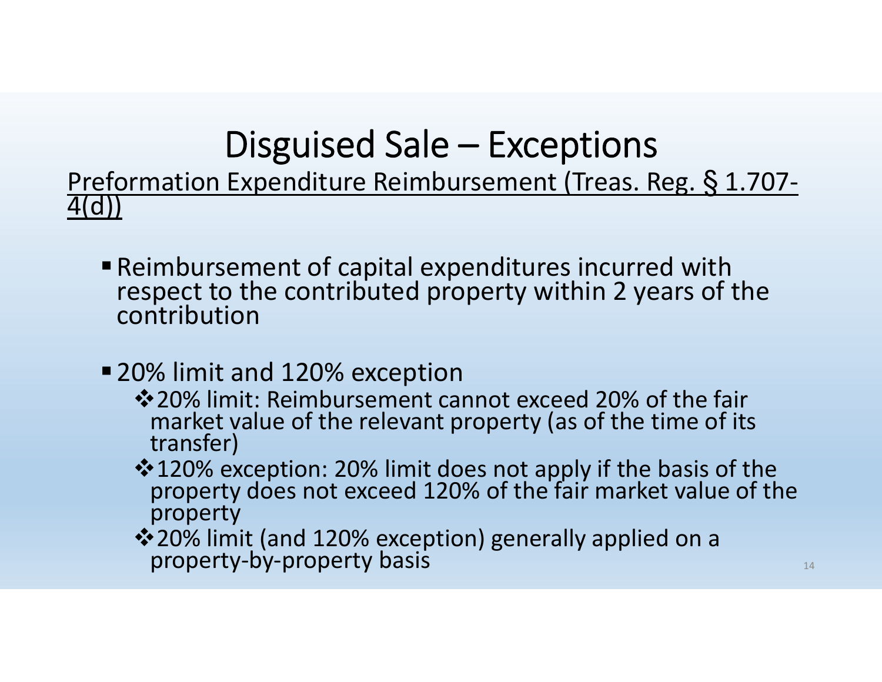# Disguised Sale – Exceptions

<u>Preformation Expenditure Reimbursement (Treas. Reg. § 1.707-4(d))</u>

- Reimbursement of capital expenditures incurred with respect to the contributed property within 2 years of the contribution

- 20% limit and 120% exception
  - ❖20% limit: Reimbursement cannot exceed 20% of the fair market value of the relevant property (as of the time of its transfer)
  - ❖120% exception: 20% limit does not apply if the basis of the property does not exceed 120% of the fair market value of the property
  - ❖20% limit (and 120% exception) generally applied on a property-by-property basis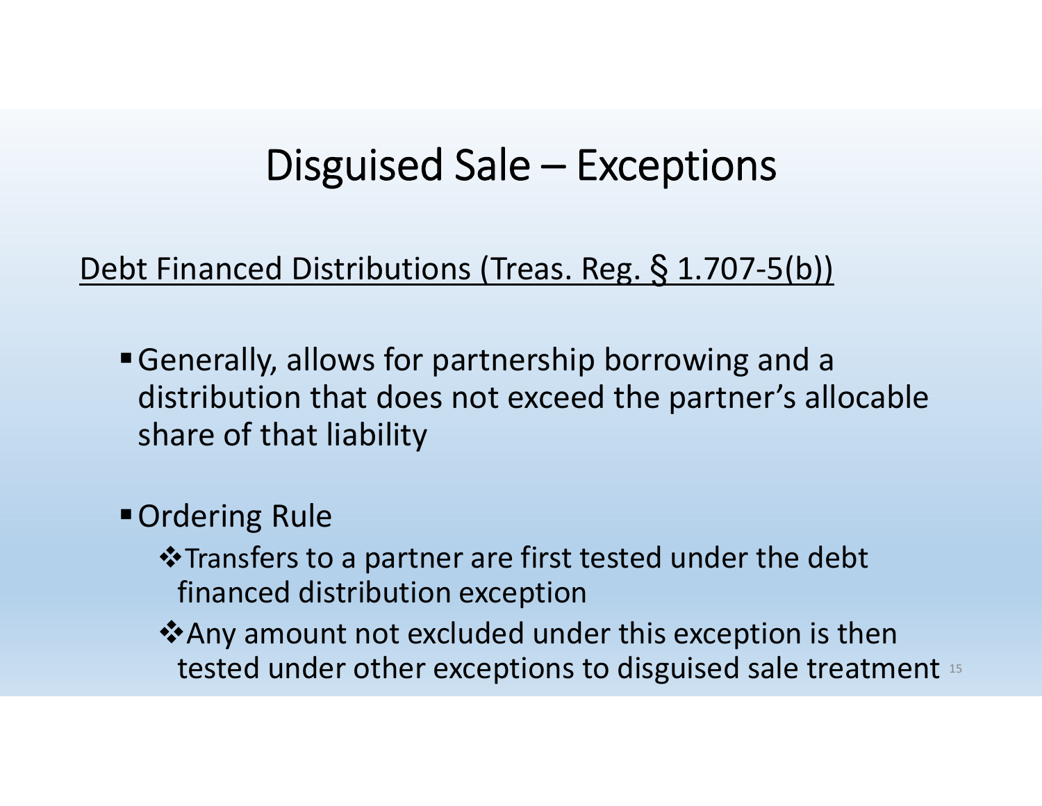# Disguised Sale – Exceptions

<u>Debt Financed Distributions (Treas. Reg. § 1.707-5(b))</u>

- Generally, allows for partnership borrowing and a distribution that does not exceed the partner's allocable share of that liability
- Ordering Rule
  - Transfers to a partner are first tested under the debt financed distribution exception
  - Any amount not excluded under this exception is then tested under other exceptions to disguised sale treatment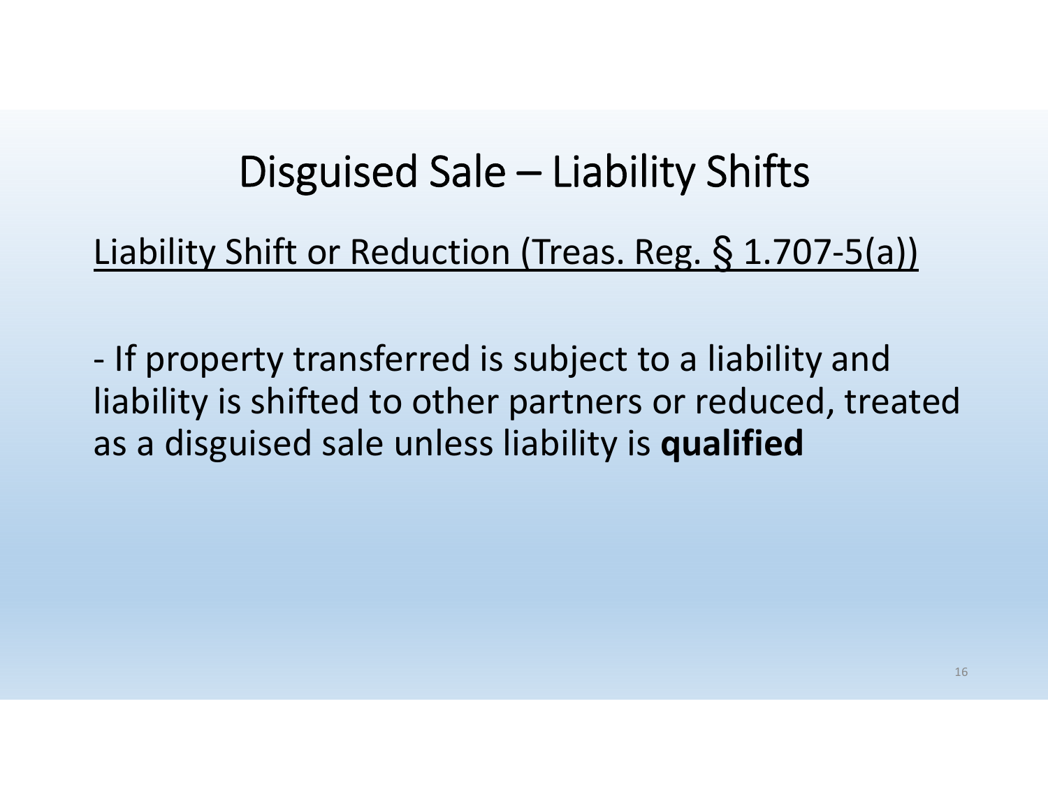# Disguised Sale – Liability Shifts

<u>Liability Shift or Reduction (Treas. Reg. § 1.707-5(a))</u>

- If property transferred is subject to a liability and liability is shifted to other partners or reduced, treated as a disguised sale unless liability is **qualified**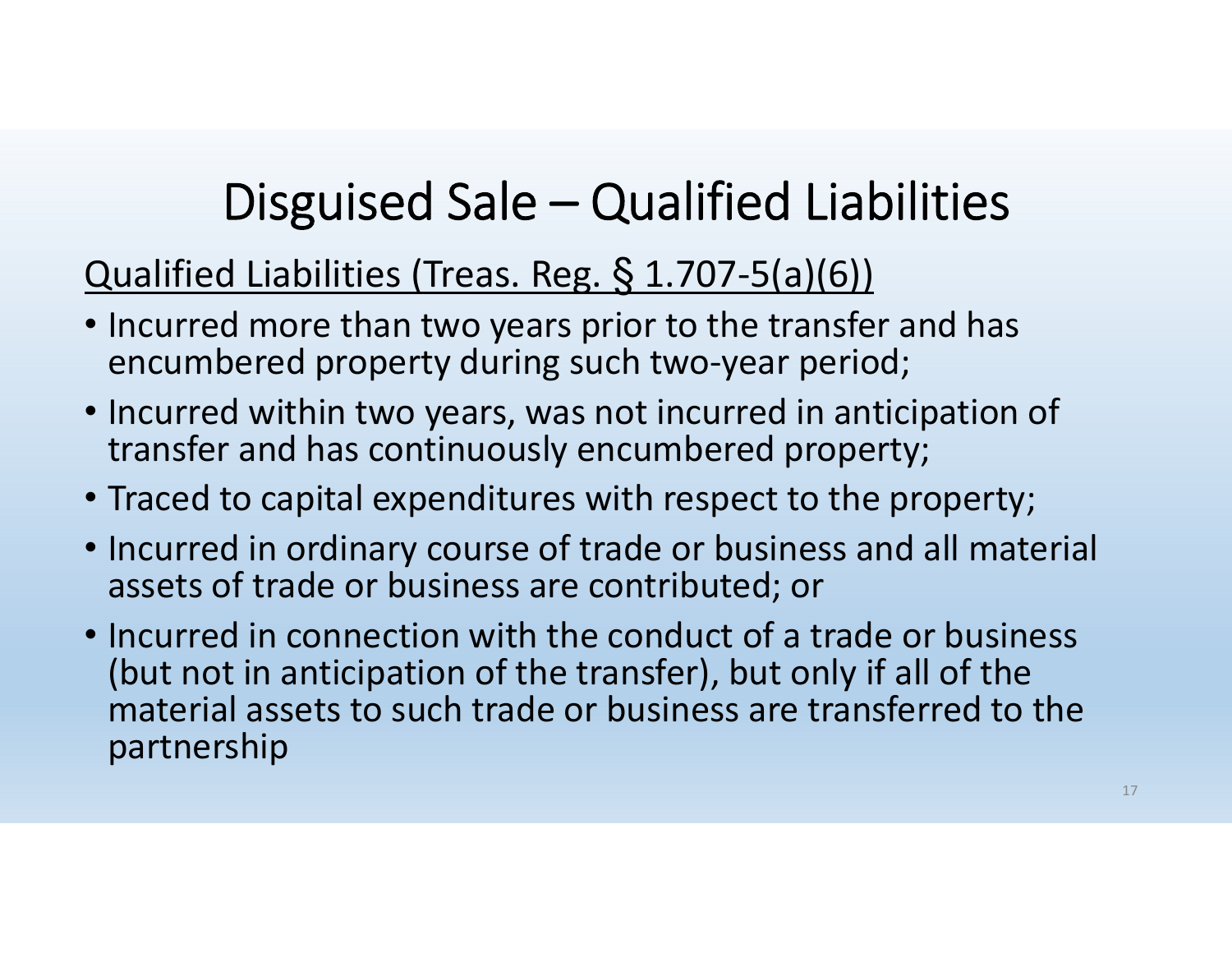# Disguised Sale – Qualified Liabilities

<u>Qualified Liabilities (Treas. Reg. § 1.707-5(a)(6))</u>

- Incurred more than two years prior to the transfer and has encumbered property during such two-year period;
- Incurred within two years, was not incurred in anticipation of transfer and has continuously encumbered property;
- Traced to capital expenditures with respect to the property;
- Incurred in ordinary course of trade or business and all material assets of trade or business are contributed; or
- Incurred in connection with the conduct of a trade or business (but not in anticipation of the transfer), but only if all of the material assets to such trade or business are transferred to the partnership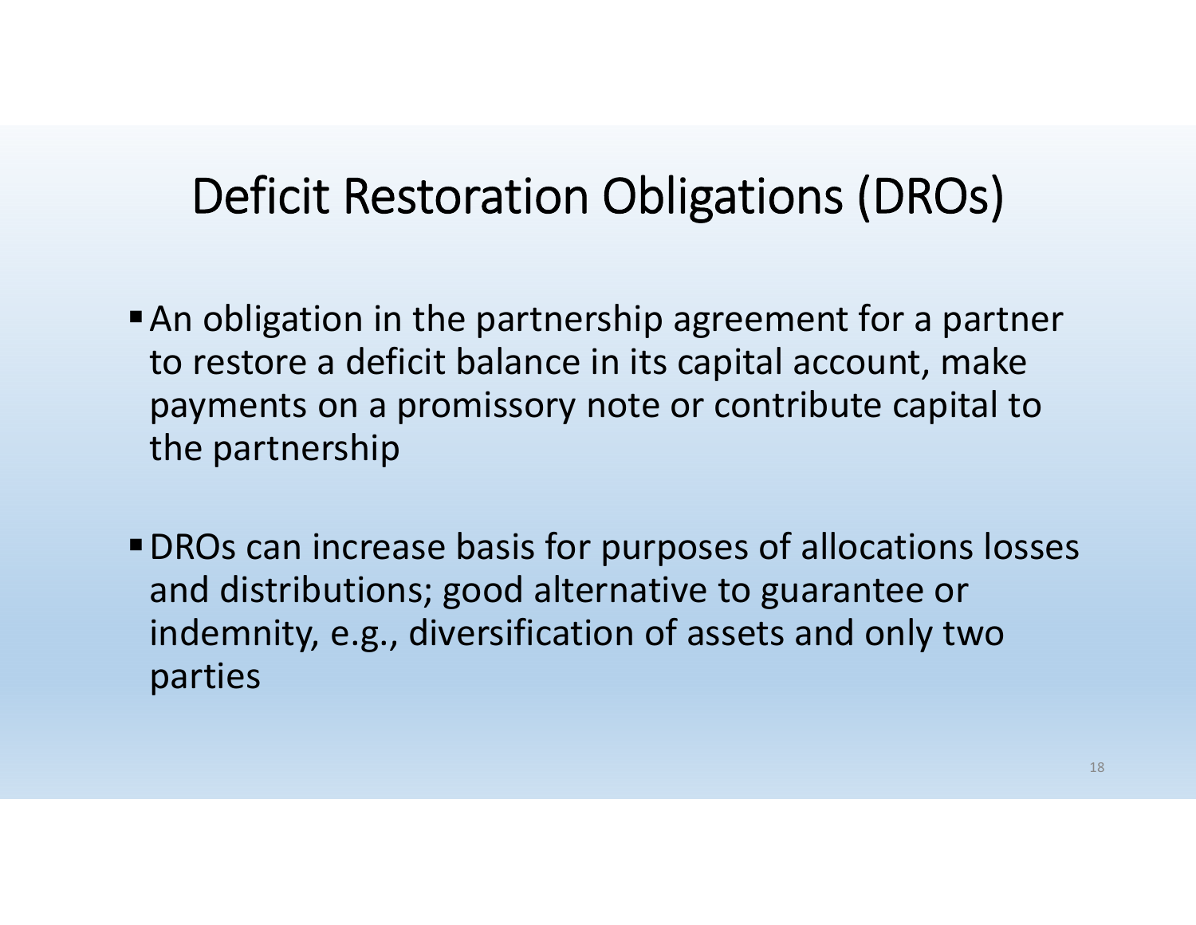# Deficit Restoration Obligations (DROs)

- An obligation in the partnership agreement for a partner to restore a deficit balance in its capital account, make payments on a promissory note or contribute capital to the partnership
- DROs can increase basis for purposes of allocations losses and distributions; good alternative to guarantee or indemnity, e.g., diversification of assets and only two parties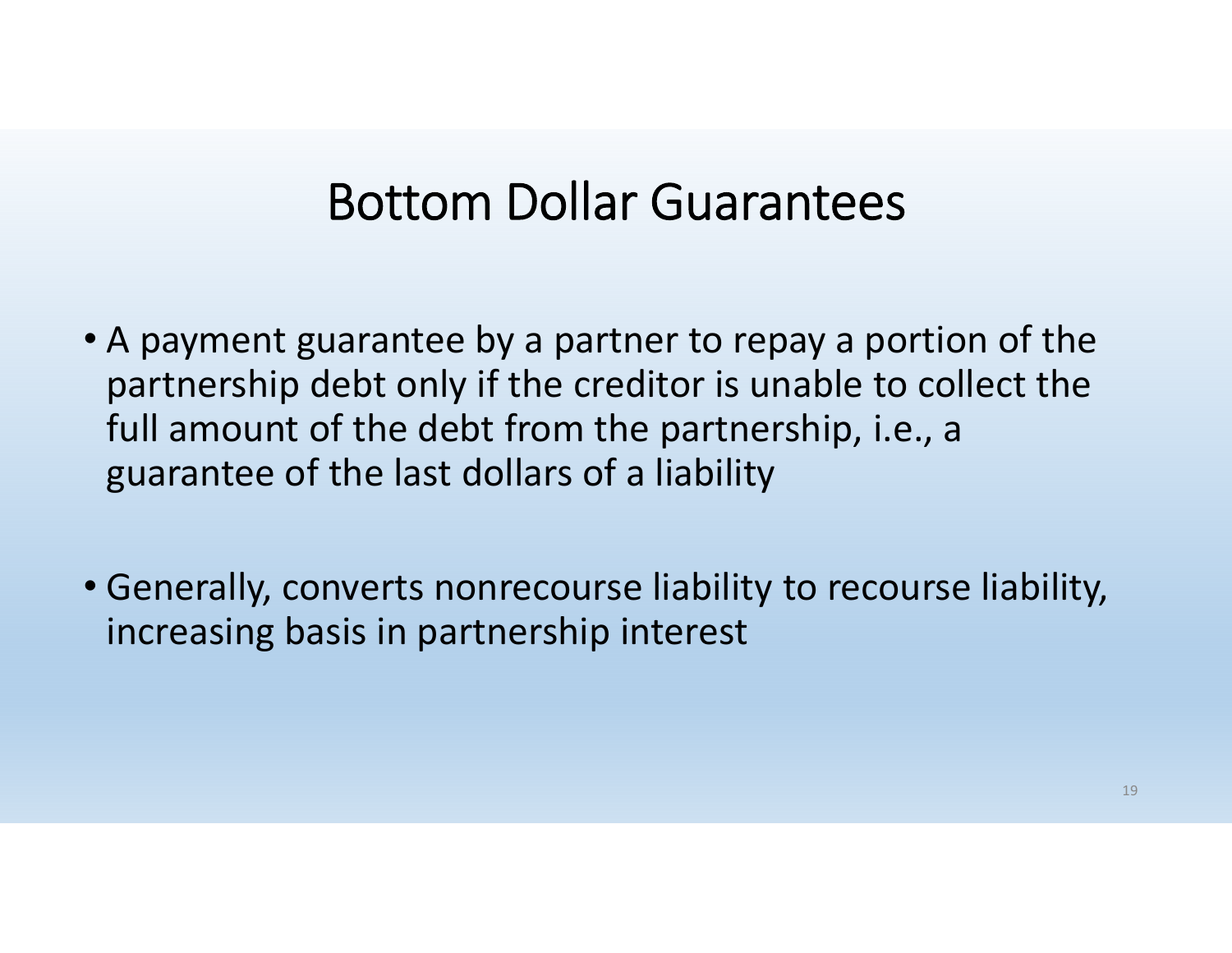# Bottom Dollar Guarantees

- A payment guarantee by a partner to repay a portion of the partnership debt only if the creditor is unable to collect the full amount of the debt from the partnership, i.e., a guarantee of the last dollars of a liability

- Generally, converts nonrecourse liability to recourse liability, increasing basis in partnership interest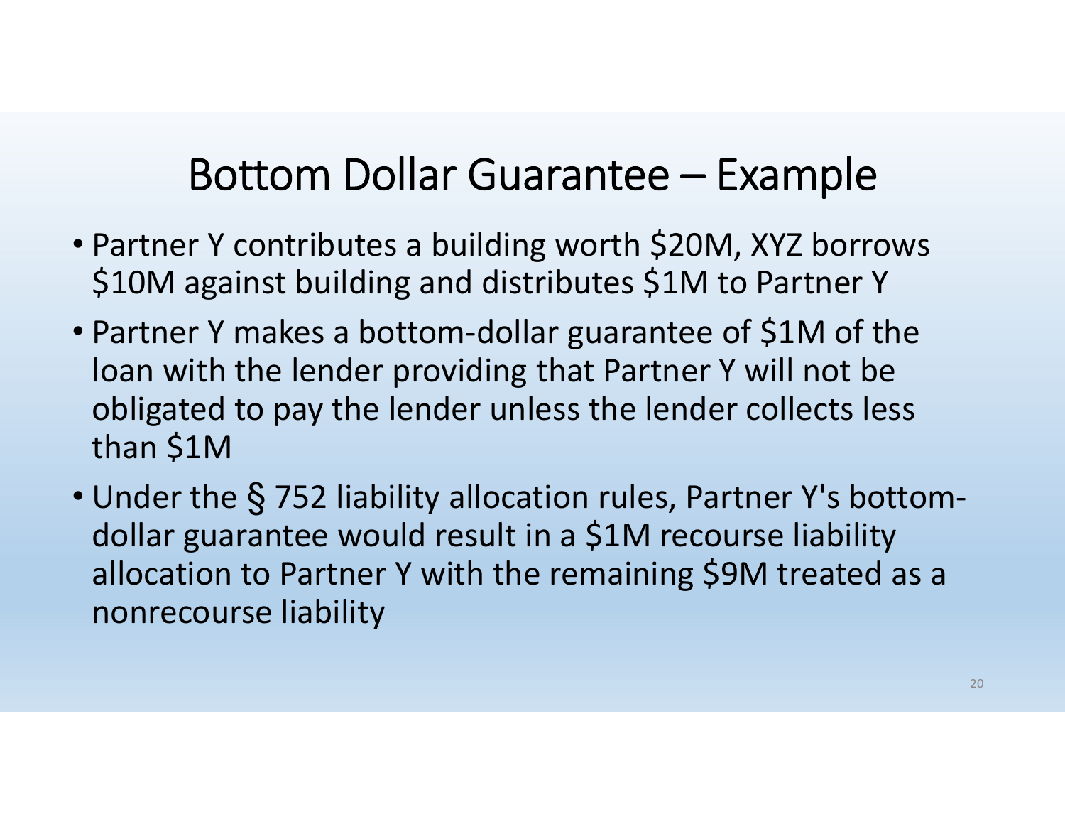# Bottom Dollar Guarantee – Example

- Partner Y contributes a building worth \$20M, XYZ borrows \$10M against building and distributes \$1M to Partner Y
- Partner Y makes a bottom-dollar guarantee of \$1M of the loan with the lender providing that Partner Y will not be obligated to pay the lender unless the lender collects less than \$1M
- Under the § 752 liability allocation rules, Partner Y's bottom-dollar guarantee would result in a \$1M recourse liability allocation to Partner Y with the remaining \$9M treated as a nonrecourse liability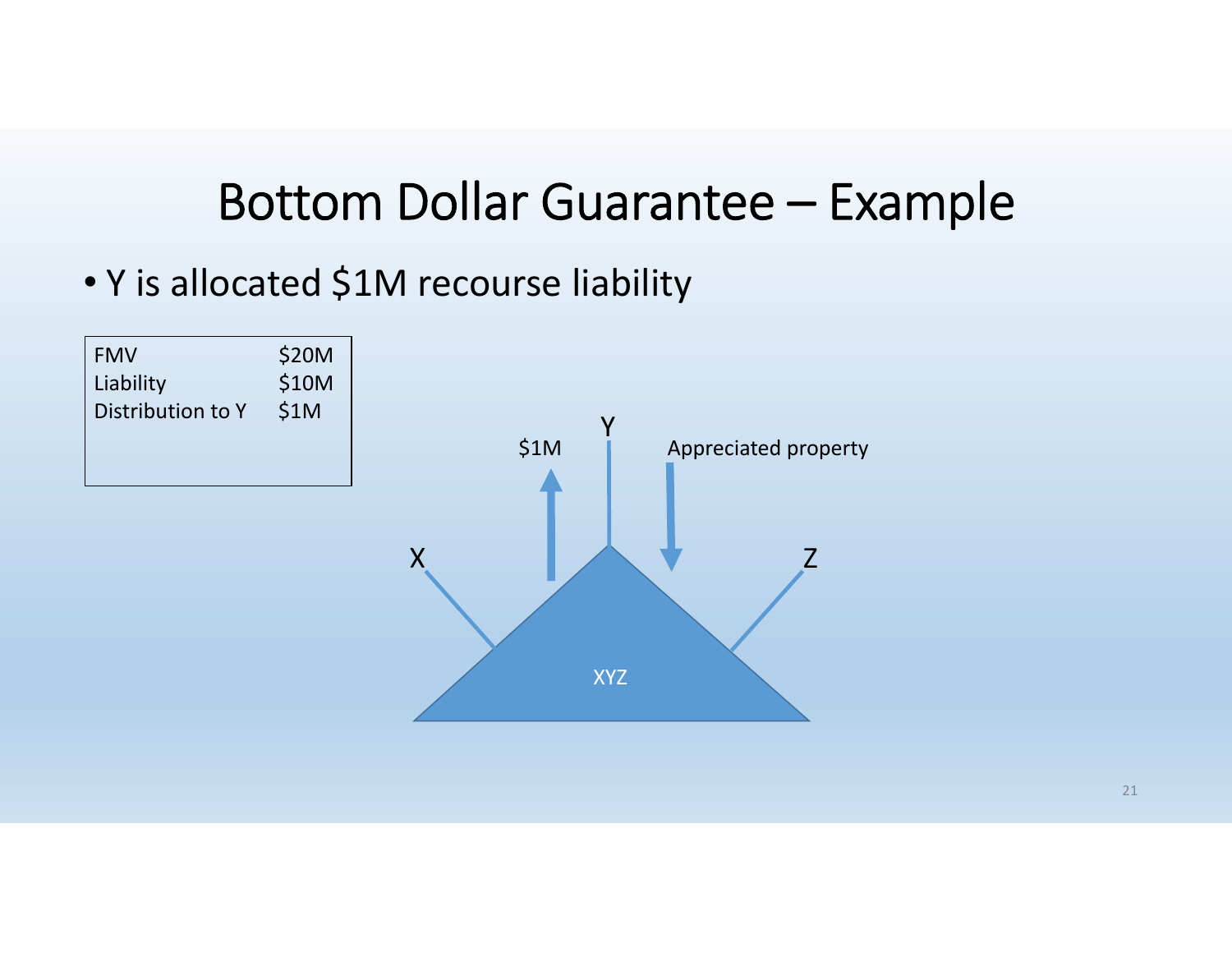# Bottom Dollar Guarantee – Example

- Y is allocated $1M recourse liability

| | |
|---|---|
| FMV | $20M |
| Liability | $10M |
| Distribution to Y | $1M |

Y

$1M

Appreciated property

X

Z

XYZ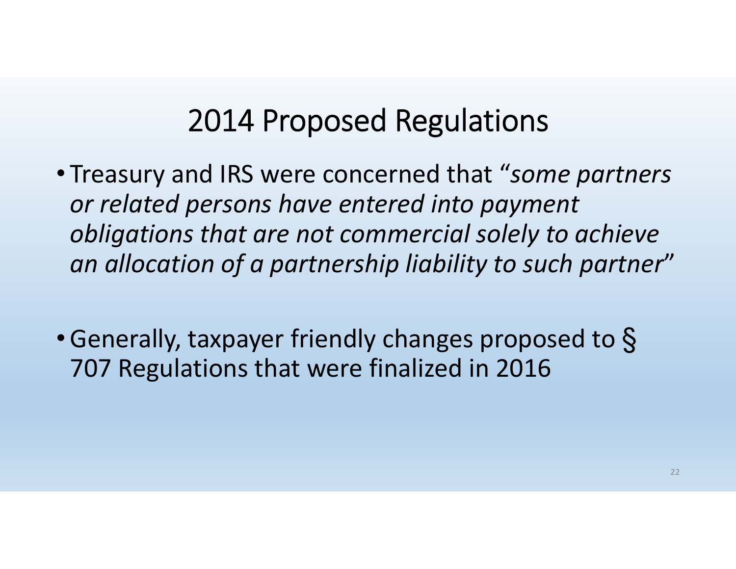# 2014 Proposed Regulations

- Treasury and IRS were concerned that "*some partners or related persons have entered into payment obligations that are not commercial solely to achieve an allocation of a partnership liability to such partner*"

- Generally, taxpayer friendly changes proposed to § 707 Regulations that were finalized in 2016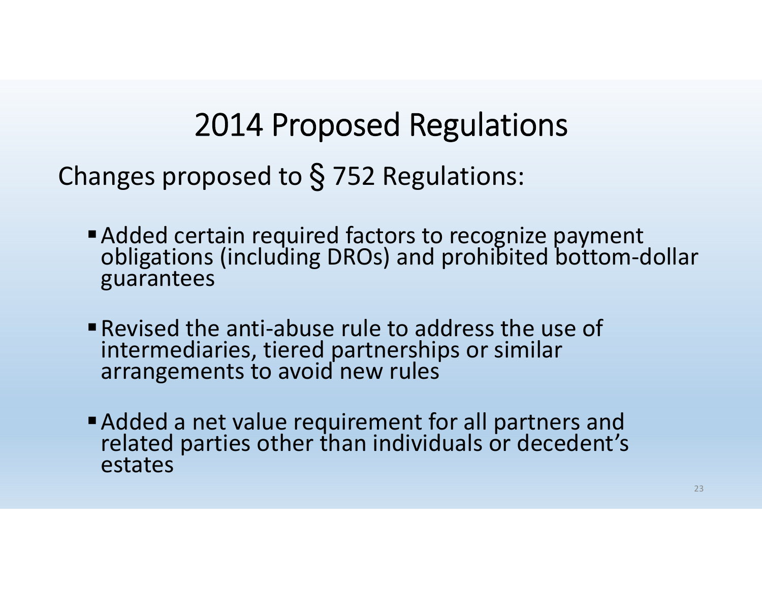# 2014 Proposed Regulations

Changes proposed to § 752 Regulations:

- Added certain required factors to recognize payment obligations (including DROs) and prohibited bottom-dollar guarantees
- Revised the anti-abuse rule to address the use of intermediaries, tiered partnerships or similar arrangements to avoid new rules
- Added a net value requirement for all partners and related parties other than individuals or decedent's estates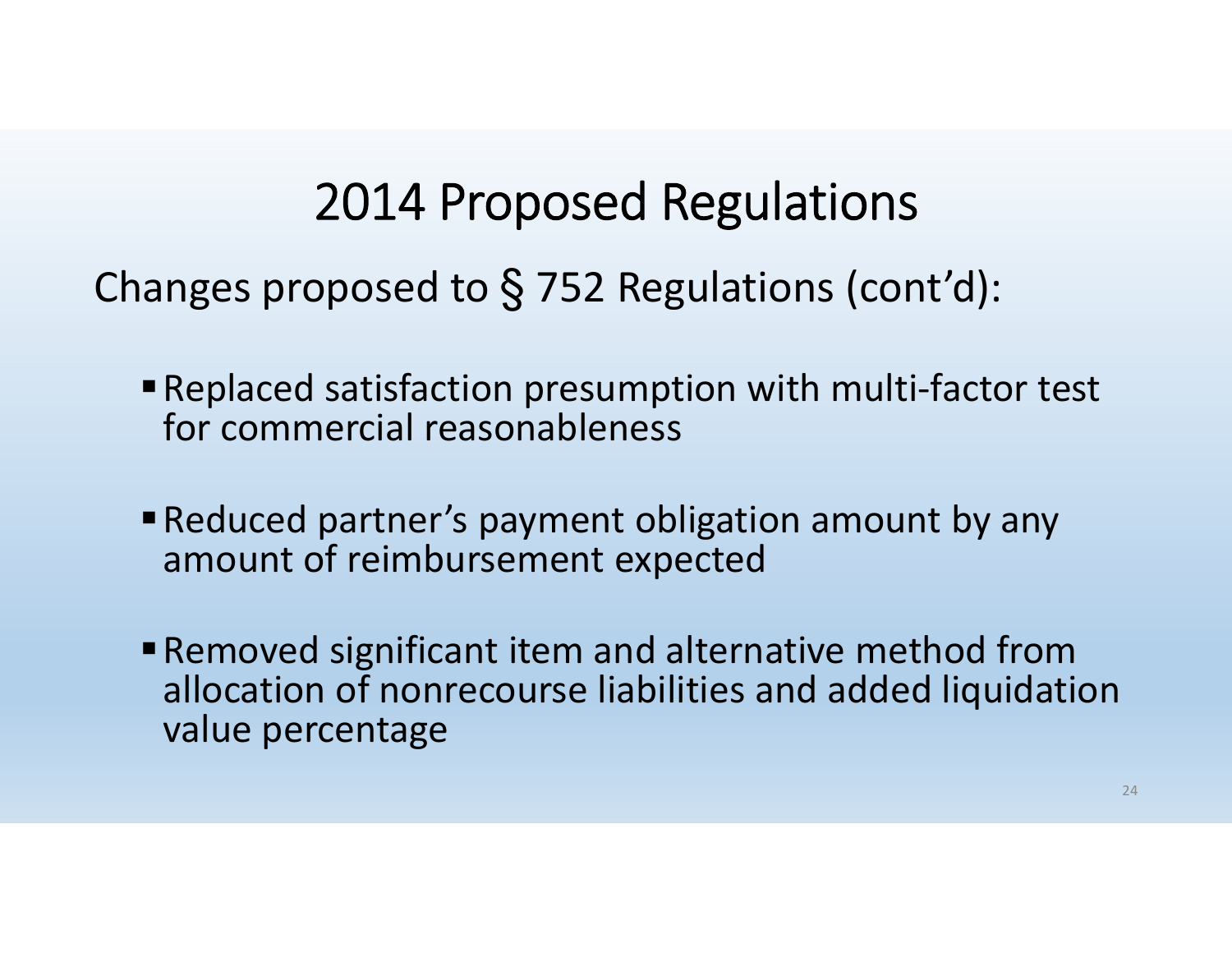# 2014 Proposed Regulations

Changes proposed to § 752 Regulations (cont'd):

- Replaced satisfaction presumption with multi-factor test for commercial reasonableness
- Reduced partner's payment obligation amount by any amount of reimbursement expected
- Removed significant item and alternative method from allocation of nonrecourse liabilities and added liquidation value percentage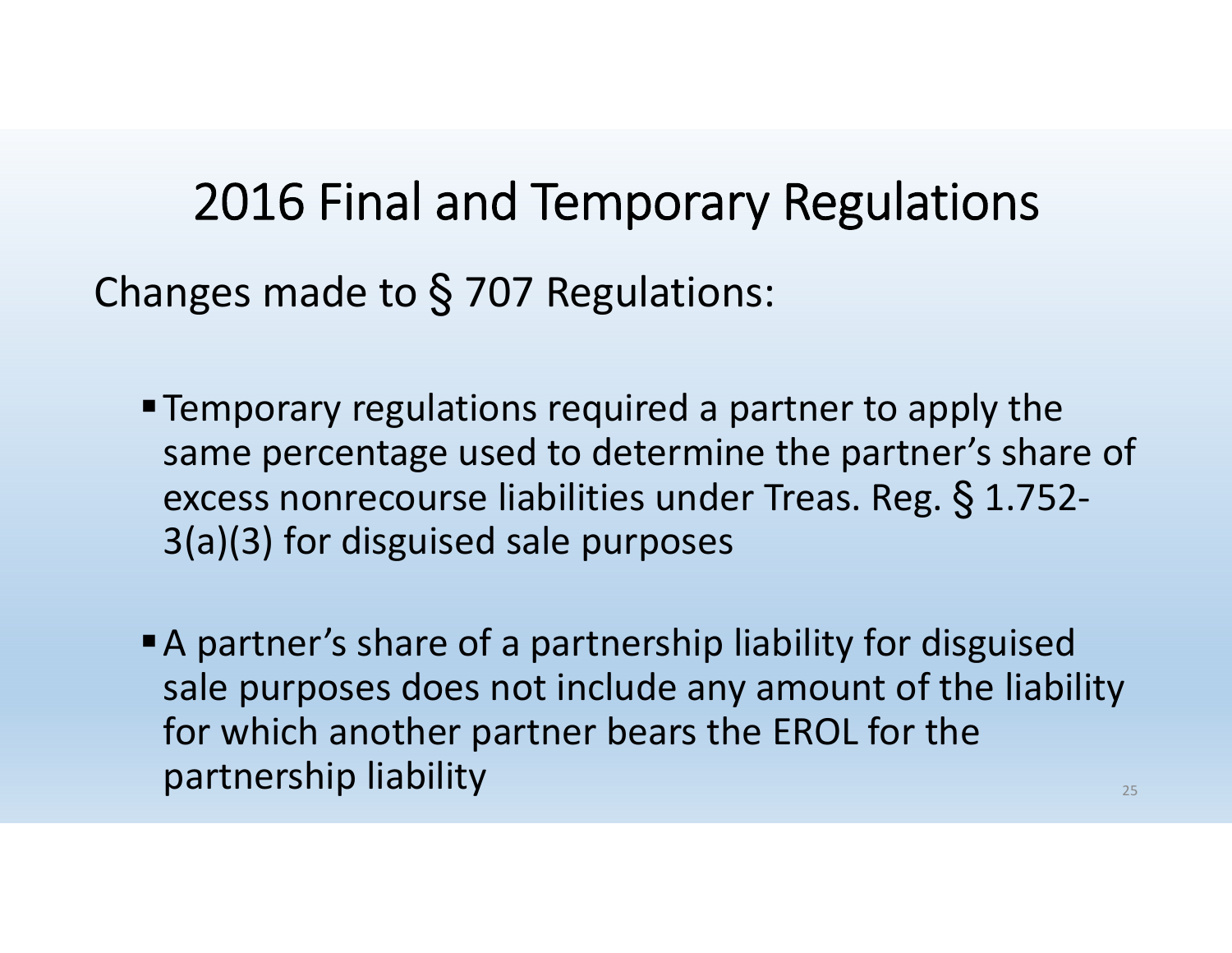# 2016 Final and Temporary Regulations

Changes made to § 707 Regulations:

- Temporary regulations required a partner to apply the same percentage used to determine the partner's share of excess nonrecourse liabilities under Treas. Reg. § 1.752-3(a)(3) for disguised sale purposes

- A partner's share of a partnership liability for disguised sale purposes does not include any amount of the liability for which another partner bears the EROL for the partnership liability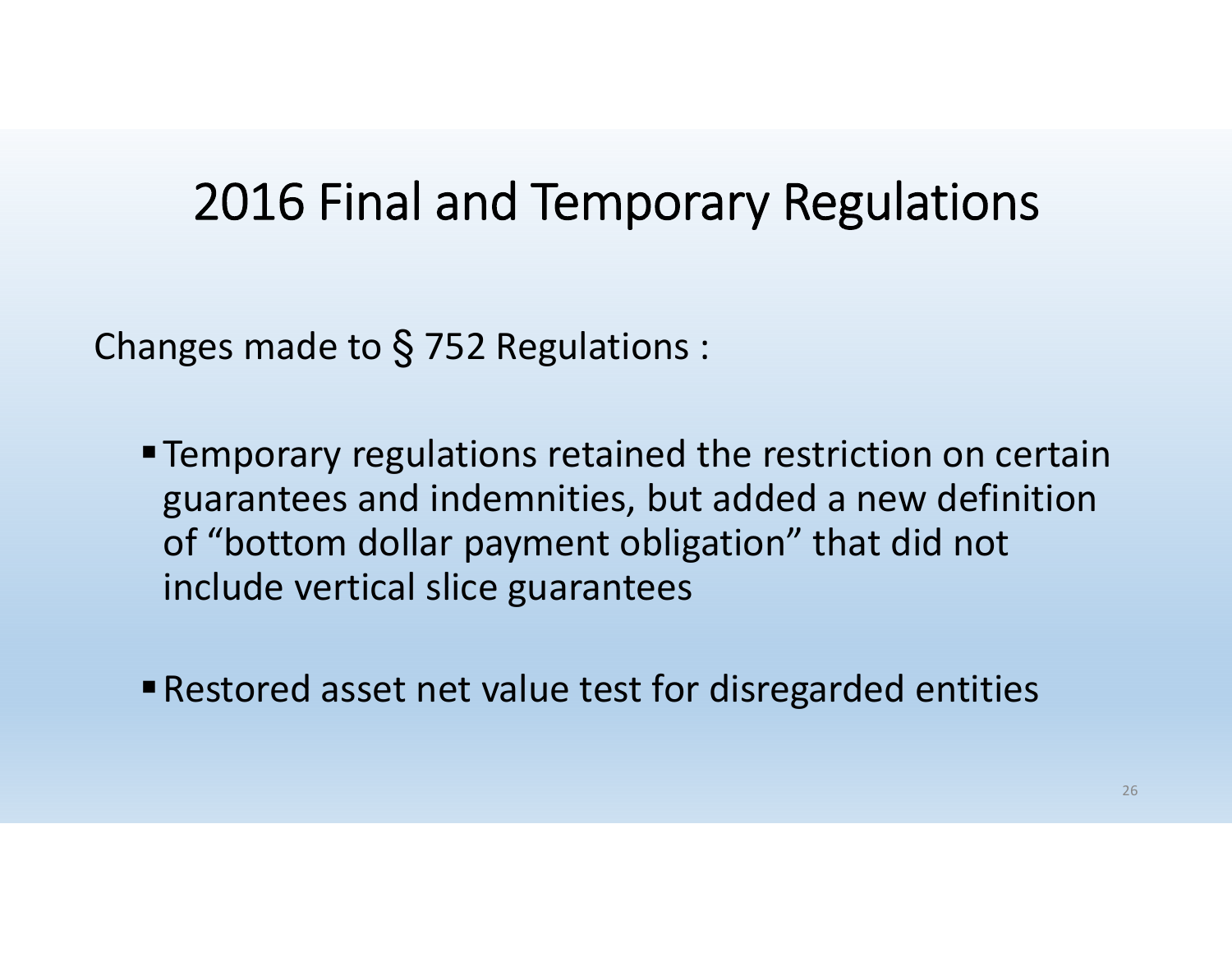# 2016 Final and Temporary Regulations

Changes made to § 752 Regulations :

- Temporary regulations retained the restriction on certain guarantees and indemnities, but added a new definition of “bottom dollar payment obligation” that did not include vertical slice guarantees
- Restored asset net value test for disregarded entities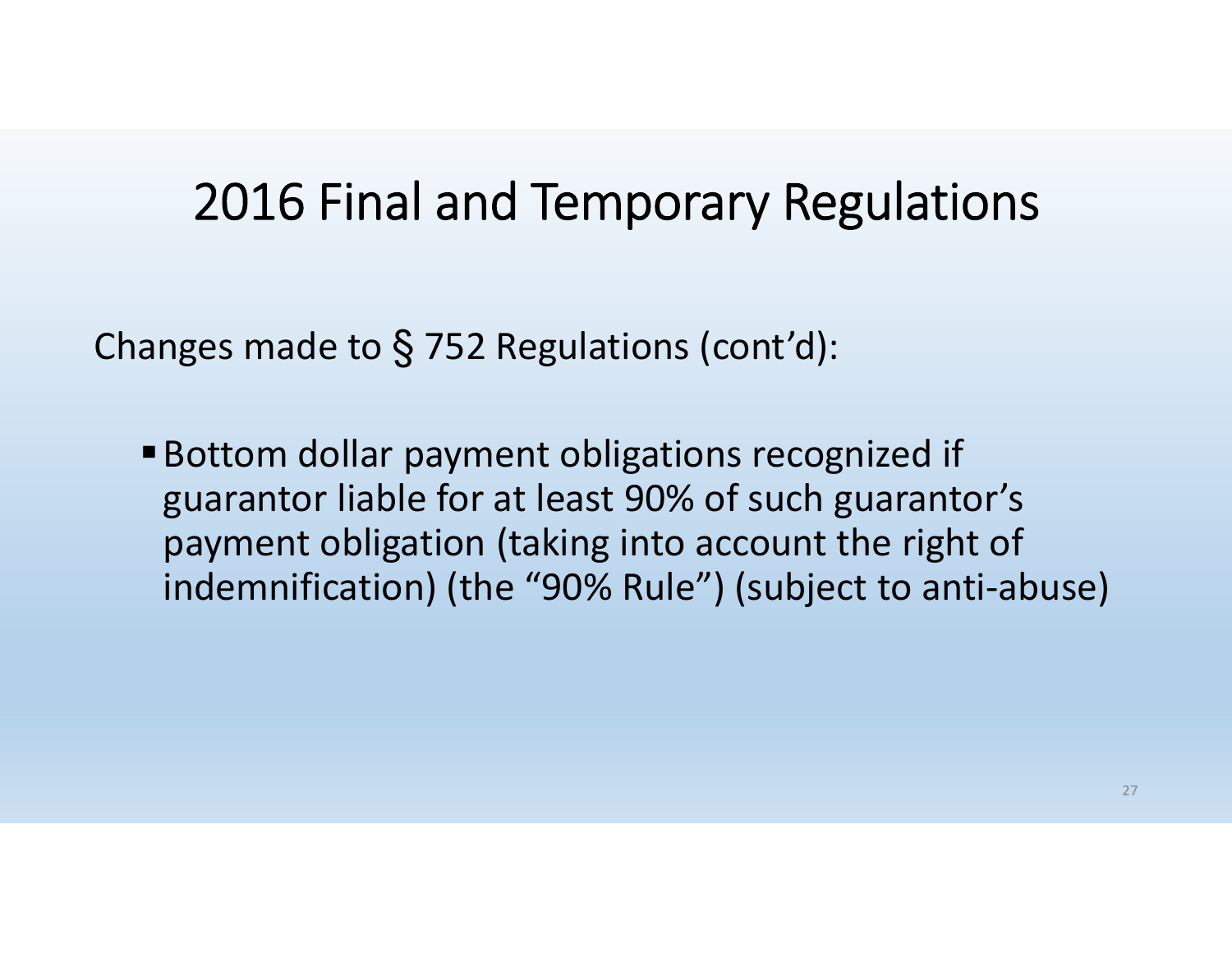# 2016 Final and Temporary Regulations

Changes made to § 752 Regulations (cont'd):

- Bottom dollar payment obligations recognized if guarantor liable for at least 90% of such guarantor's payment obligation (taking into account the right of indemnification) (the "90% Rule") (subject to anti-abuse)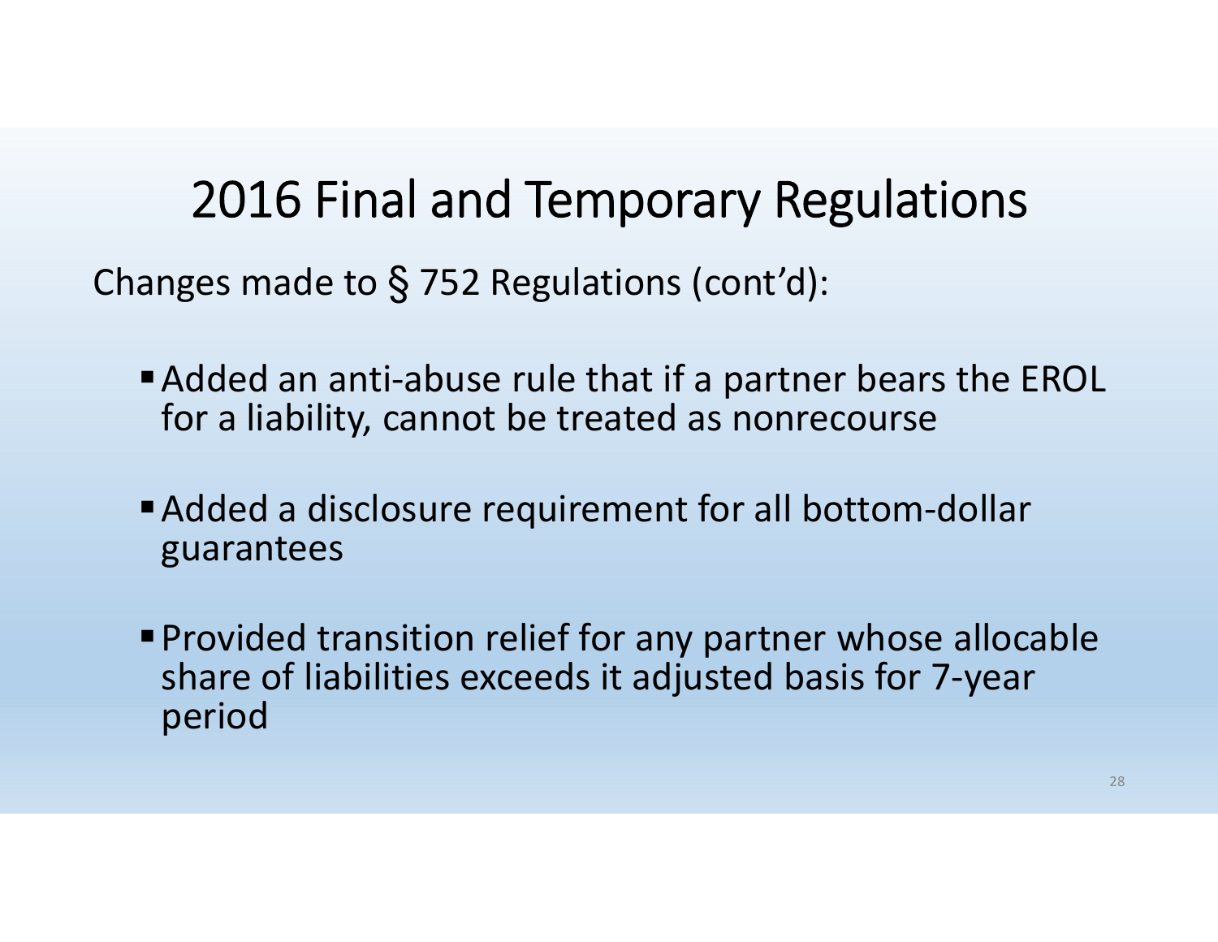# 2016 Final and Temporary Regulations

Changes made to § 752 Regulations (cont'd):

- Added an anti-abuse rule that if a partner bears the EROL for a liability, cannot be treated as nonrecourse
- Added a disclosure requirement for all bottom-dollar guarantees
- Provided transition relief for any partner whose allocable share of liabilities exceeds it adjusted basis for 7-year period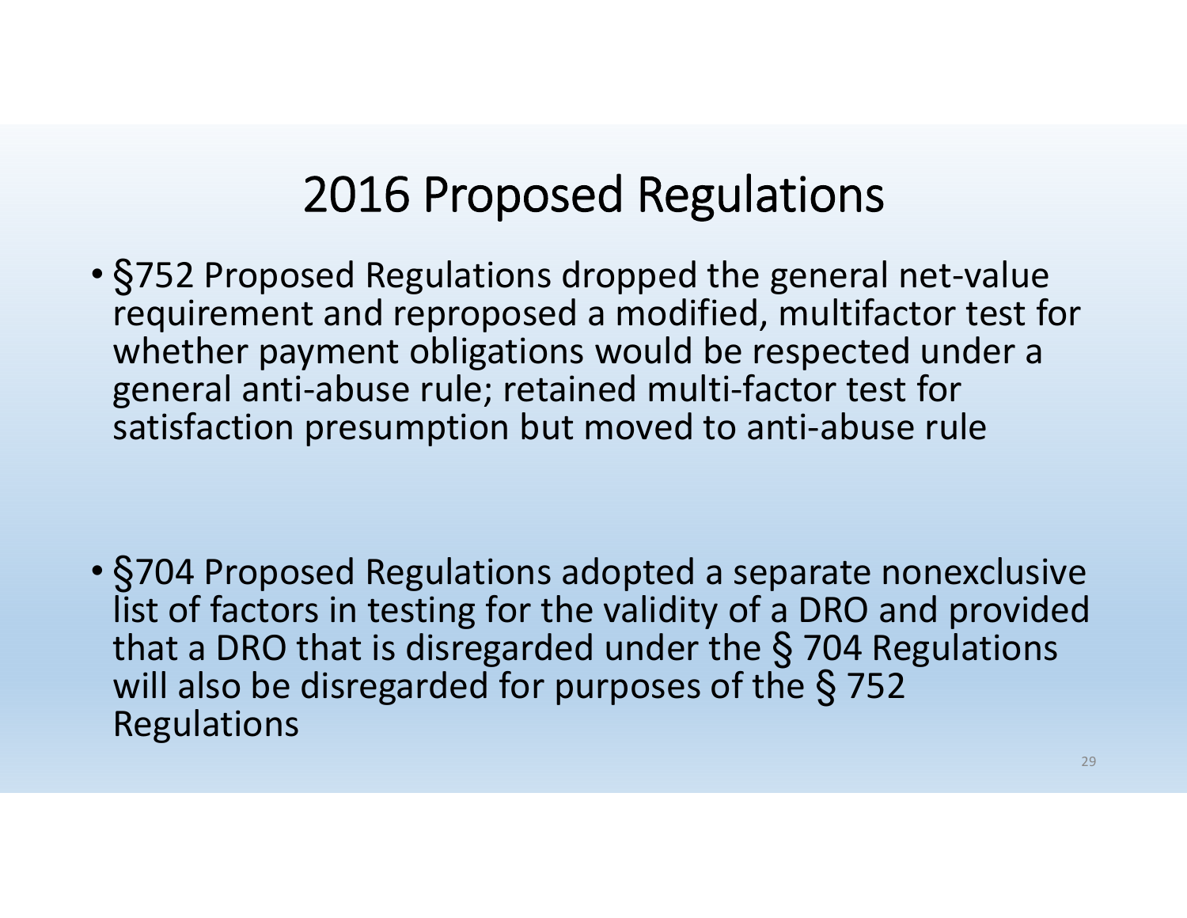# 2016 Proposed Regulations

- §752 Proposed Regulations dropped the general net-value requirement and reproposed a modified, multifactor test for whether payment obligations would be respected under a general anti-abuse rule; retained multi-factor test for satisfaction presumption but moved to anti-abuse rule

- §704 Proposed Regulations adopted a separate nonexclusive list of factors in testing for the validity of a DRO and provided that a DRO that is disregarded under the § 704 Regulations will also be disregarded for purposes of the § 752 Regulations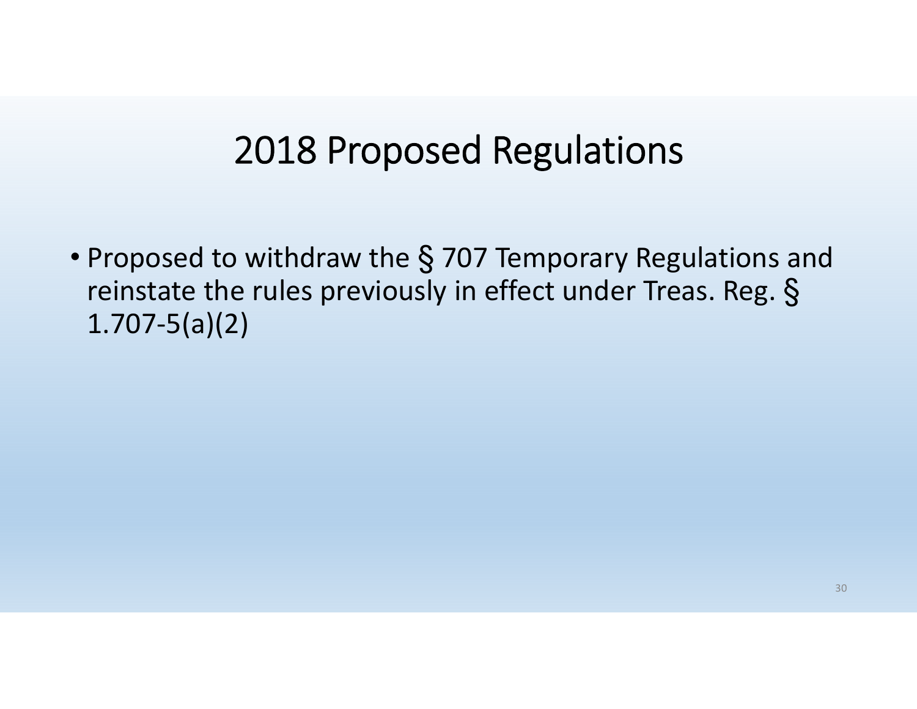# 2018 Proposed Regulations

- Proposed to withdraw the § 707 Temporary Regulations and reinstate the rules previously in effect under Treas. Reg. § 1.707-5(a)(2)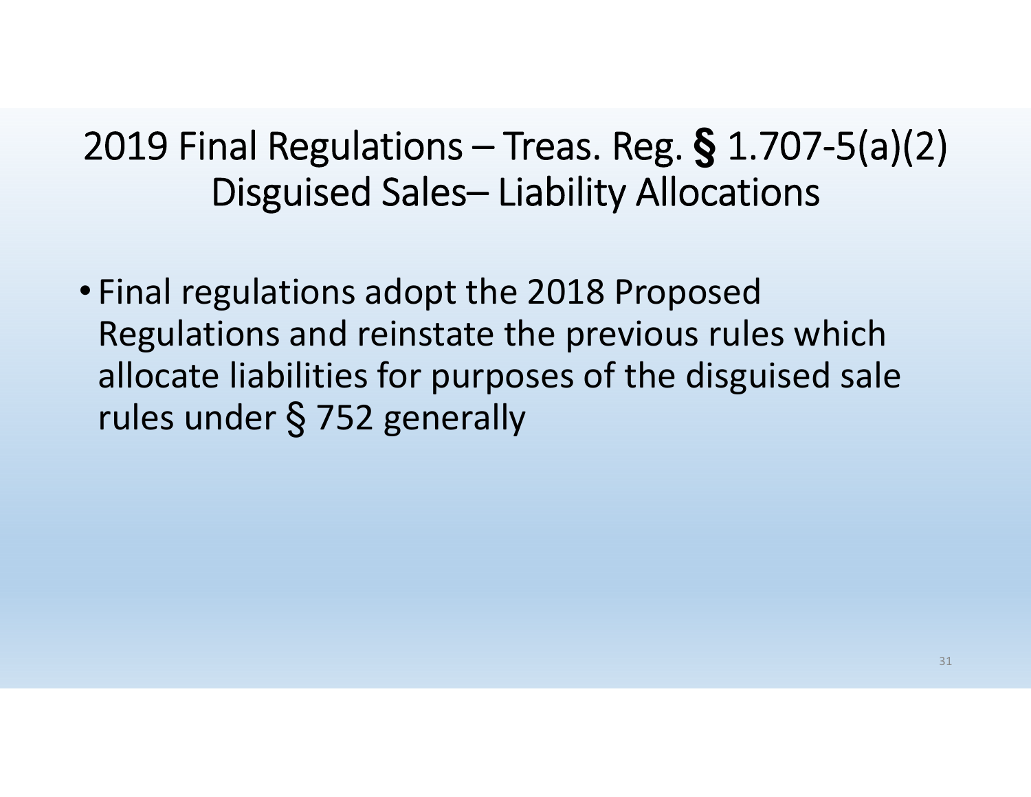# 2019 Final Regulations – Treas. Reg. § 1.707-5(a)(2) Disguised Sales– Liability Allocations

- Final regulations adopt the 2018 Proposed Regulations and reinstate the previous rules which allocate liabilities for purposes of the disguised sale rules under § 752 generally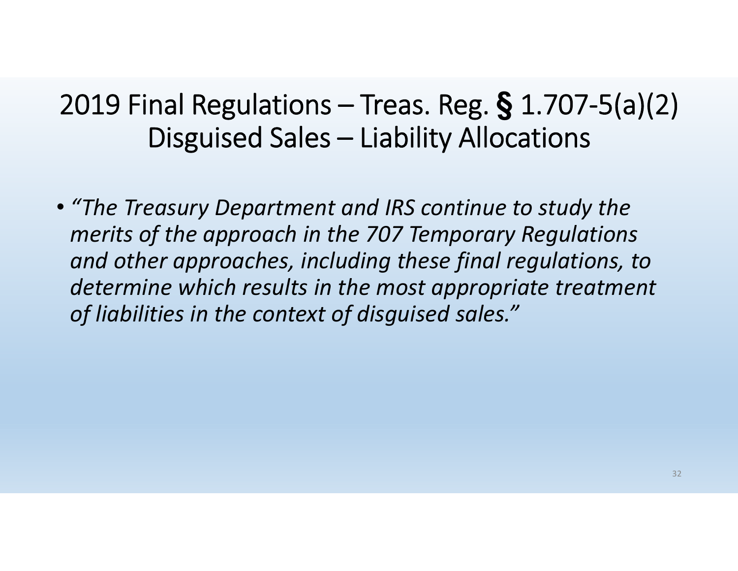# 2019 Final Regulations – Treas. Reg. § 1.707-5(a)(2) Disguised Sales – Liability Allocations

- *"The Treasury Department and IRS continue to study the merits of the approach in the 707 Temporary Regulations and other approaches, including these final regulations, to determine which results in the most appropriate treatment of liabilities in the context of disguised sales."*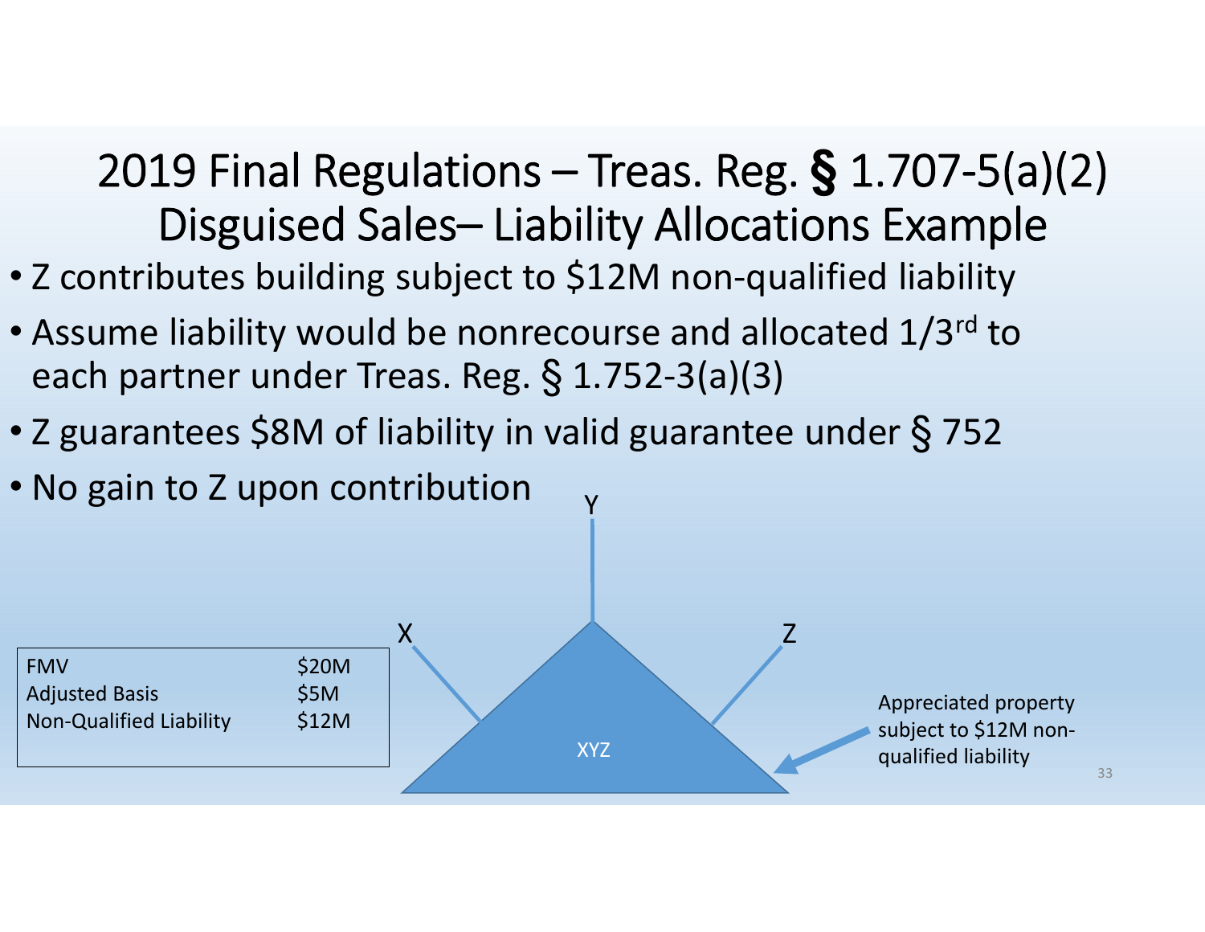# 2019 Final Regulations – Treas. Reg. § 1.707-5(a)(2) Disguised Sales– Liability Allocations Example

- Z contributes building subject to $12M non-qualified liability
- Assume liability would be nonrecourse and allocated 1/3rd to each partner under Treas. Reg. § 1.752-3(a)(3)
- Z guarantees $8M of liability in valid guarantee under § 752
- No gain to Z upon contribution

| | |
|---|---|
| FMV | $20M |
| Adjusted Basis | $5M |
| Non-Qualified Liability | $12M |

Y

X

Z

XYZ

Appreciated property subject to $12M non-qualified liability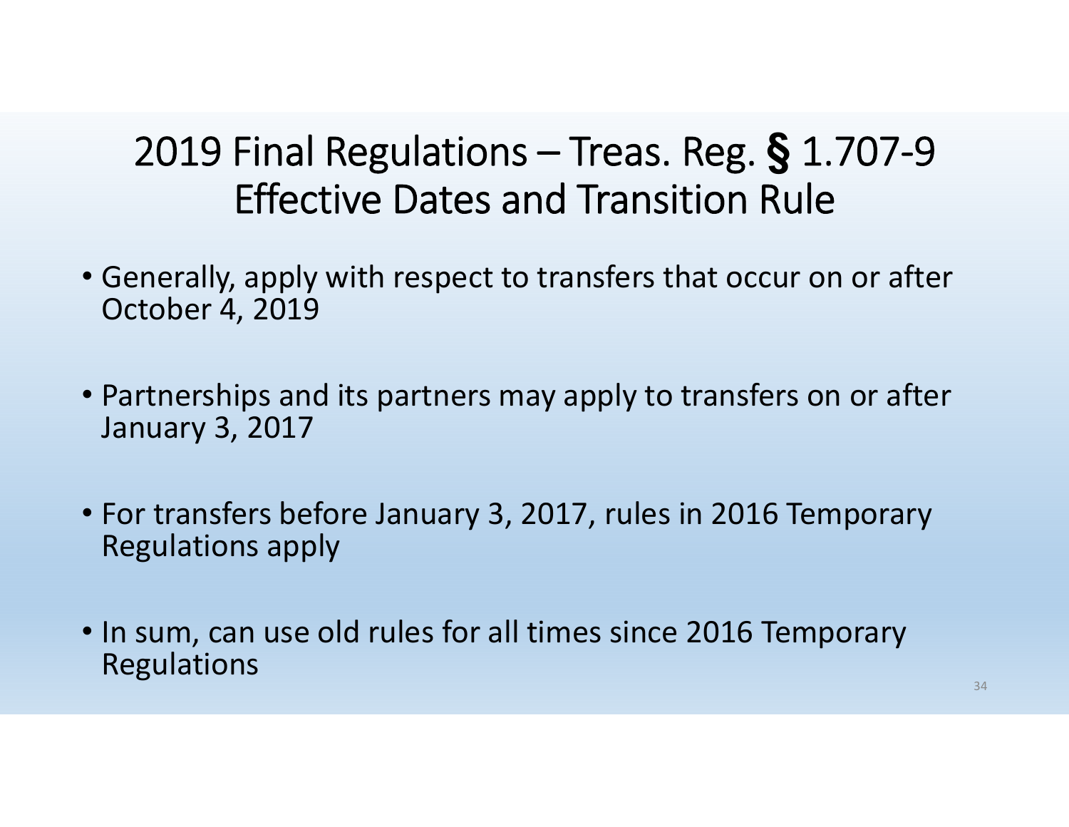# 2019 Final Regulations – Treas. Reg. § 1.707-9 Effective Dates and Transition Rule

- Generally, apply with respect to transfers that occur on or after October 4, 2019
- Partnerships and its partners may apply to transfers on or after January 3, 2017
- For transfers before January 3, 2017, rules in 2016 Temporary Regulations apply
- In sum, can use old rules for all times since 2016 Temporary Regulations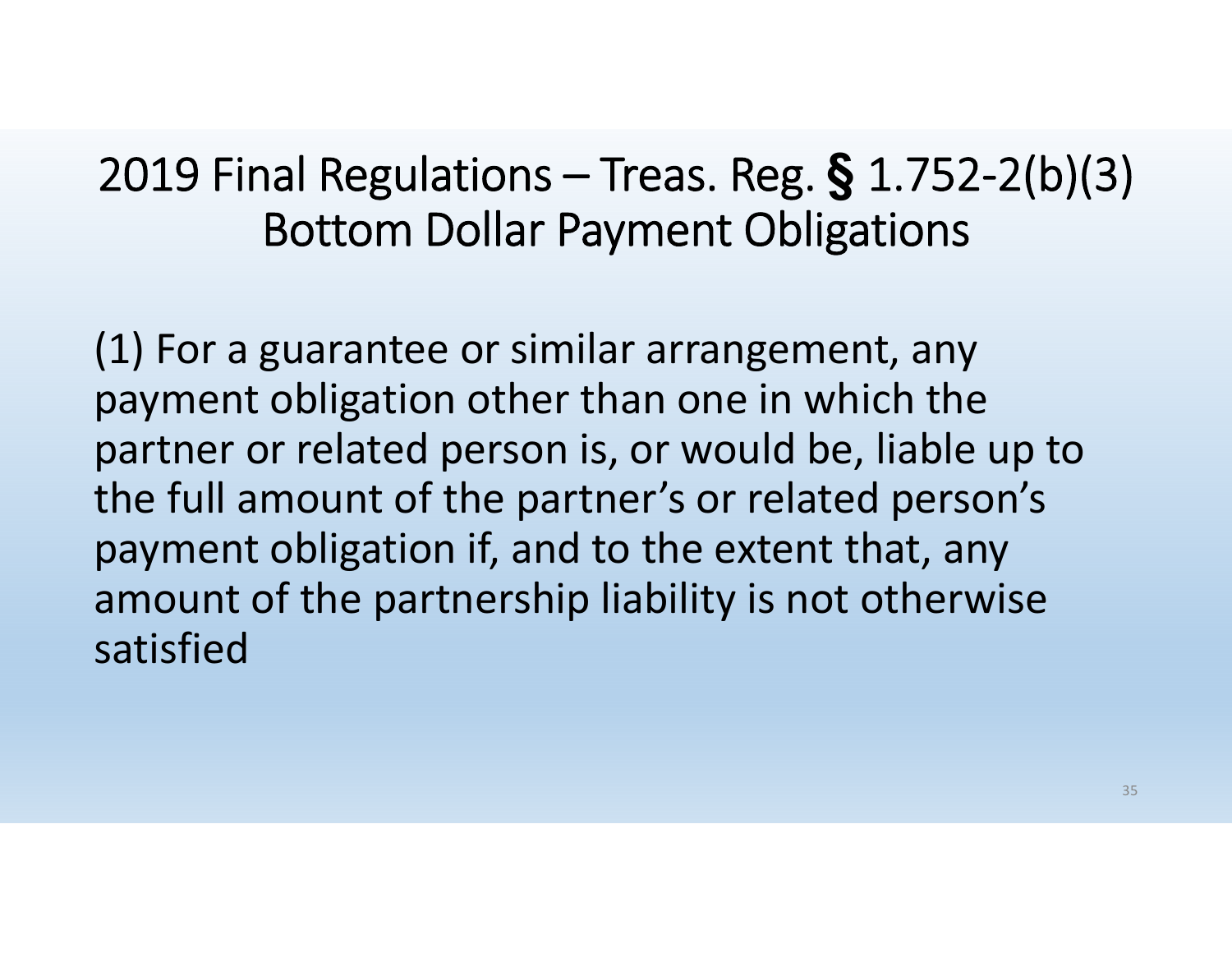# 2019 Final Regulations – Treas. Reg. § 1.752-2(b)(3) Bottom Dollar Payment Obligations

(1) For a guarantee or similar arrangement, any payment obligation other than one in which the partner or related person is, or would be, liable up to the full amount of the partner's or related person's payment obligation if, and to the extent that, any amount of the partnership liability is not otherwise satisfied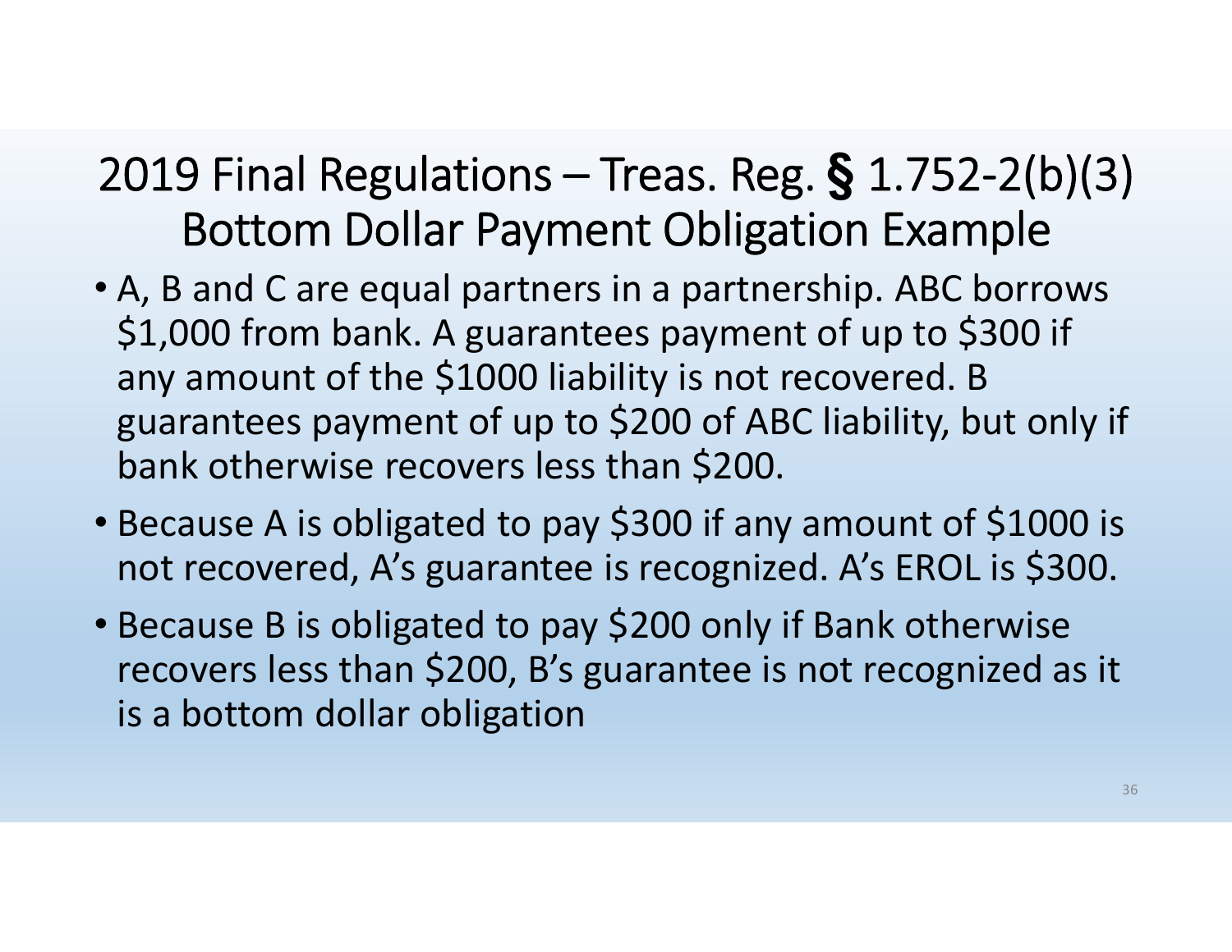# 2019 Final Regulations – Treas. Reg. § 1.752-2(b)(3) Bottom Dollar Payment Obligation Example

- A, B and C are equal partners in a partnership. ABC borrows $1,000 from bank. A guarantees payment of up to $300 if any amount of the $1000 liability is not recovered. B guarantees payment of up to $200 of ABC liability, but only if bank otherwise recovers less than $200.
- Because A is obligated to pay $300 if any amount of $1000 is not recovered, A's guarantee is recognized. A's EROL is $300.
- Because B is obligated to pay $200 only if Bank otherwise recovers less than $200, B's guarantee is not recognized as it is a bottom dollar obligation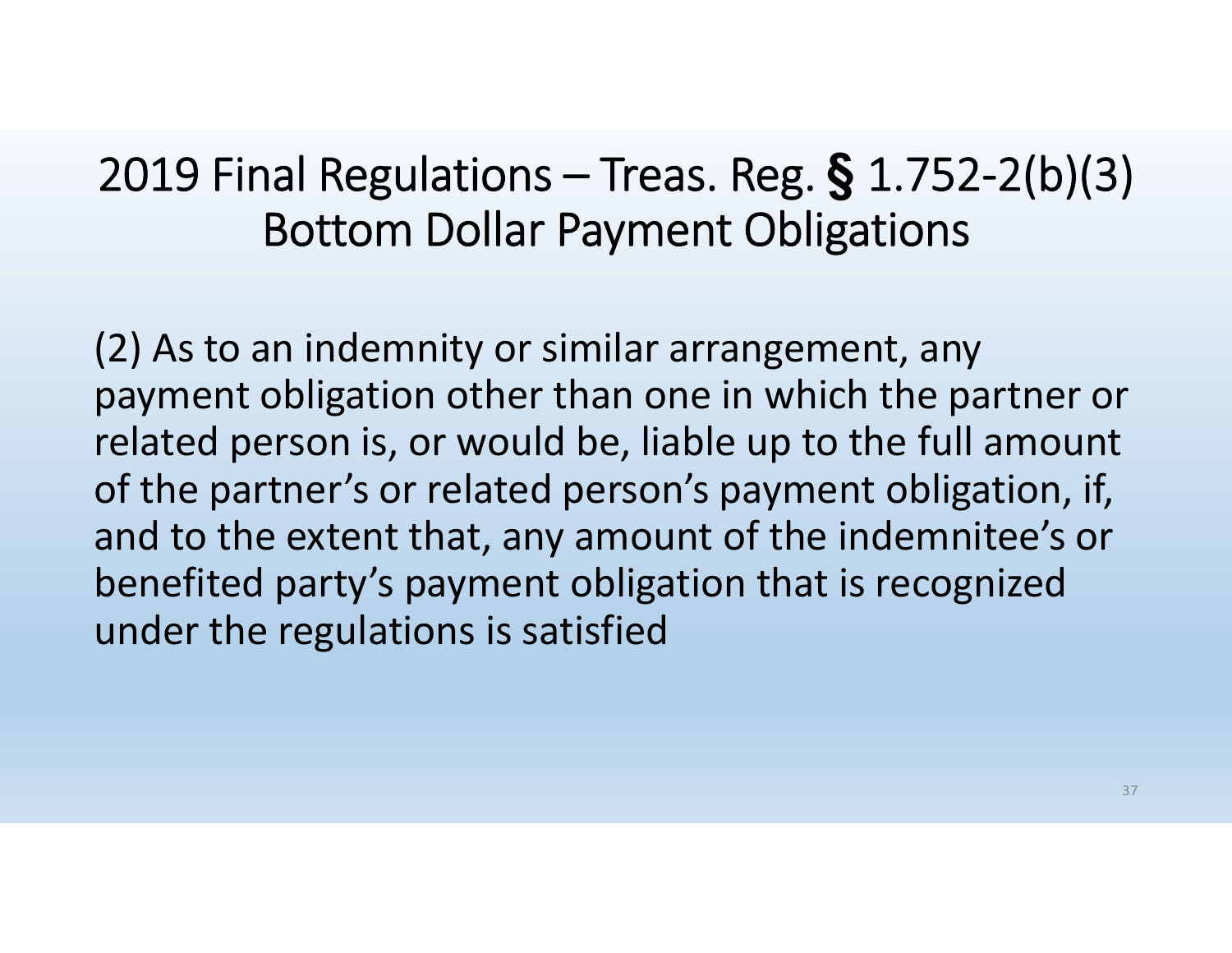# 2019 Final Regulations – Treas. Reg. § 1.752-2(b)(3) Bottom Dollar Payment Obligations

(2) As to an indemnity or similar arrangement, any payment obligation other than one in which the partner or related person is, or would be, liable up to the full amount of the partner's or related person's payment obligation, if, and to the extent that, any amount of the indemnitee's or benefited party's payment obligation that is recognized under the regulations is satisfied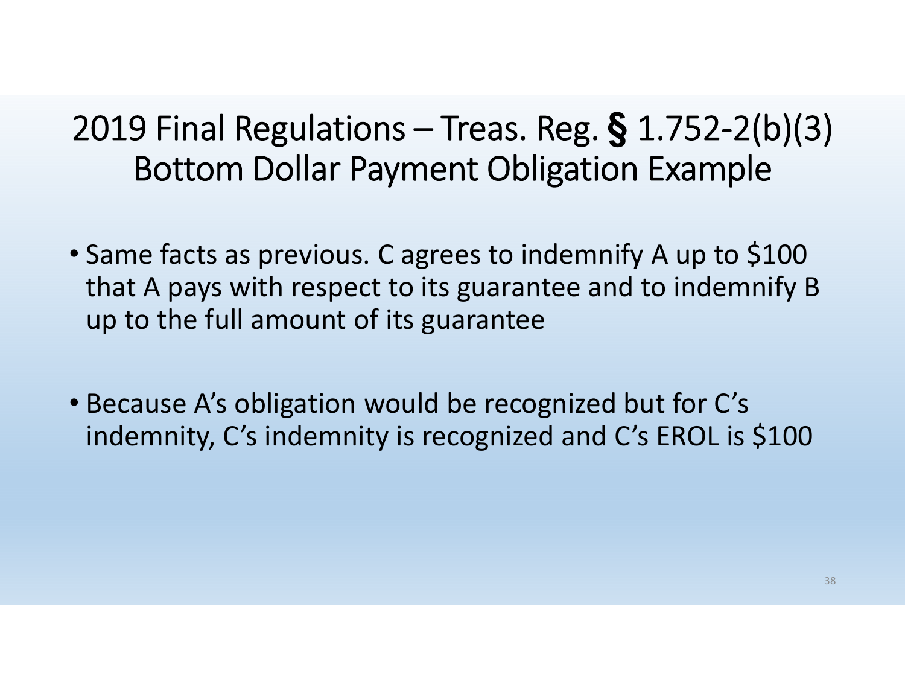# 2019 Final Regulations – Treas. Reg. § 1.752-2(b)(3) Bottom Dollar Payment Obligation Example

- Same facts as previous. C agrees to indemnify A up to $100 that A pays with respect to its guarantee and to indemnify B up to the full amount of its guarantee

- Because A's obligation would be recognized but for C's indemnity, C's indemnity is recognized and C's EROL is $100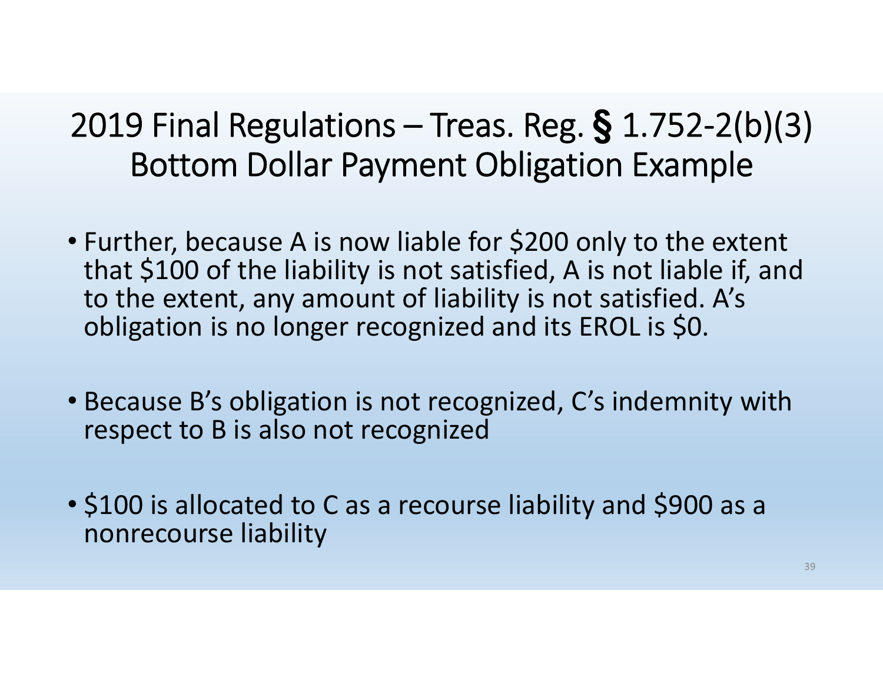# 2019 Final Regulations – Treas. Reg. § 1.752-2(b)(3) Bottom Dollar Payment Obligation Example

- Further, because A is now liable for $200 only to the extent that $100 of the liability is not satisfied, A is not liable if, and to the extent, any amount of liability is not satisfied. A's obligation is no longer recognized and its EROL is $0.
- Because B's obligation is not recognized, C's indemnity with respect to B is also not recognized
- $100 is allocated to C as a recourse liability and $900 as a nonrecourse liability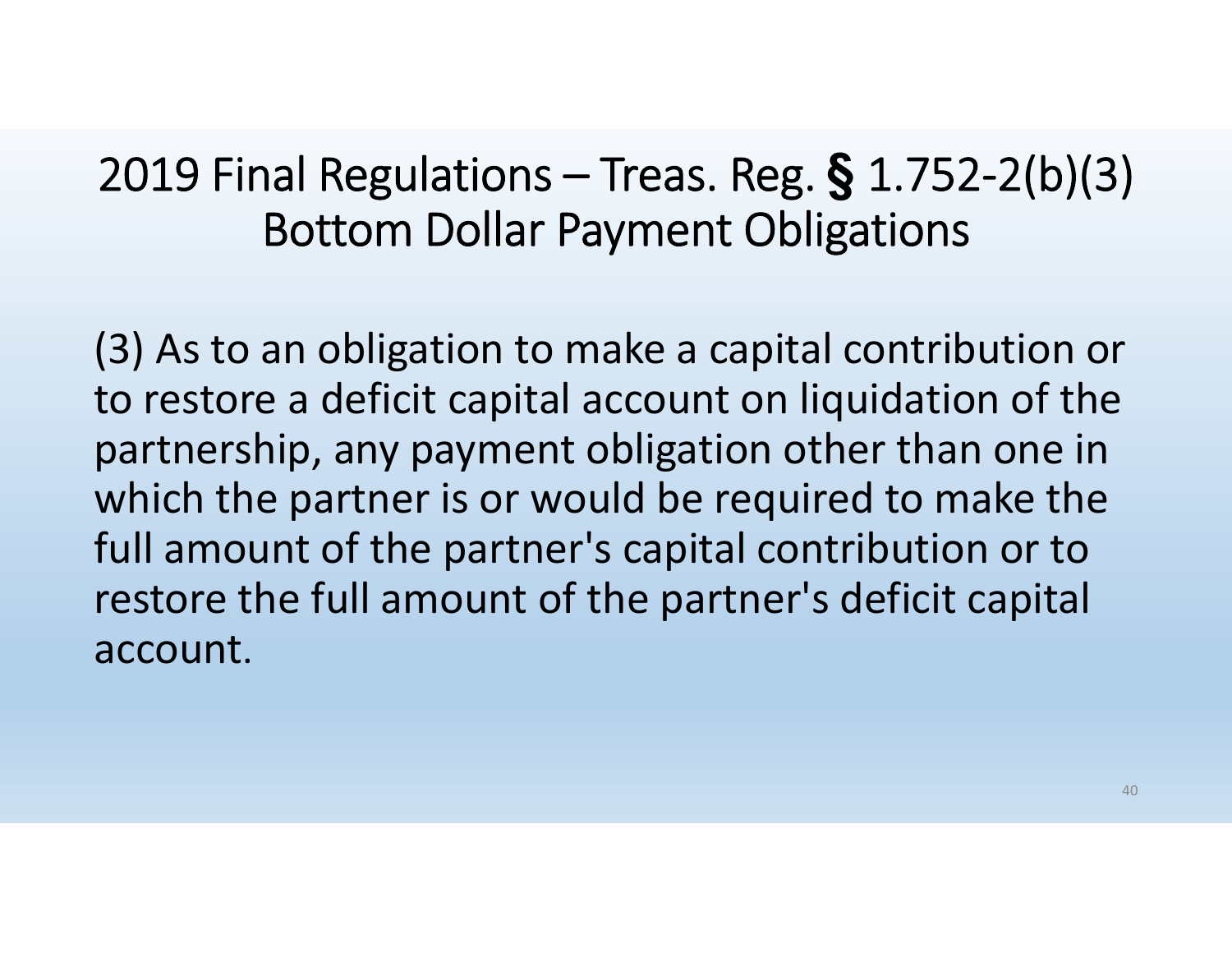# 2019 Final Regulations – Treas. Reg. § 1.752-2(b)(3) Bottom Dollar Payment Obligations

(3) As to an obligation to make a capital contribution or to restore a deficit capital account on liquidation of the partnership, any payment obligation other than one in which the partner is or would be required to make the full amount of the partner's capital contribution or to restore the full amount of the partner's deficit capital account.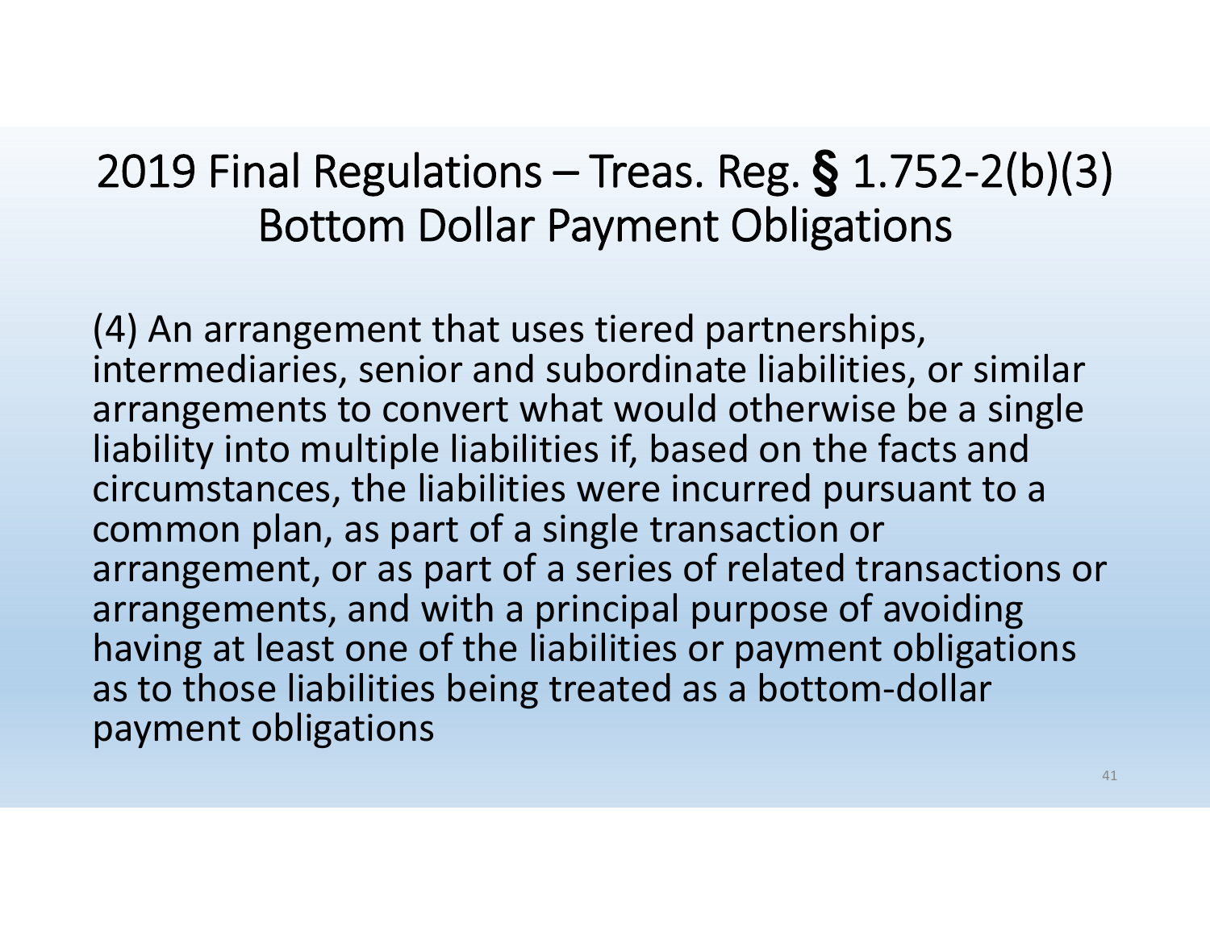# 2019 Final Regulations – Treas. Reg. § 1.752-2(b)(3) Bottom Dollar Payment Obligations

(4) An arrangement that uses tiered partnerships, intermediaries, senior and subordinate liabilities, or similar arrangements to convert what would otherwise be a single liability into multiple liabilities if, based on the facts and circumstances, the liabilities were incurred pursuant to a common plan, as part of a single transaction or arrangement, or as part of a series of related transactions or arrangements, and with a principal purpose of avoiding having at least one of the liabilities or payment obligations as to those liabilities being treated as a bottom-dollar payment obligations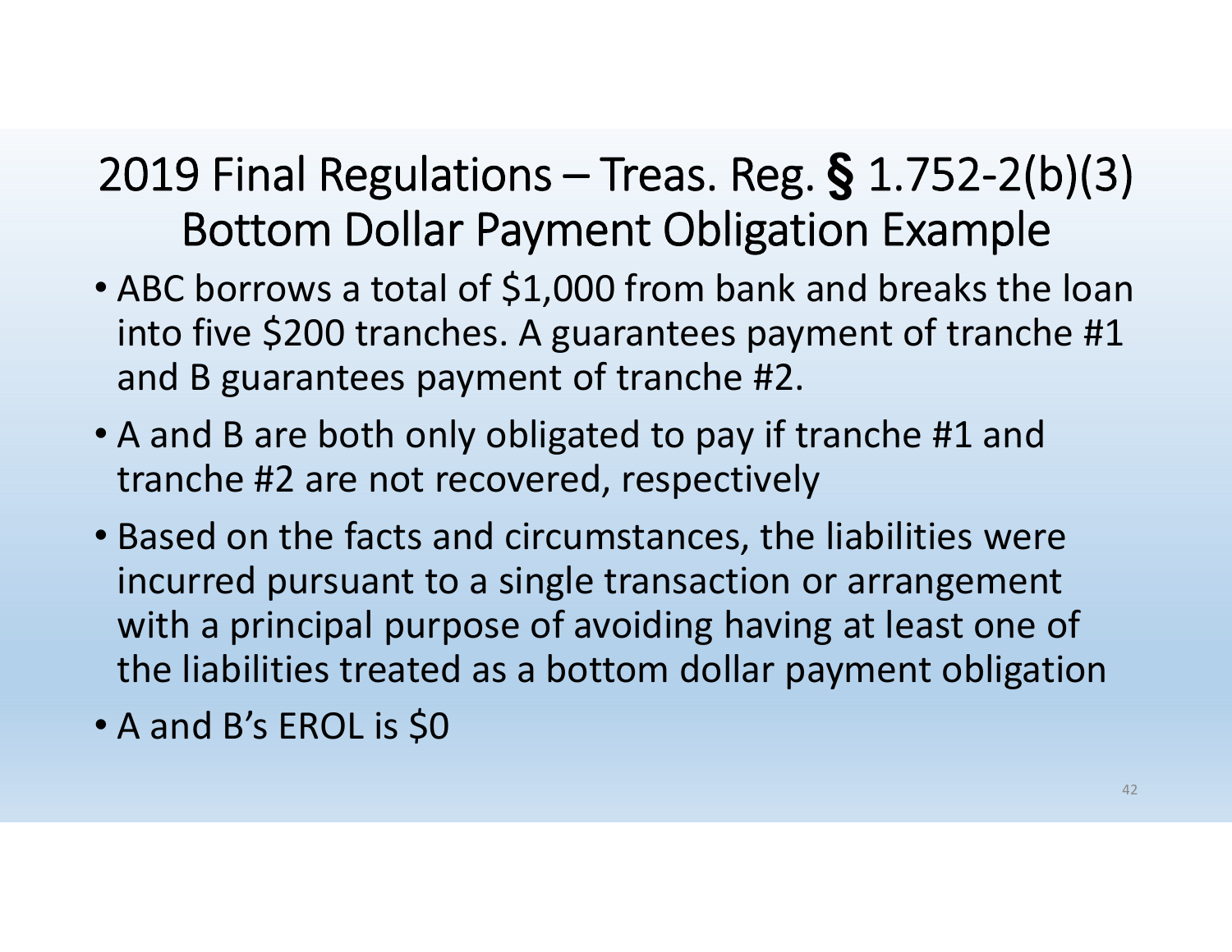# 2019 Final Regulations – Treas. Reg. § 1.752-2(b)(3) Bottom Dollar Payment Obligation Example

- ABC borrows a total of $1,000 from bank and breaks the loan into five $200 tranches. A guarantees payment of tranche #1 and B guarantees payment of tranche #2.
- A and B are both only obligated to pay if tranche #1 and tranche #2 are not recovered, respectively
- Based on the facts and circumstances, the liabilities were incurred pursuant to a single transaction or arrangement with a principal purpose of avoiding having at least one of the liabilities treated as a bottom dollar payment obligation
- A and B's EROL is $0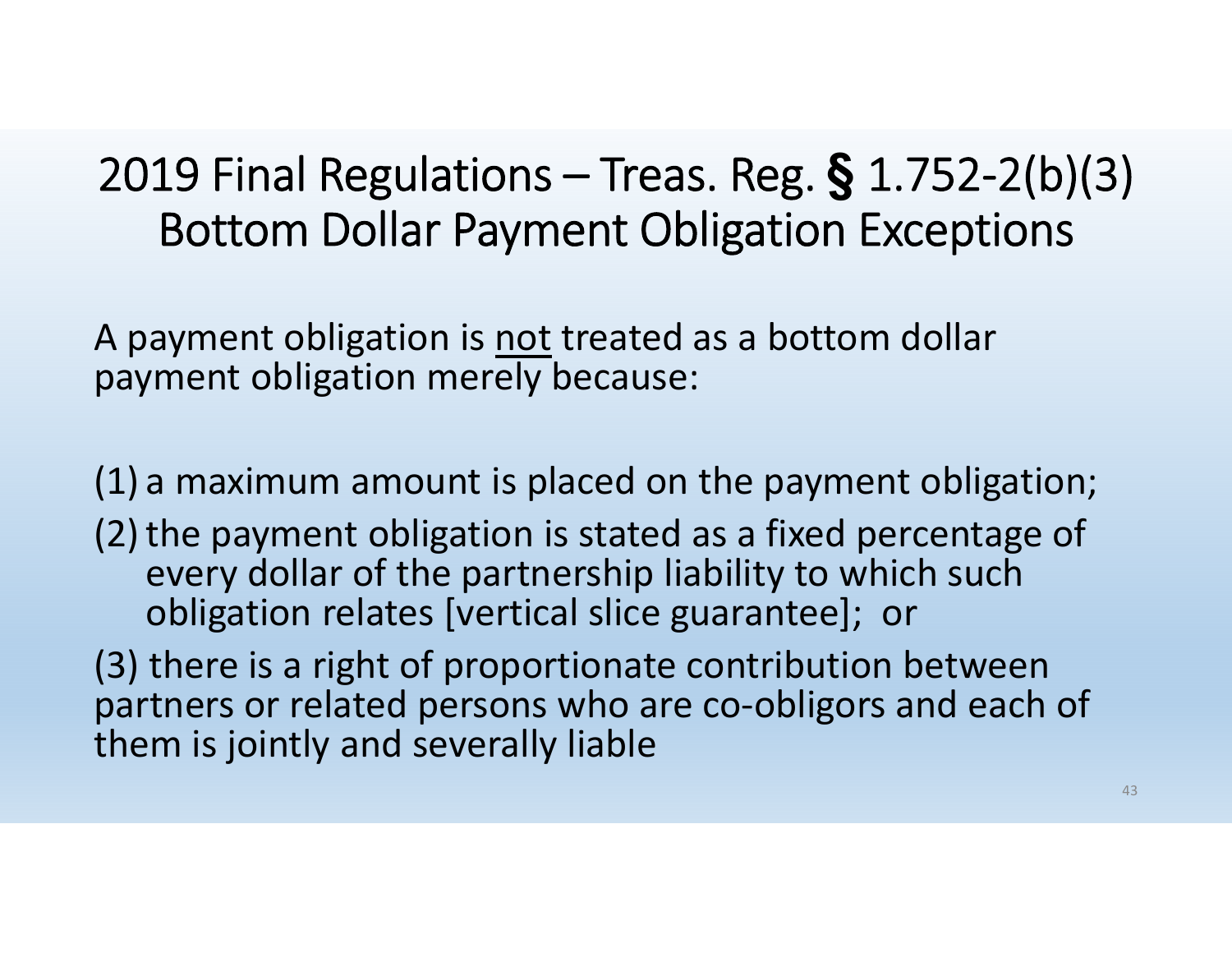# 2019 Final Regulations – Treas. Reg. § 1.752-2(b)(3) Bottom Dollar Payment Obligation Exceptions

A payment obligation is <u>not</u> treated as a bottom dollar payment obligation merely because:

(1) a maximum amount is placed on the payment obligation;

(2) the payment obligation is stated as a fixed percentage of every dollar of the partnership liability to which such obligation relates [vertical slice guarantee]; or

(3) there is a right of proportionate contribution between partners or related persons who are co-obligors and each of them is jointly and severally liable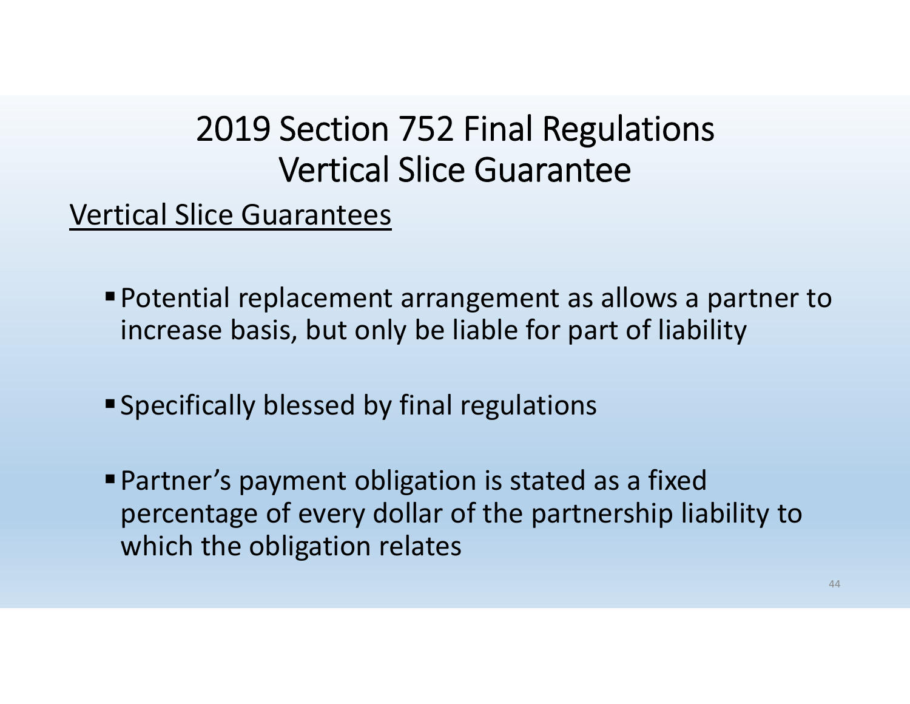# 2019 Section 752 Final Regulations Vertical Slice Guarantee

<u>Vertical Slice Guarantees</u>

- Potential replacement arrangement as allows a partner to increase basis, but only be liable for part of liability
- Specifically blessed by final regulations
- Partner's payment obligation is stated as a fixed percentage of every dollar of the partnership liability to which the obligation relates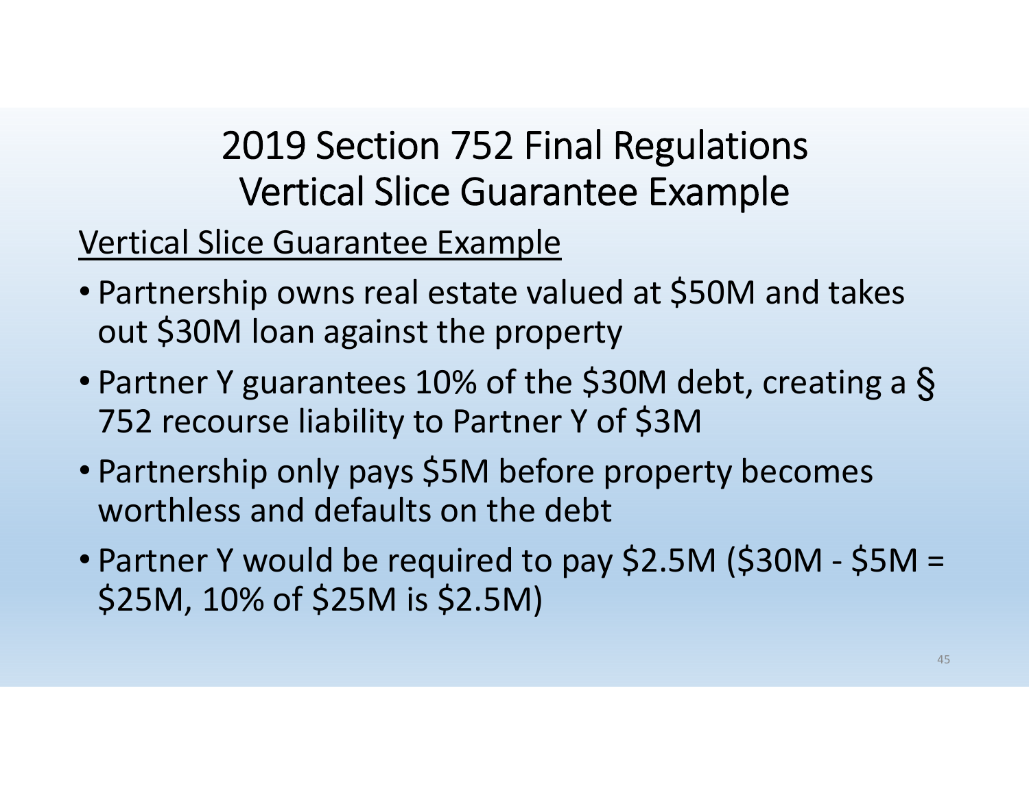# 2019 Section 752 Final Regulations Vertical Slice Guarantee Example

## Vertical Slice Guarantee Example

- Partnership owns real estate valued at $50M and takes out $30M loan against the property
- Partner Y guarantees 10% of the $30M debt, creating a § 752 recourse liability to Partner Y of $3M
- Partnership only pays $5M before property becomes worthless and defaults on the debt
- Partner Y would be required to pay $2.5M ($30M - $5M = $25M, 10% of $25M is $2.5M)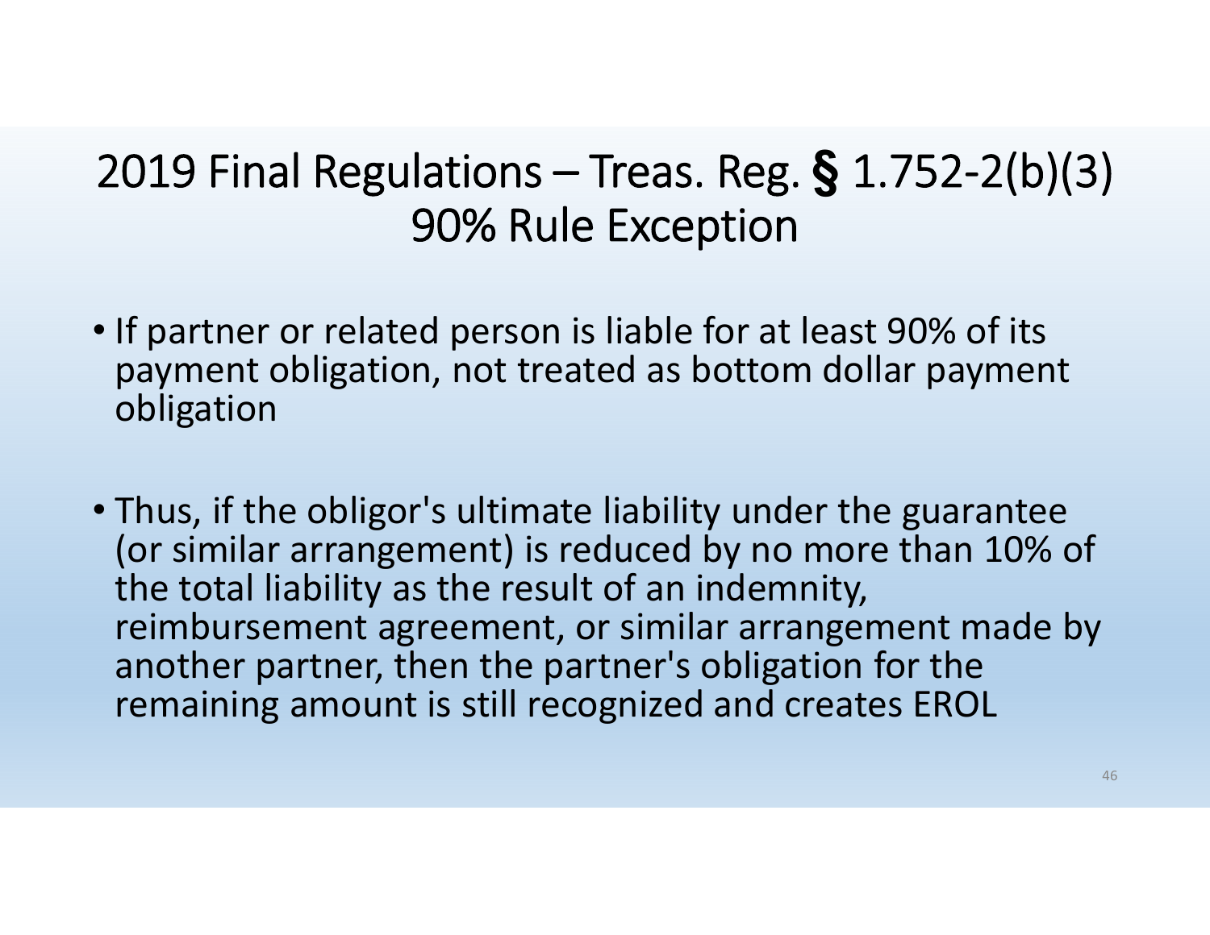# 2019 Final Regulations – Treas. Reg. § 1.752-2(b)(3) 90% Rule Exception

- If partner or related person is liable for at least 90% of its payment obligation, not treated as bottom dollar payment obligation

- Thus, if the obligor's ultimate liability under the guarantee (or similar arrangement) is reduced by no more than 10% of the total liability as the result of an indemnity, reimbursement agreement, or similar arrangement made by another partner, then the partner's obligation for the remaining amount is still recognized and creates EROL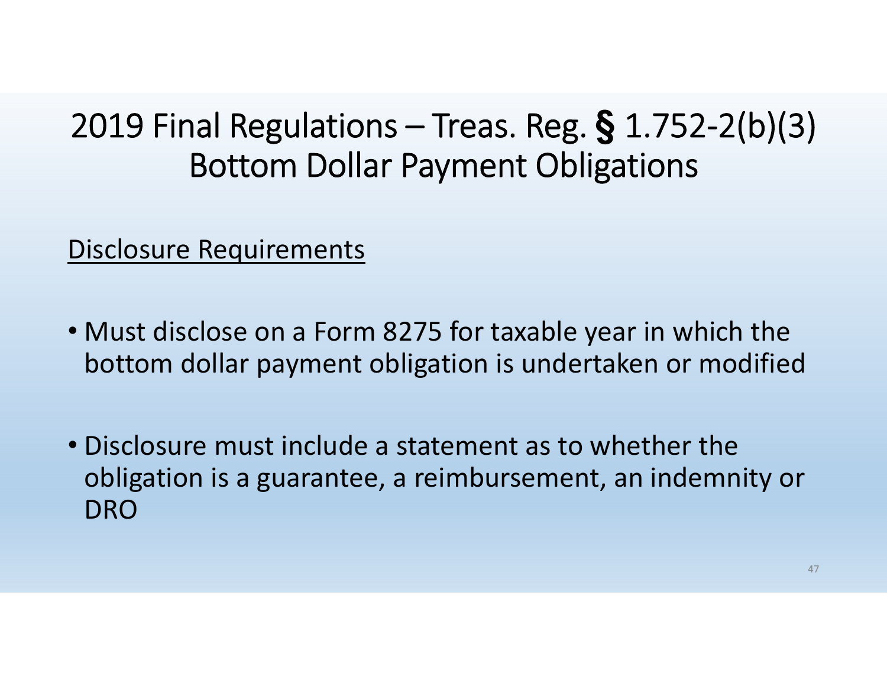# 2019 Final Regulations – Treas. Reg. § 1.752-2(b)(3) Bottom Dollar Payment Obligations

Disclosure Requirements

- Must disclose on a Form 8275 for taxable year in which the bottom dollar payment obligation is undertaken or modified
- Disclosure must include a statement as to whether the obligation is a guarantee, a reimbursement, an indemnity or DRO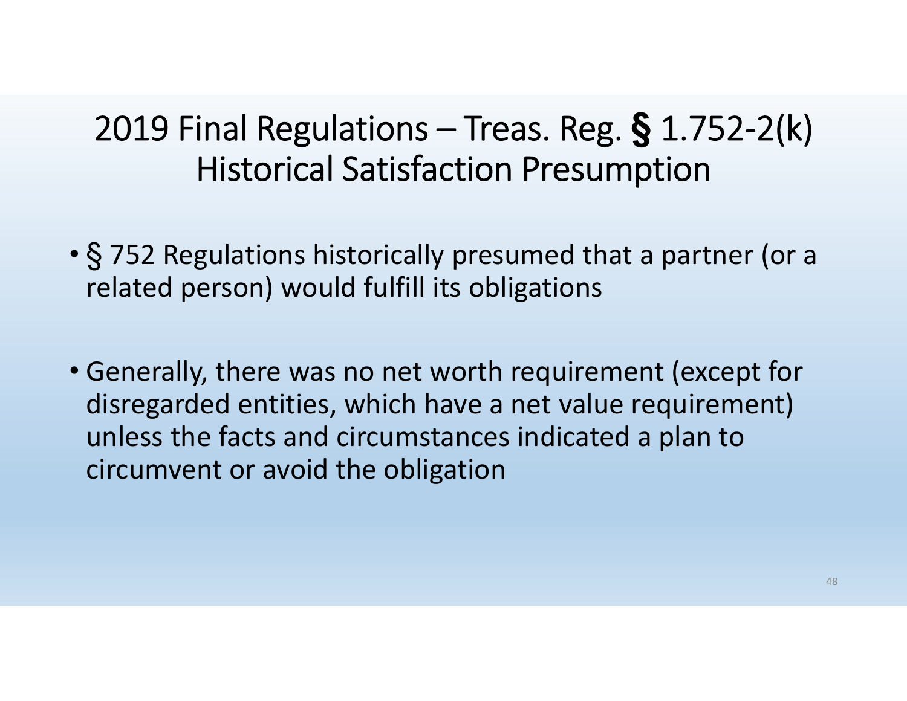# 2019 Final Regulations – Treas. Reg. § 1.752-2(k) Historical Satisfaction Presumption

- § 752 Regulations historically presumed that a partner (or a related person) would fulfill its obligations

- Generally, there was no net worth requirement (except for disregarded entities, which have a net value requirement) unless the facts and circumstances indicated a plan to circumvent or avoid the obligation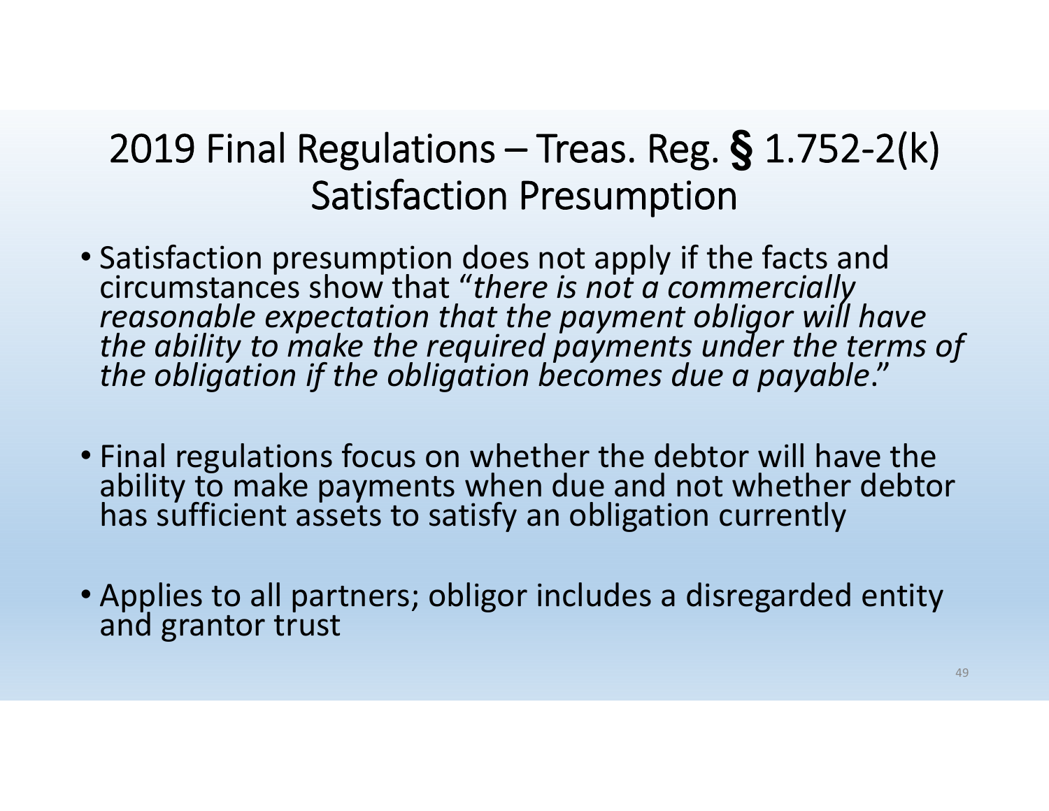# 2019 Final Regulations – Treas. Reg. § 1.752-2(k) Satisfaction Presumption

- Satisfaction presumption does not apply if the facts and circumstances show that "*there is not a commercially reasonable expectation that the payment obligor will have the ability to make the required payments under the terms of the obligation if the obligation becomes due a payable*."

- Final regulations focus on whether the debtor will have the ability to make payments when due and not whether debtor has sufficient assets to satisfy an obligation currently

- Applies to all partners; obligor includes a disregarded entity and grantor trust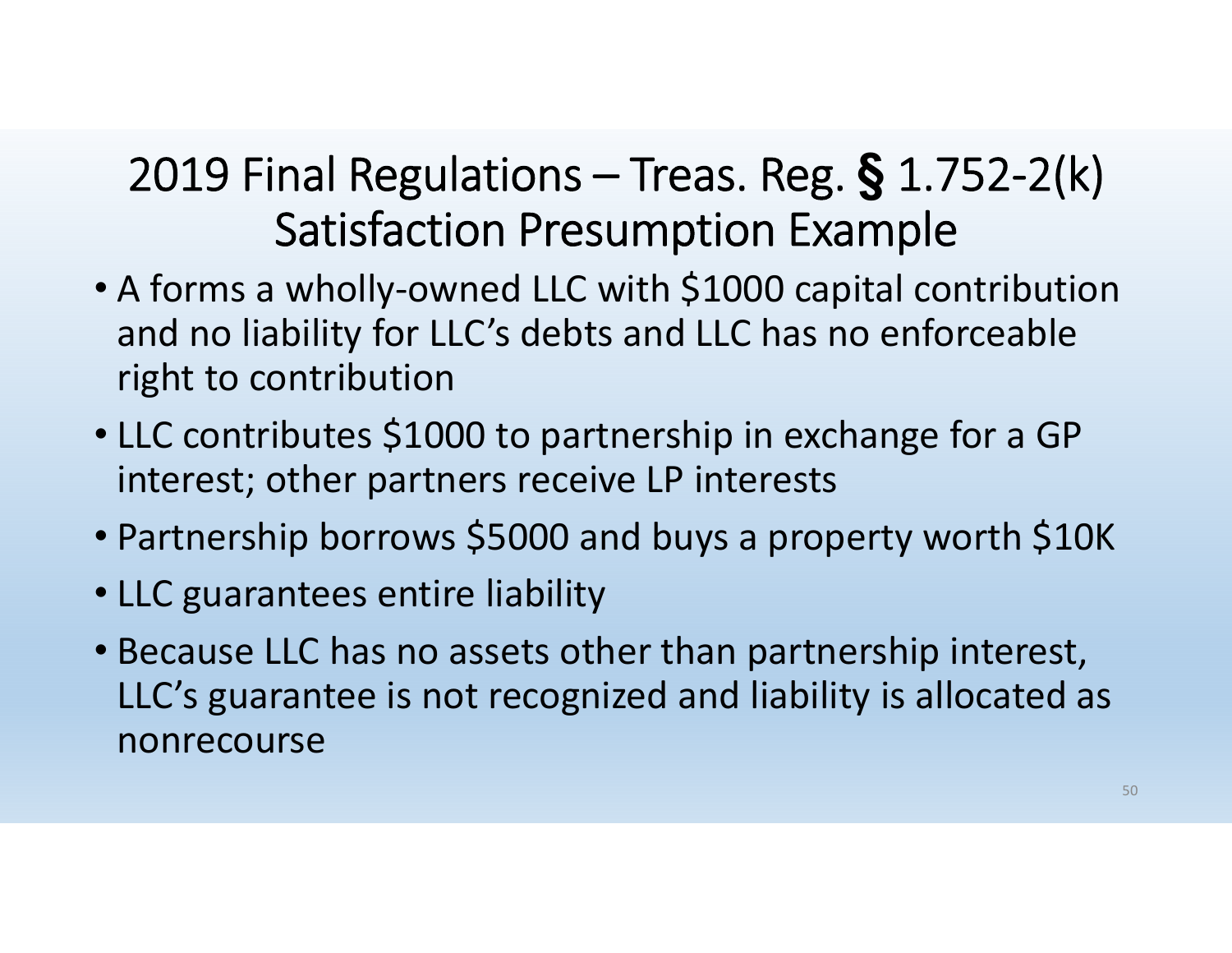# 2019 Final Regulations – Treas. Reg. § 1.752-2(k) Satisfaction Presumption Example

- A forms a wholly-owned LLC with $1000 capital contribution and no liability for LLC's debts and LLC has no enforceable right to contribution
- LLC contributes $1000 to partnership in exchange for a GP interest; other partners receive LP interests
- Partnership borrows $5000 and buys a property worth $10K
- LLC guarantees entire liability
- Because LLC has no assets other than partnership interest, LLC's guarantee is not recognized and liability is allocated as nonrecourse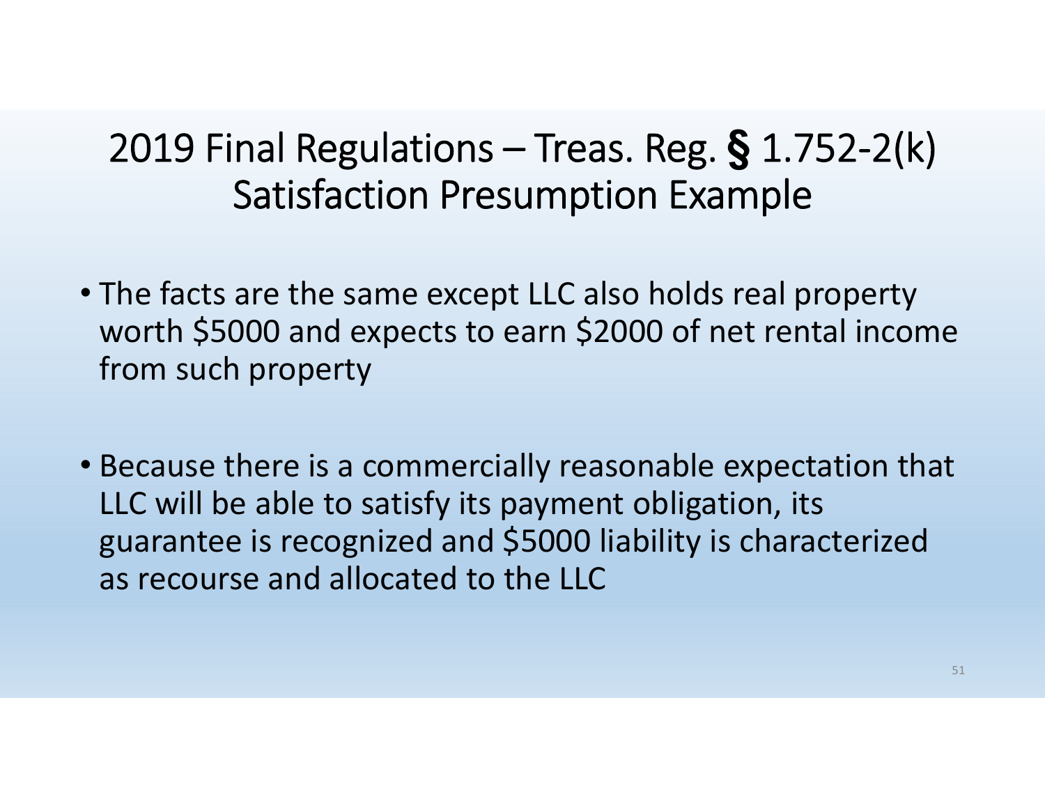# 2019 Final Regulations – Treas. Reg. § 1.752-2(k) Satisfaction Presumption Example

- The facts are the same except LLC also holds real property worth $5000 and expects to earn $2000 of net rental income from such property
- Because there is a commercially reasonable expectation that LLC will be able to satisfy its payment obligation, its guarantee is recognized and $5000 liability is characterized as recourse and allocated to the LLC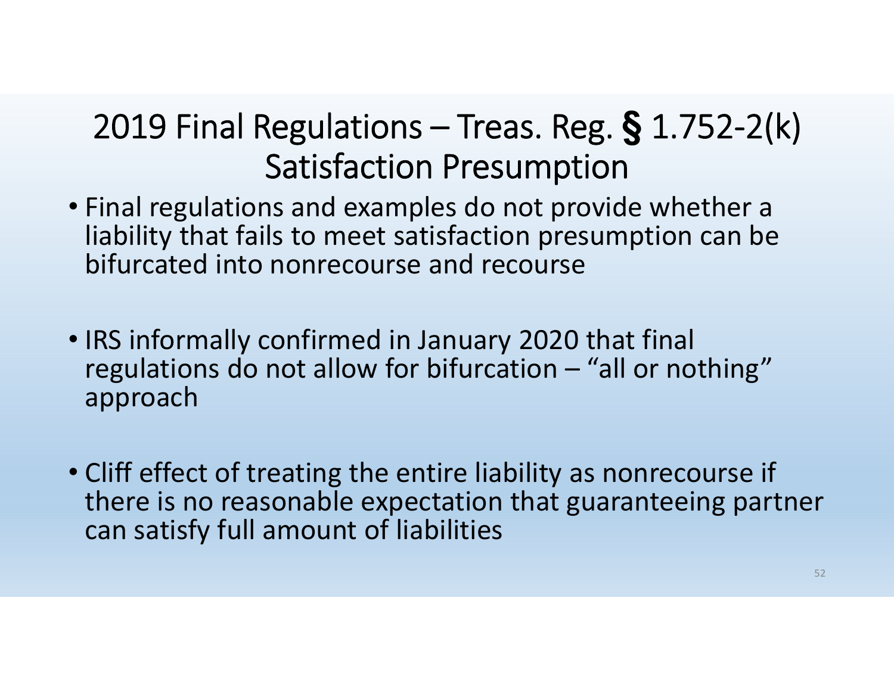# 2019 Final Regulations – Treas. Reg. § 1.752-2(k) Satisfaction Presumption

- Final regulations and examples do not provide whether a liability that fails to meet satisfaction presumption can be bifurcated into nonrecourse and recourse

- IRS informally confirmed in January 2020 that final regulations do not allow for bifurcation – "all or nothing" approach

- Cliff effect of treating the entire liability as nonrecourse if there is no reasonable expectation that guaranteeing partner can satisfy full amount of liabilities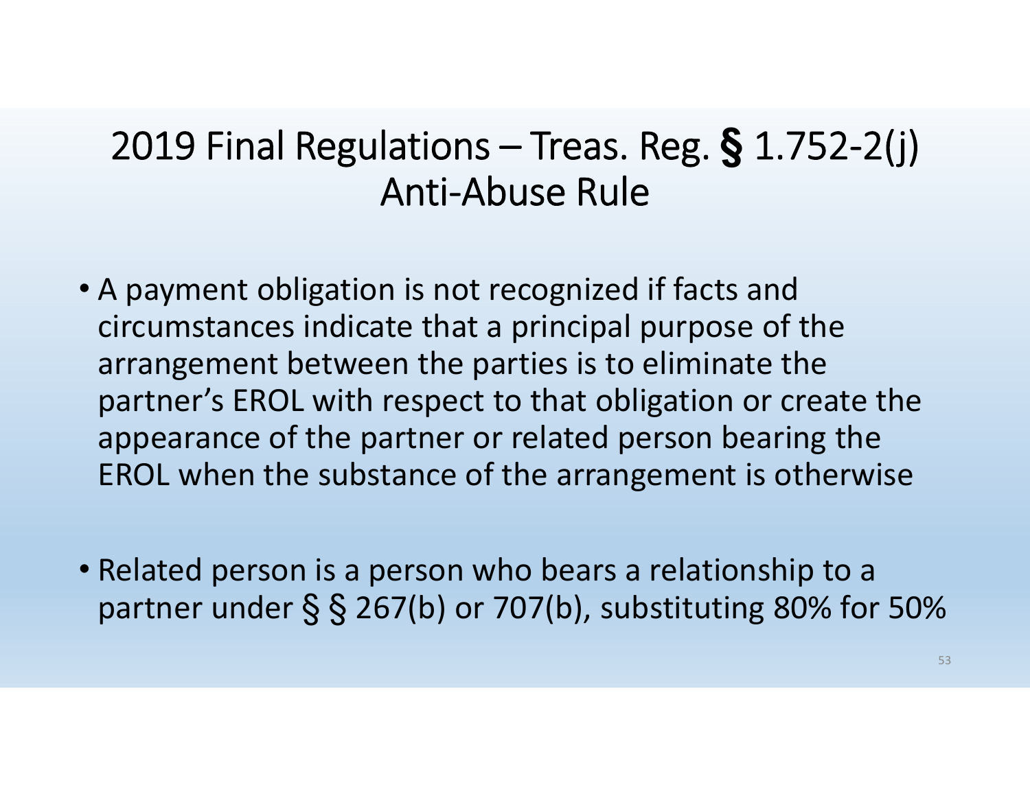# 2019 Final Regulations – Treas. Reg. § 1.752-2(j) Anti-Abuse Rule

- A payment obligation is not recognized if facts and circumstances indicate that a principal purpose of the arrangement between the parties is to eliminate the partner's EROL with respect to that obligation or create the appearance of the partner or related person bearing the EROL when the substance of the arrangement is otherwise

- Related person is a person who bears a relationship to a partner under § § 267(b) or 707(b), substituting 80% for 50%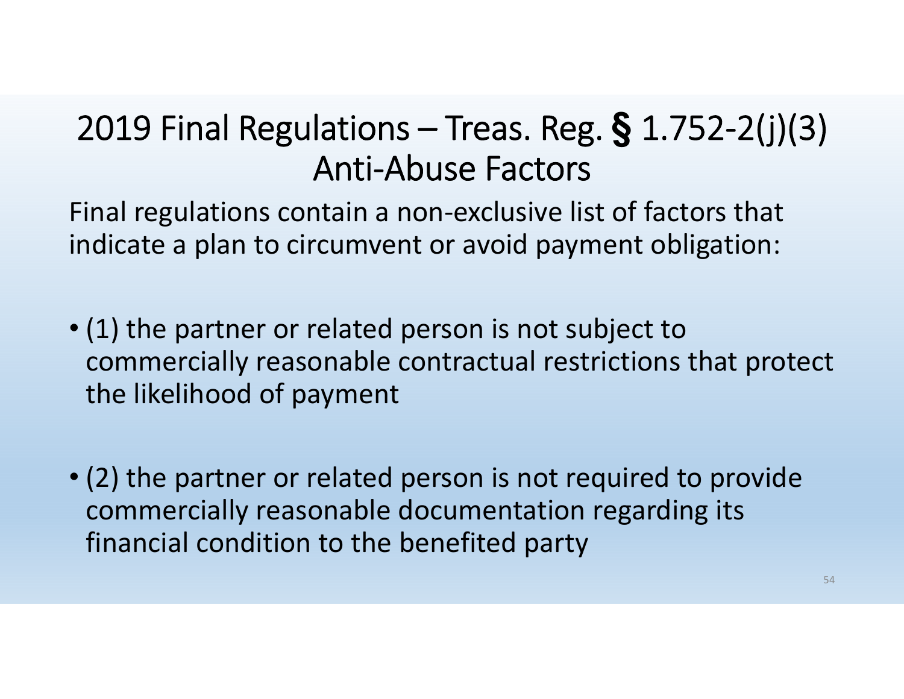# 2019 Final Regulations – Treas. Reg. § 1.752-2(j)(3) Anti-Abuse Factors

Final regulations contain a non-exclusive list of factors that indicate a plan to circumvent or avoid payment obligation:

- (1) the partner or related person is not subject to commercially reasonable contractual restrictions that protect the likelihood of payment
- (2) the partner or related person is not required to provide commercially reasonable documentation regarding its financial condition to the benefited party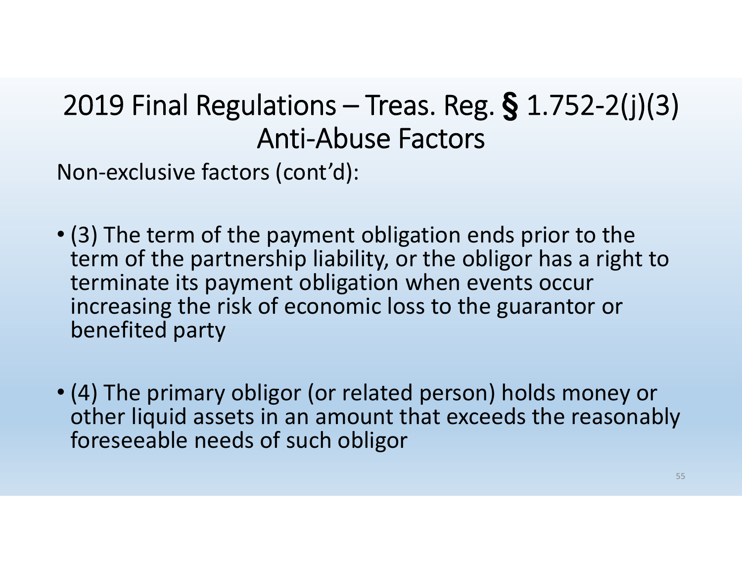# 2019 Final Regulations – Treas. Reg. § 1.752-2(j)(3) Anti-Abuse Factors

Non-exclusive factors (cont'd):

- (3) The term of the payment obligation ends prior to the term of the partnership liability, or the obligor has a right to terminate its payment obligation when events occur increasing the risk of economic loss to the guarantor or benefited party
- (4) The primary obligor (or related person) holds money or other liquid assets in an amount that exceeds the reasonably foreseeable needs of such obligor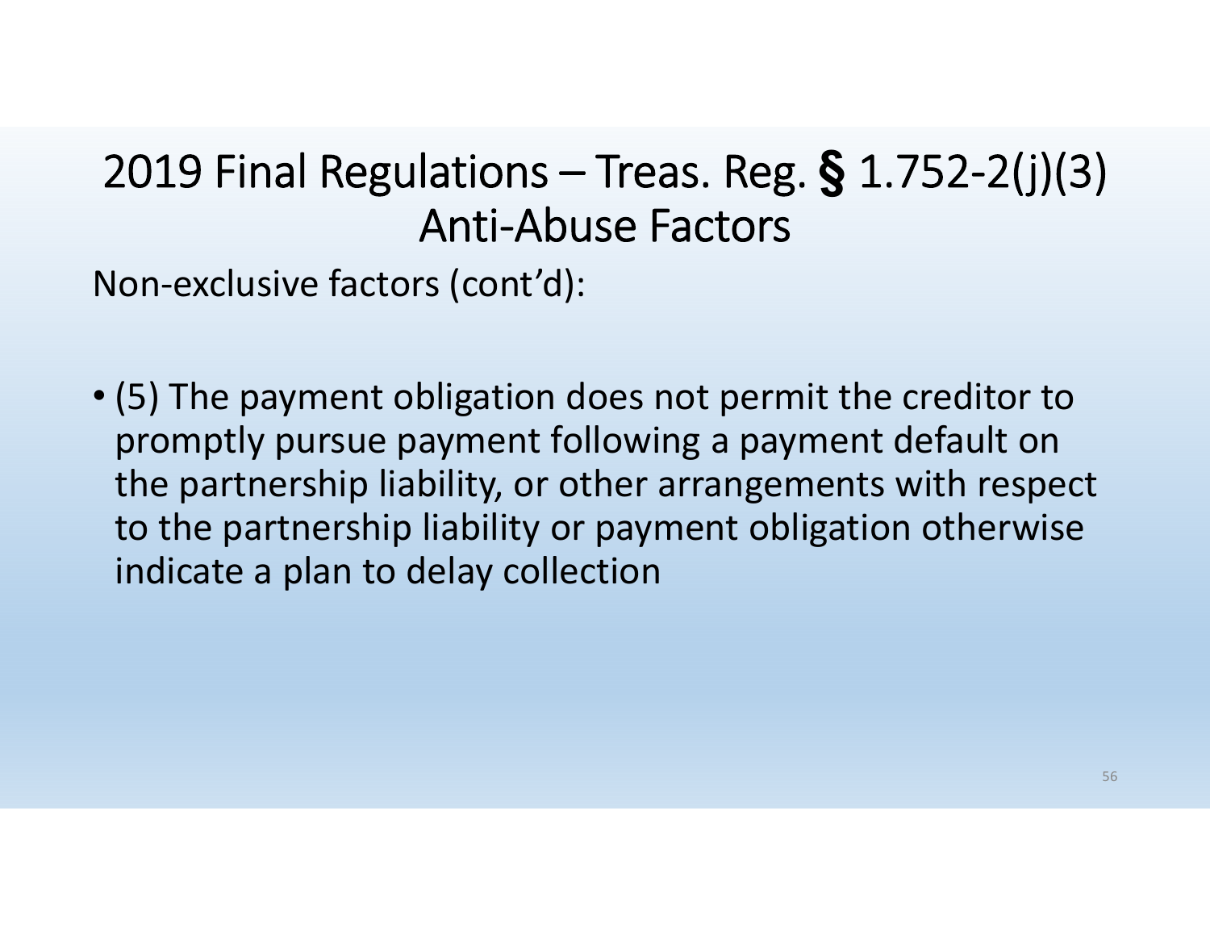# 2019 Final Regulations – Treas. Reg. § 1.752-2(j)(3) Anti-Abuse Factors

Non-exclusive factors (cont'd):

- (5) The payment obligation does not permit the creditor to promptly pursue payment following a payment default on the partnership liability, or other arrangements with respect to the partnership liability or payment obligation otherwise indicate a plan to delay collection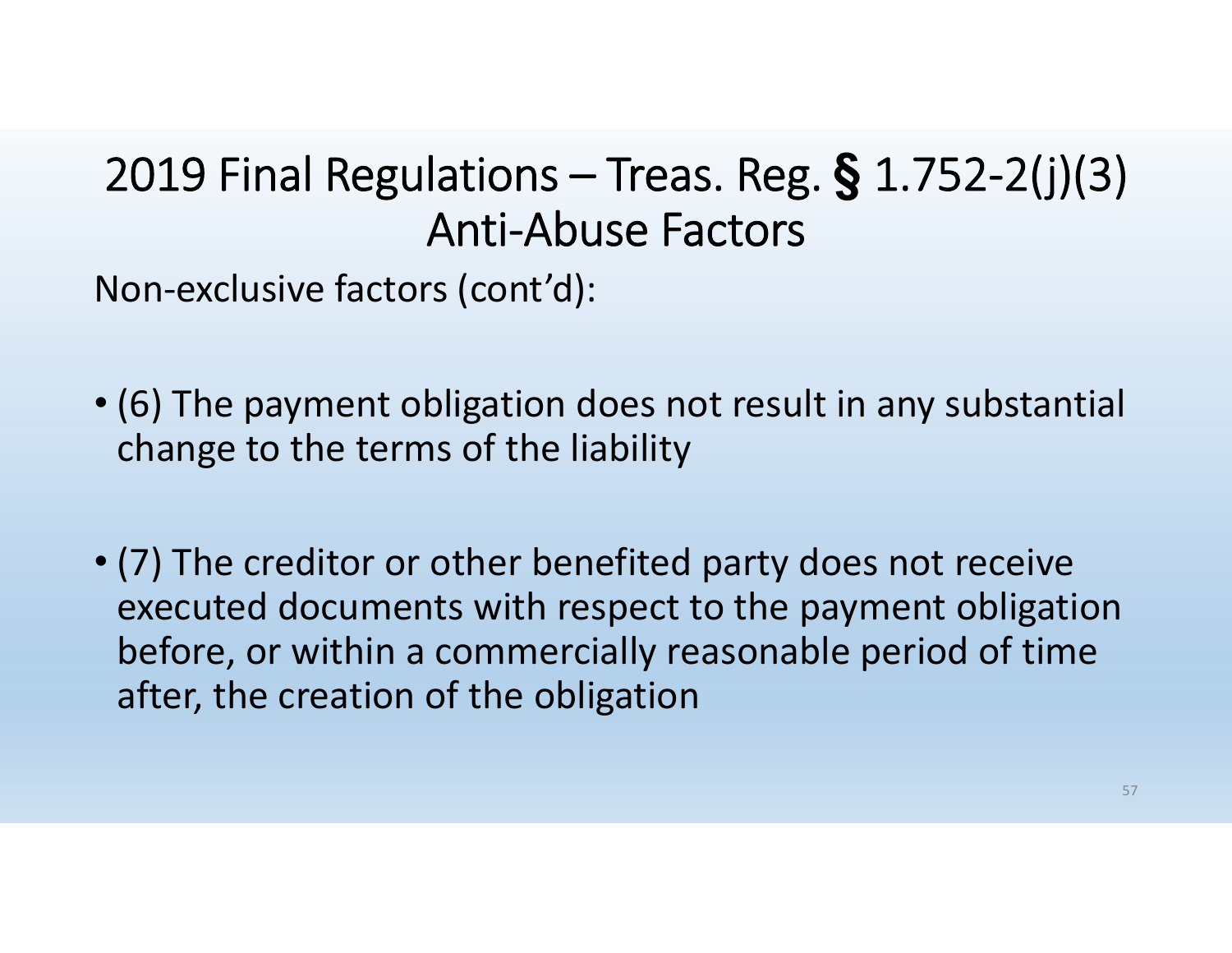# 2019 Final Regulations – Treas. Reg. § 1.752-2(j)(3) Anti-Abuse Factors

Non-exclusive factors (cont'd):

- (6) The payment obligation does not result in any substantial change to the terms of the liability
- (7) The creditor or other benefited party does not receive executed documents with respect to the payment obligation before, or within a commercially reasonable period of time after, the creation of the obligation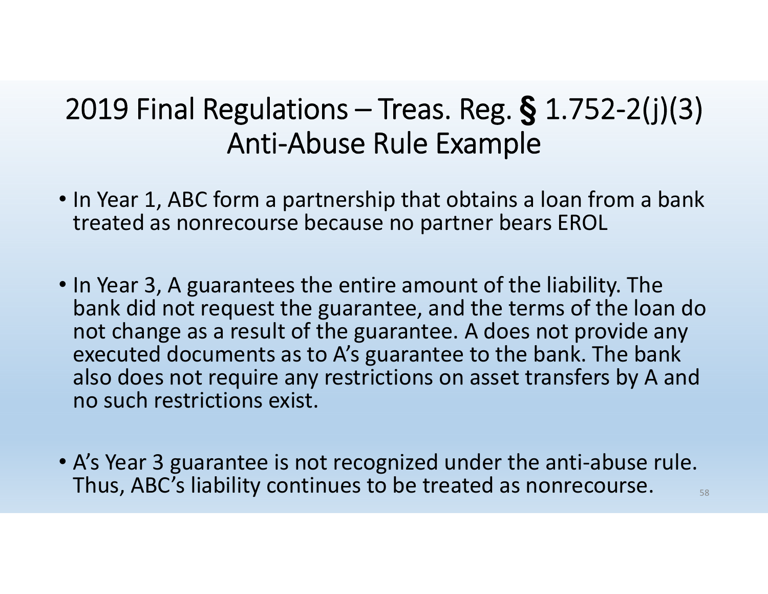# 2019 Final Regulations – Treas. Reg. § 1.752-2(j)(3) Anti-Abuse Rule Example

- In Year 1, ABC form a partnership that obtains a loan from a bank treated as nonrecourse because no partner bears EROL
- In Year 3, A guarantees the entire amount of the liability. The bank did not request the guarantee, and the terms of the loan do not change as a result of the guarantee. A does not provide any executed documents as to A's guarantee to the bank. The bank also does not require any restrictions on asset transfers by A and no such restrictions exist.
- A's Year 3 guarantee is not recognized under the anti-abuse rule. Thus, ABC's liability continues to be treated as nonrecourse.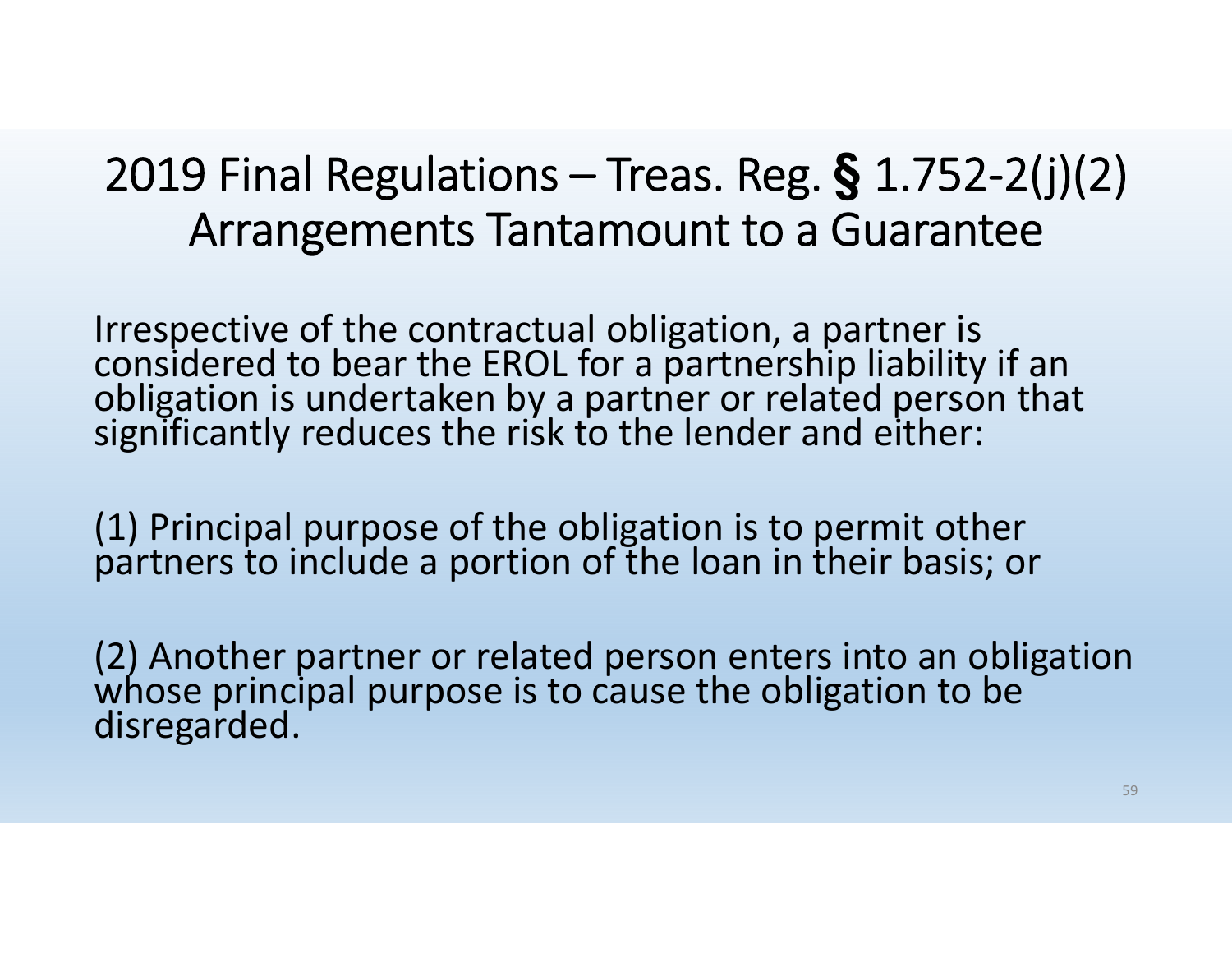# 2019 Final Regulations – Treas. Reg. § 1.752-2(j)(2) Arrangements Tantamount to a Guarantee

Irrespective of the contractual obligation, a partner is considered to bear the EROL for a partnership liability if an obligation is undertaken by a partner or related person that significantly reduces the risk to the lender and either:

(1) Principal purpose of the obligation is to permit other partners to include a portion of the loan in their basis; or

(2) Another partner or related person enters into an obligation whose principal purpose is to cause the obligation to be disregarded.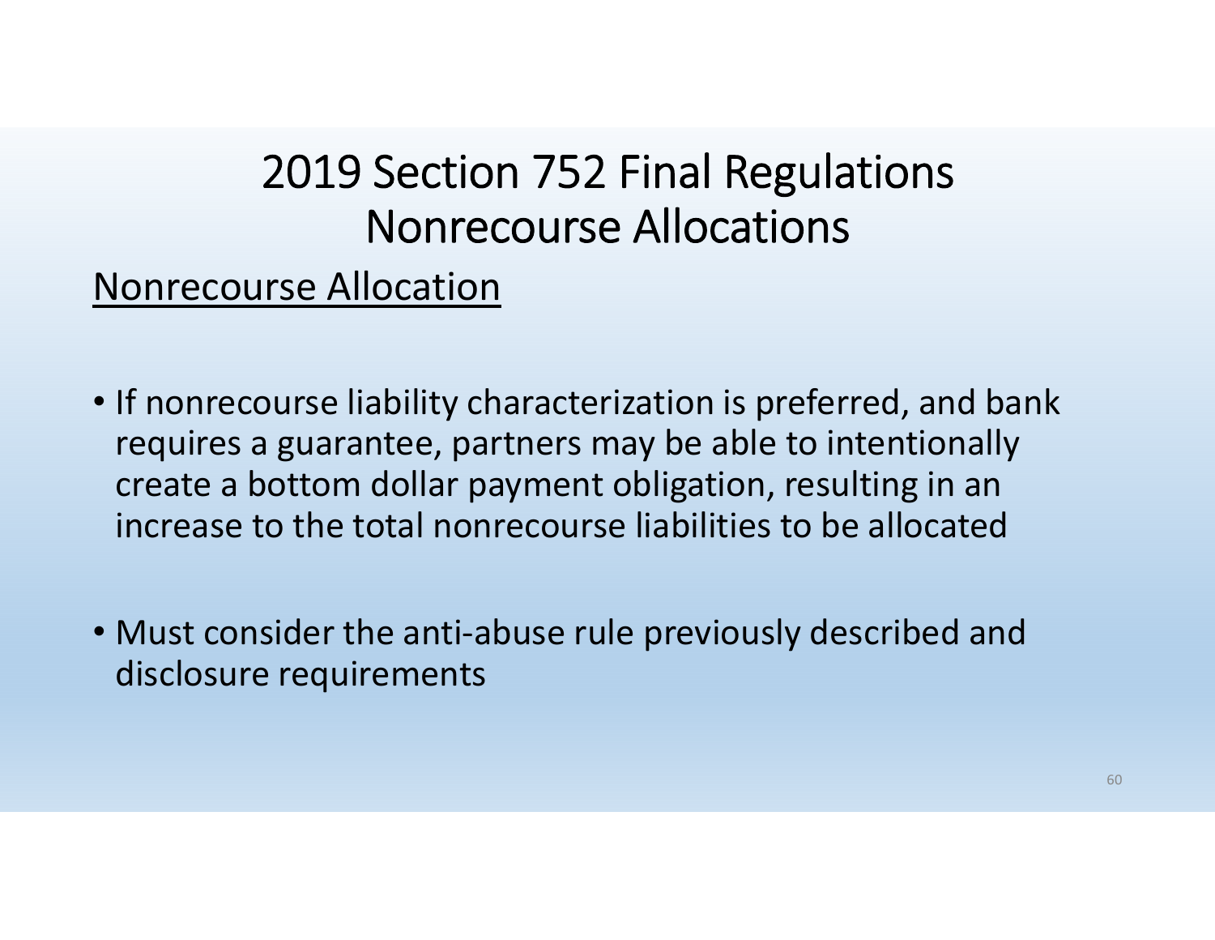# 2019 Section 752 Final Regulations Nonrecourse Allocations

## Nonrecourse Allocation

- If nonrecourse liability characterization is preferred, and bank requires a guarantee, partners may be able to intentionally create a bottom dollar payment obligation, resulting in an increase to the total nonrecourse liabilities to be allocated

- Must consider the anti-abuse rule previously described and disclosure requirements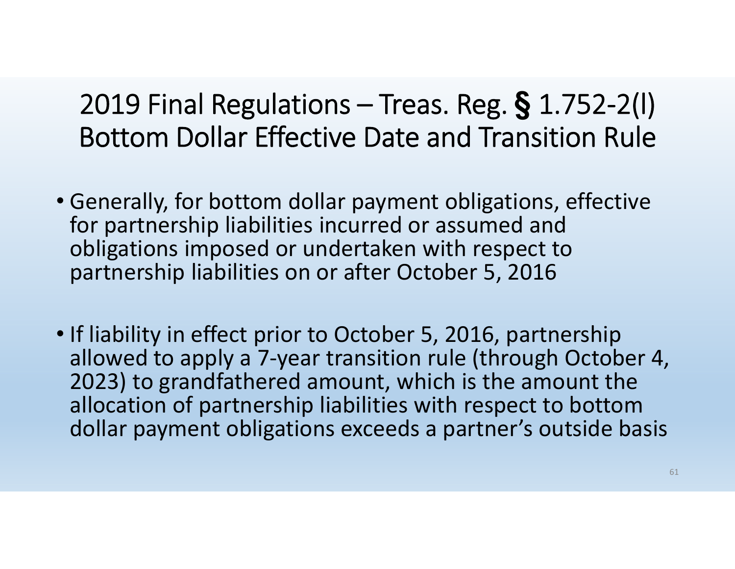# 2019 Final Regulations – Treas. Reg. § 1.752-2(l) Bottom Dollar Effective Date and Transition Rule

- Generally, for bottom dollar payment obligations, effective for partnership liabilities incurred or assumed and obligations imposed or undertaken with respect to partnership liabilities on or after October 5, 2016

- If liability in effect prior to October 5, 2016, partnership allowed to apply a 7-year transition rule (through October 4, 2023) to grandfathered amount, which is the amount the allocation of partnership liabilities with respect to bottom dollar payment obligations exceeds a partner's outside basis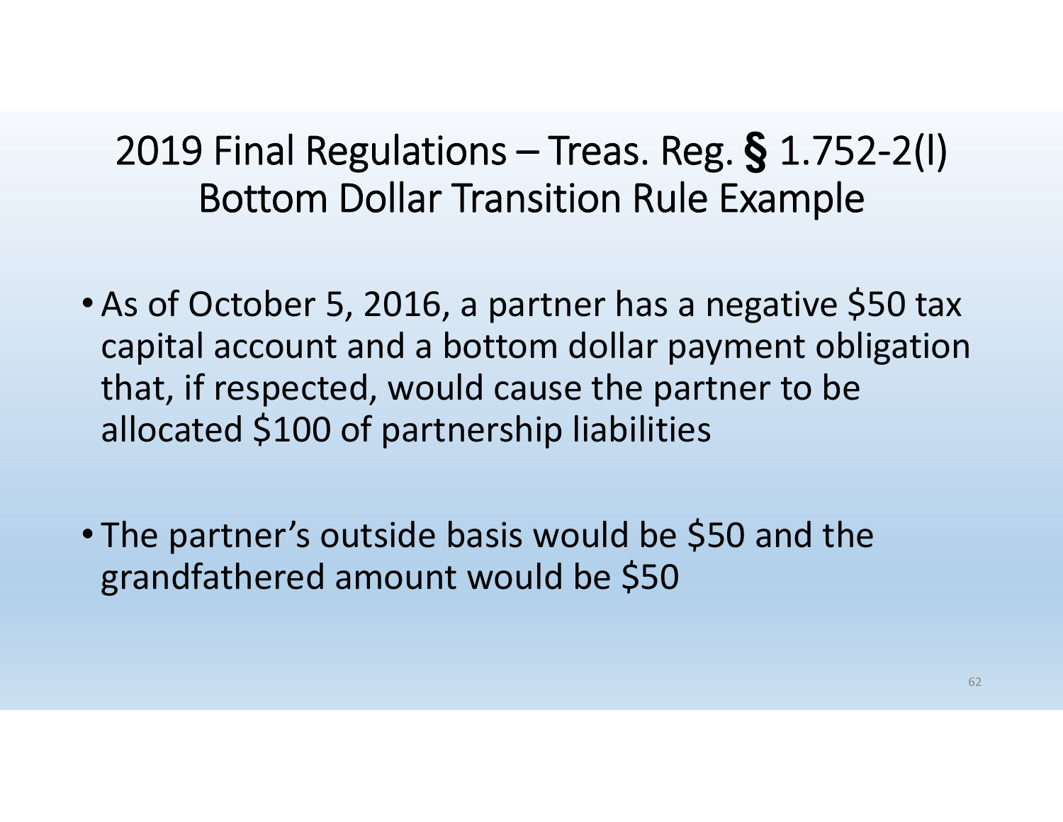# 2019 Final Regulations – Treas. Reg. § 1.752-2(l) Bottom Dollar Transition Rule Example

- As of October 5, 2016, a partner has a negative $50 tax capital account and a bottom dollar payment obligation that, if respected, would cause the partner to be allocated $100 of partnership liabilities

- The partner's outside basis would be $50 and the grandfathered amount would be $50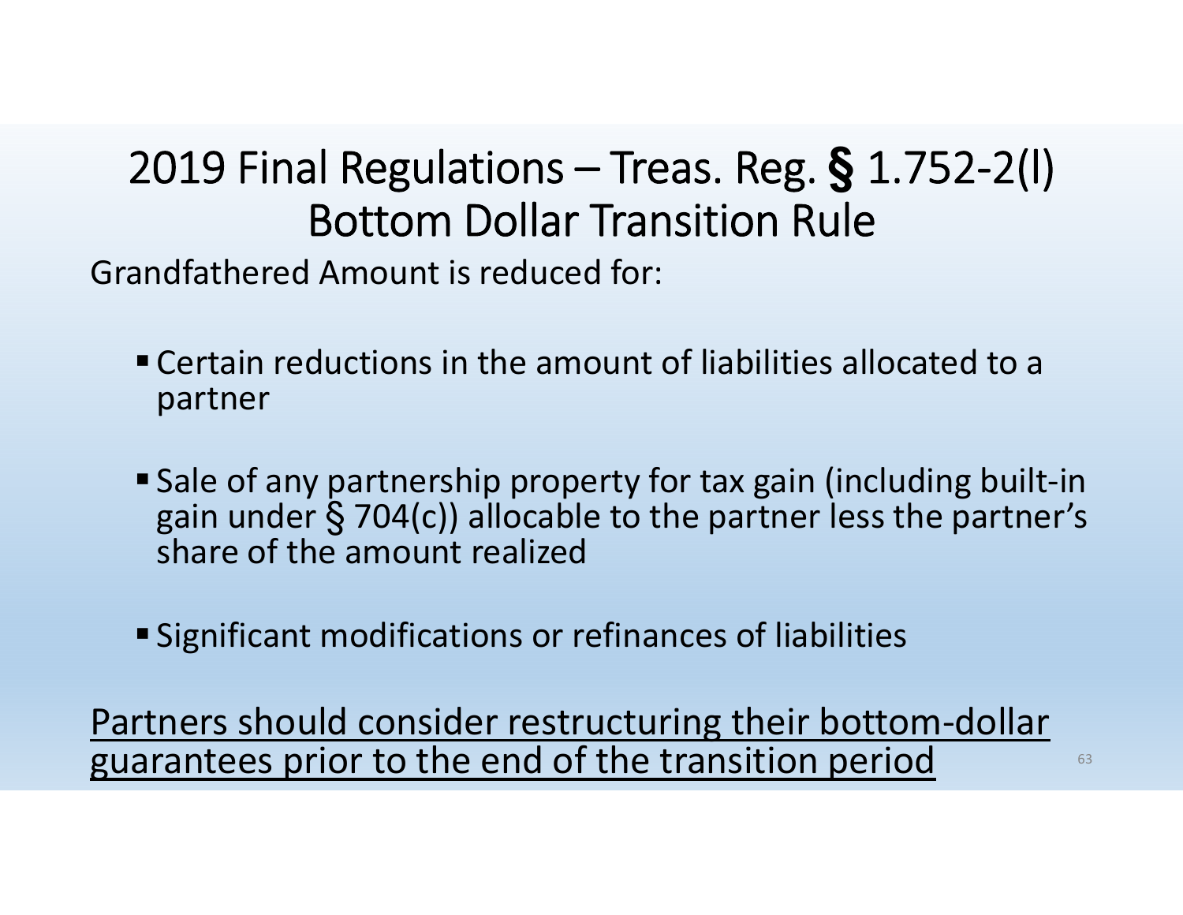# 2019 Final Regulations – Treas. Reg. § 1.752-2(l) Bottom Dollar Transition Rule

Grandfathered Amount is reduced for:

- Certain reductions in the amount of liabilities allocated to a partner
- Sale of any partnership property for tax gain (including built-in gain under § 704(c)) allocable to the partner less the partner's share of the amount realized
- Significant modifications or refinances of liabilities

<u>Partners should consider restructuring their bottom-dollar guarantees prior to the end of the transition period</u>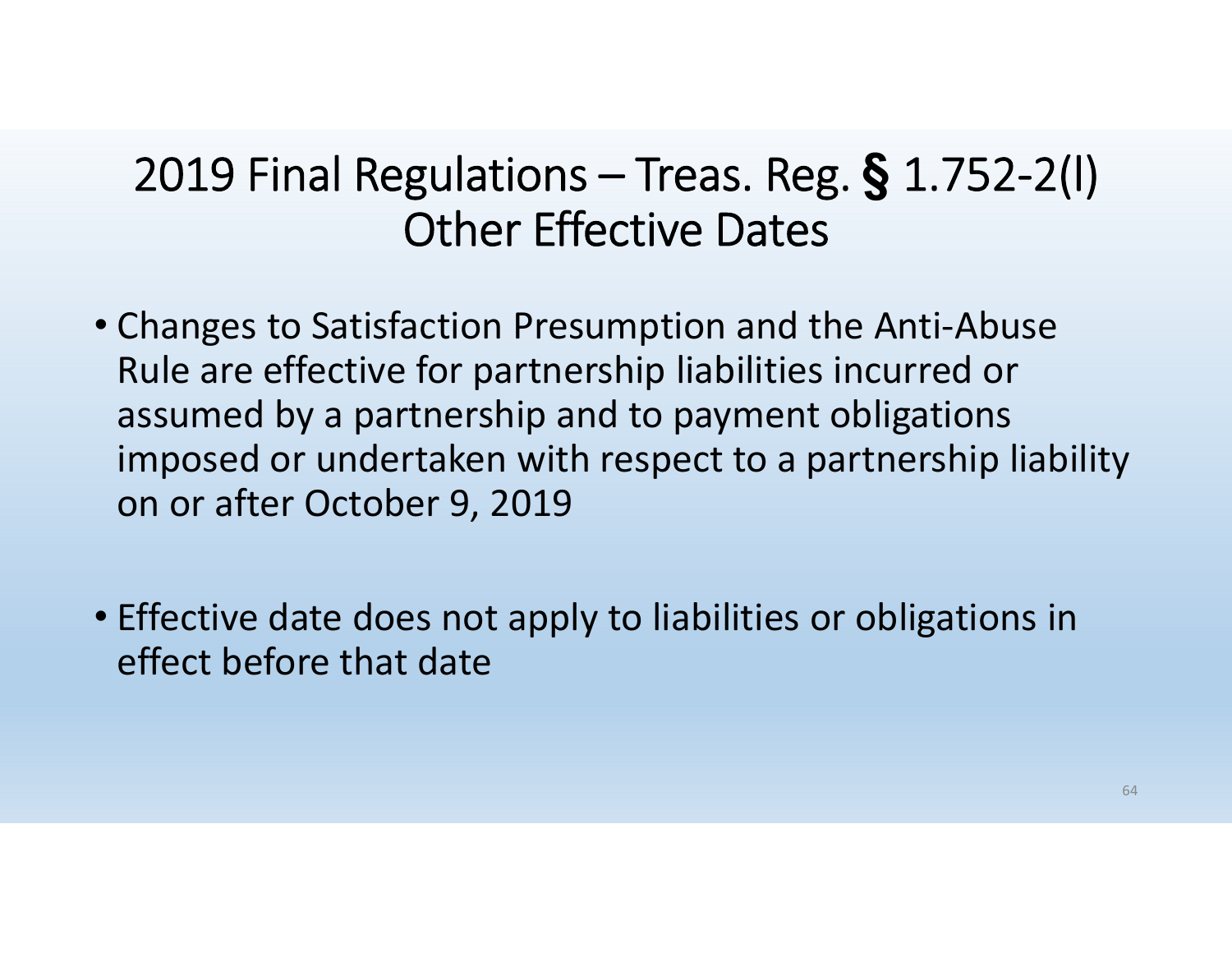# 2019 Final Regulations – Treas. Reg. § 1.752-2(l) Other Effective Dates

- Changes to Satisfaction Presumption and the Anti-Abuse Rule are effective for partnership liabilities incurred or assumed by a partnership and to payment obligations imposed or undertaken with respect to a partnership liability on or after October 9, 2019

- Effective date does not apply to liabilities or obligations in effect before that date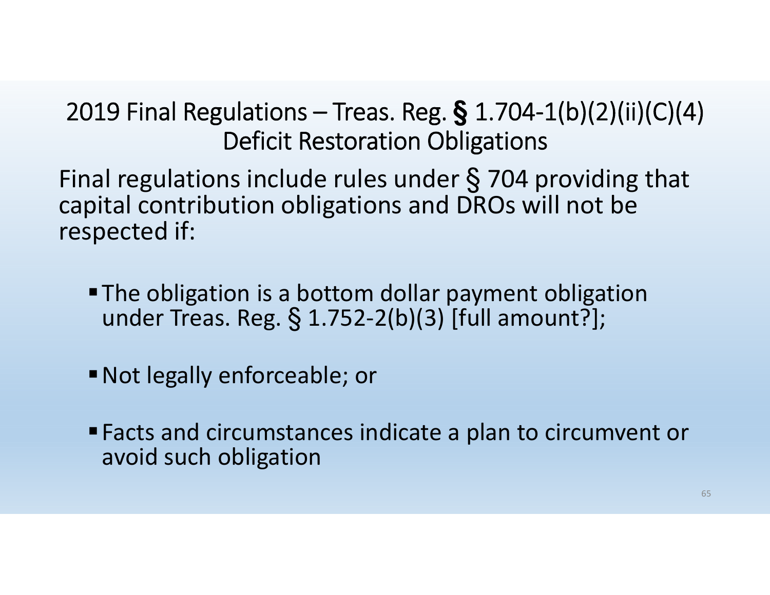## 2019 Final Regulations – Treas. Reg. § 1.704-1(b)(2)(ii)(C)(4) Deficit Restoration Obligations

Final regulations include rules under § 704 providing that capital contribution obligations and DROs will not be respected if:

- The obligation is a bottom dollar payment obligation under Treas. Reg. § 1.752-2(b)(3) [full amount?];
- Not legally enforceable; or
- Facts and circumstances indicate a plan to circumvent or avoid such obligation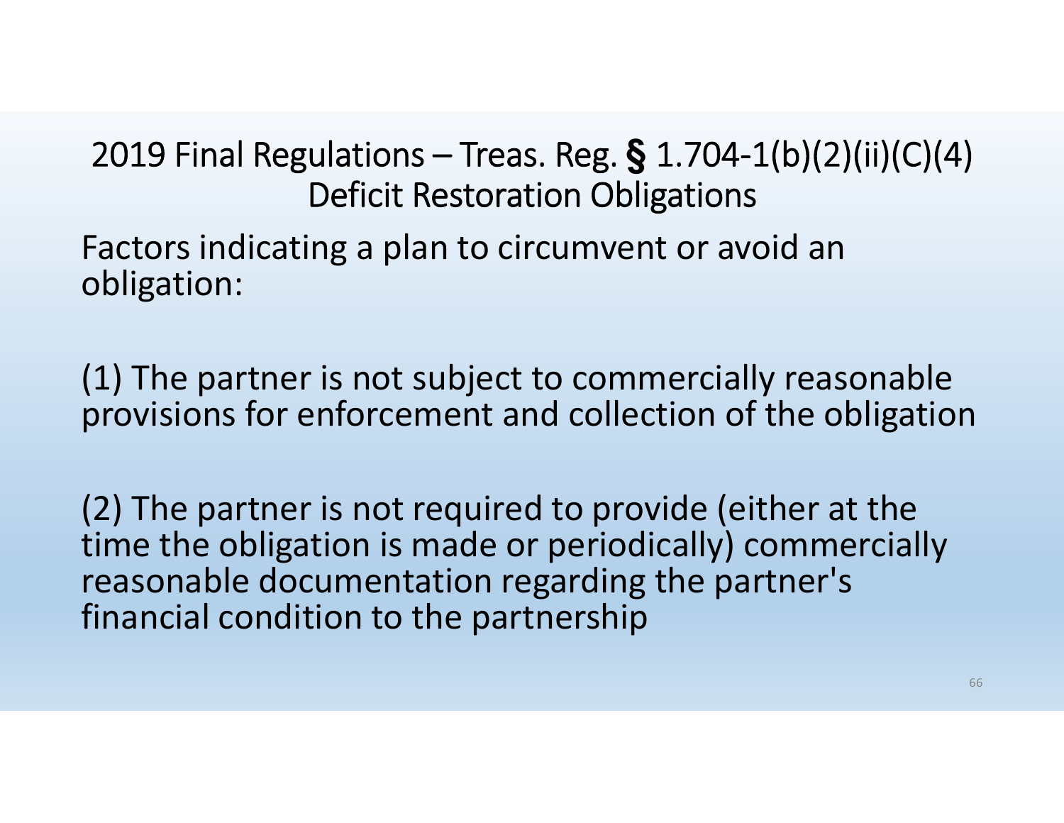# 2019 Final Regulations – Treas. Reg. § 1.704-1(b)(2)(ii)(C)(4) Deficit Restoration Obligations

Factors indicating a plan to circumvent or avoid an obligation:

(1) The partner is not subject to commercially reasonable provisions for enforcement and collection of the obligation

(2) The partner is not required to provide (either at the time the obligation is made or periodically) commercially reasonable documentation regarding the partner's financial condition to the partnership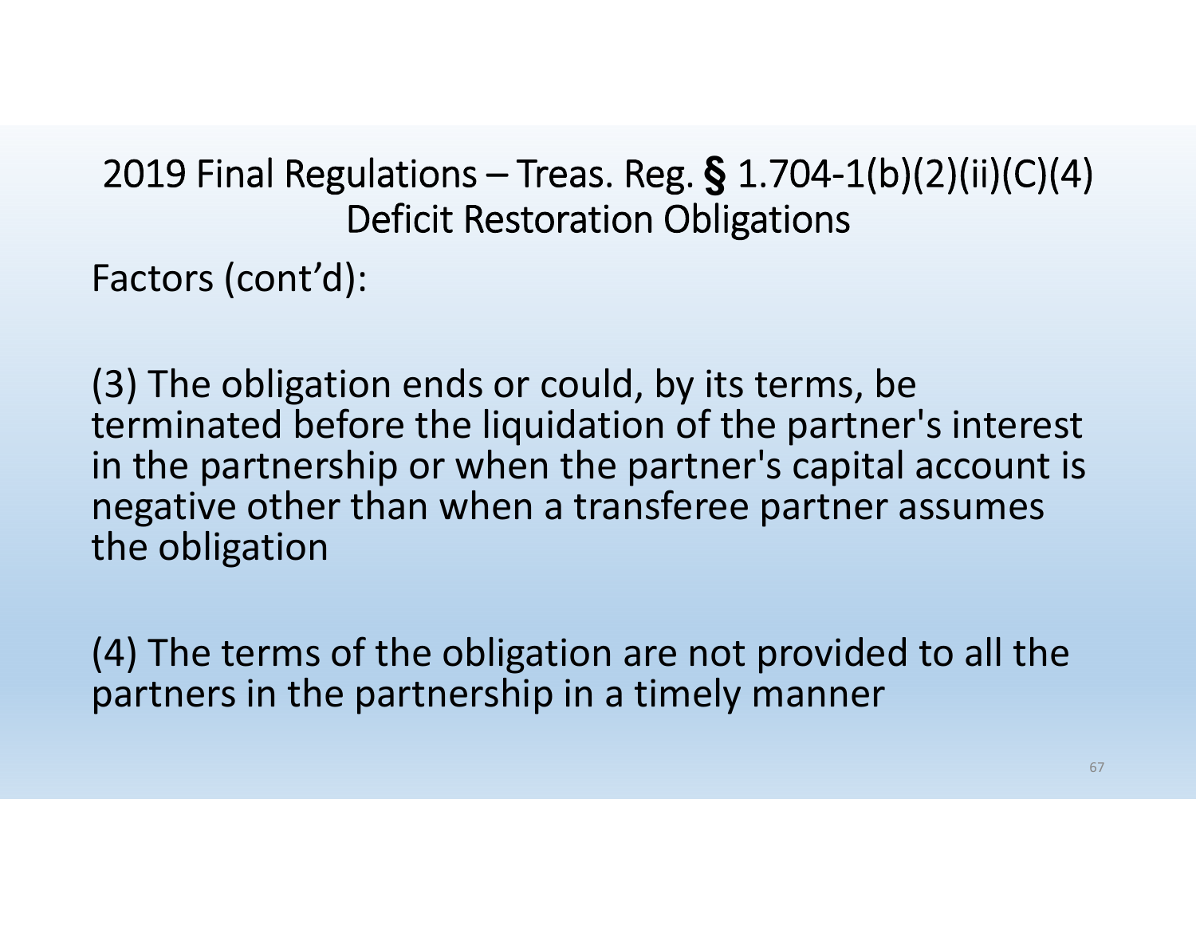## 2019 Final Regulations – Treas. Reg. § 1.704-1(b)(2)(ii)(C)(4) Deficit Restoration Obligations

Factors (cont'd):

(3) The obligation ends or could, by its terms, be terminated before the liquidation of the partner's interest in the partnership or when the partner's capital account is negative other than when a transferee partner assumes the obligation

(4) The terms of the obligation are not provided to all the partners in the partnership in a timely manner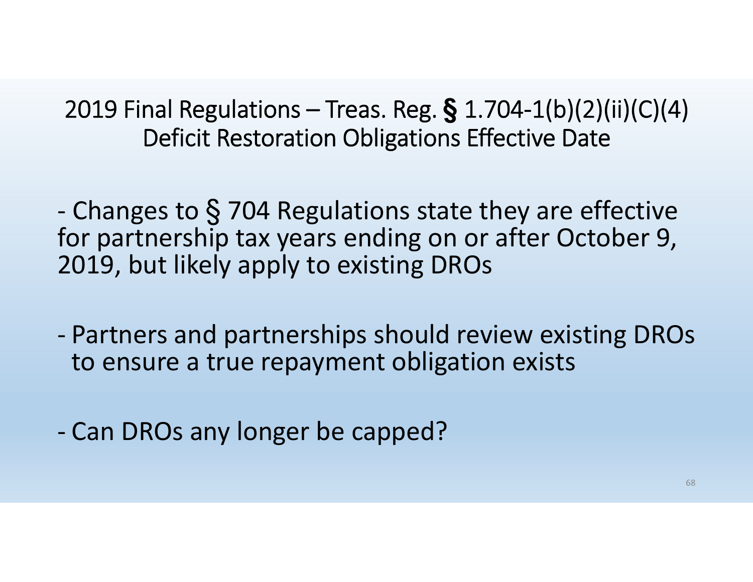## 2019 Final Regulations – Treas. Reg. § 1.704-1(b)(2)(ii)(C)(4) Deficit Restoration Obligations Effective Date

- Changes to § 704 Regulations state they are effective for partnership tax years ending on or after October 9, 2019, but likely apply to existing DROs

- Partners and partnerships should review existing DROs to ensure a true repayment obligation exists

- Can DROs any longer be capped?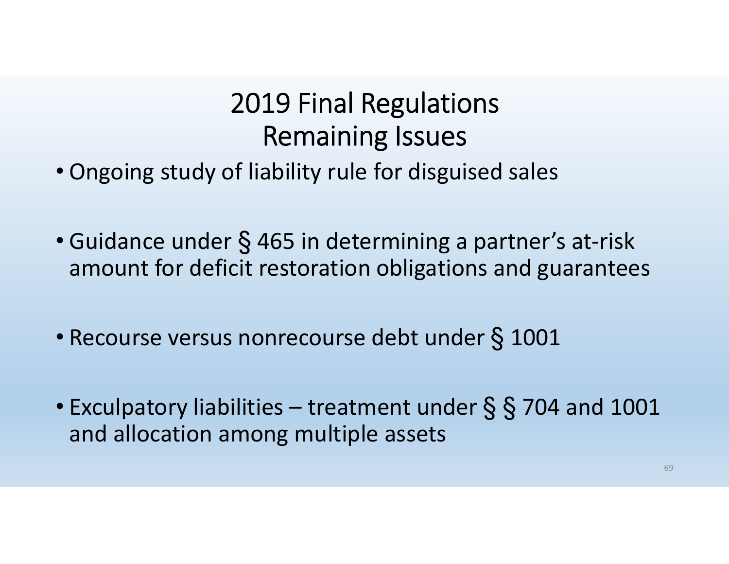# 2019 Final Regulations
# Remaining Issues

- Ongoing study of liability rule for disguised sales

- Guidance under § 465 in determining a partner's at-risk amount for deficit restoration obligations and guarantees

- Recourse versus nonrecourse debt under § 1001

- Exculpatory liabilities – treatment under § § 704 and 1001 and allocation among multiple assets